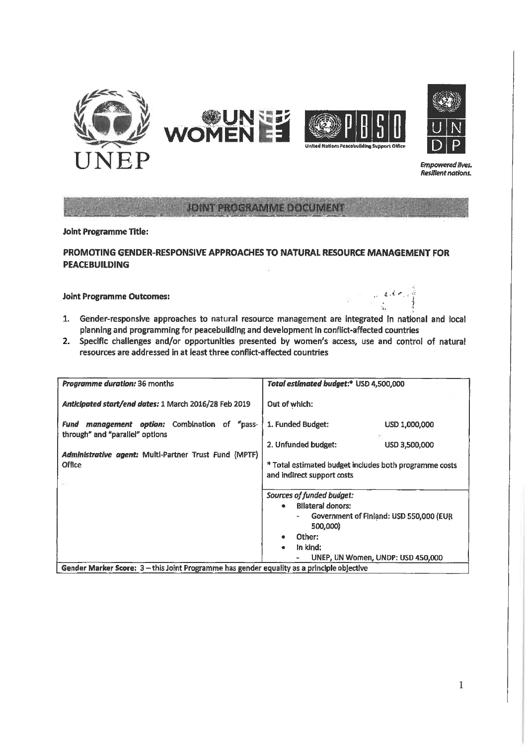UNEP

UN WOMEN

United Nations Peacebuilding Support Office

UNDP

*Empowered lives. Resilient nations.*

# JOINT PROGRAMME DOCUMENT

**Joint Programme Title:**

## PROMOTING GENDER-RESPONSIVE APPROACHES TO NATURAL RESOURCE MANAGEMENT FOR PEACEBUILDING

**Joint Programme Outcomes:**

1. Gender-responsive approaches to natural resource management are integrated in national and local planning and programming for peacebuilding and development in conflict-affected countries
2. Specific challenges and/or opportunities presented by women's access, use and control of natural resources are addressed in at least three conflict-affected countries

| | |
|---|---|
| ***Programme duration:*** 36 months<br><br>***Anticipated start/end dates:*** 1 March 2016/28 Feb 2019<br><br>***Fund management option:*** Combination of "pass-through" and "parallel" options<br><br>***Administrative agent:*** Multi-Partner Trust Fund (MPTF) Office | ***Total estimated budget:**** USD 4,500,000<br><br>Out of which:<br><br>1. Funded Budget: USD 1,000,000<br><br>2. Unfunded budget: USD 3,500,000<br><br>* Total estimated budget includes both programme costs and indirect support costs |
| | ***Sources of funded budget:***<br>• Bilateral donors:<br>- Government of Finland: USD 550,000 (EUR 500,000)<br>• Other:<br>• In kind:<br>- UNEP, UN Women, UNDP: USD 450,000 |
| **Gender Marker Score:** 3 – this Joint Programme has gender equality as a principle objective | |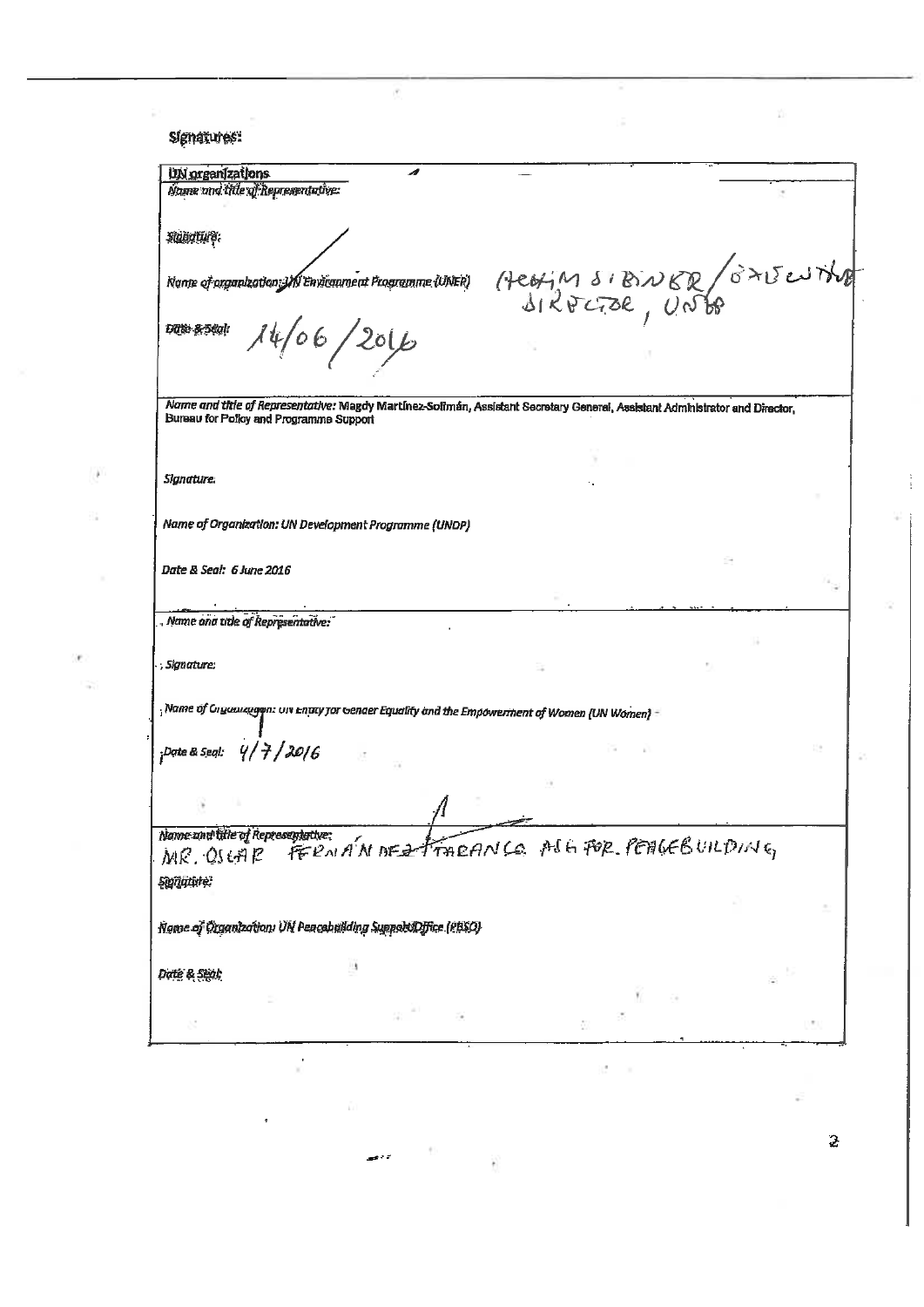Signatures:

**UN organizations**

*Name and title of Representative:*

*Signature:*

*Name of organization: UN Environment Programme (UNEP)* ~~Ibrahim Thiaw~~ (HETIM SIBINER / EXECUTIVE DIRECTOR, UNEP)

*Date & Seal:* 14/06/2016

---

*Name and title of Representative:* Magdy Martínez-Solimán, Assistant Secretary General, Assistant Administrator and Director, Bureau for Policy and Programme Support

*Signature.*

*Name of Organization: UN Development Programme (UNDP)*

*Date & Seal: 6 June 2016*

---

*Name and title of Representative:*

*Signature:*

*Name of Organization: UN Entity for Gender Equality and the Empowerment of Women (UN Women)*

*Date & Seal:* 4/7/2016

---

*Name and title of Representative:* MR. OSCAR FERNÁNDEZ-TARANCO ASG FOR PEACEBUILDING

*Signature:*

*Name of Organization: UN Peacebuilding Support Office (PBSO)*

*Date & Seal:*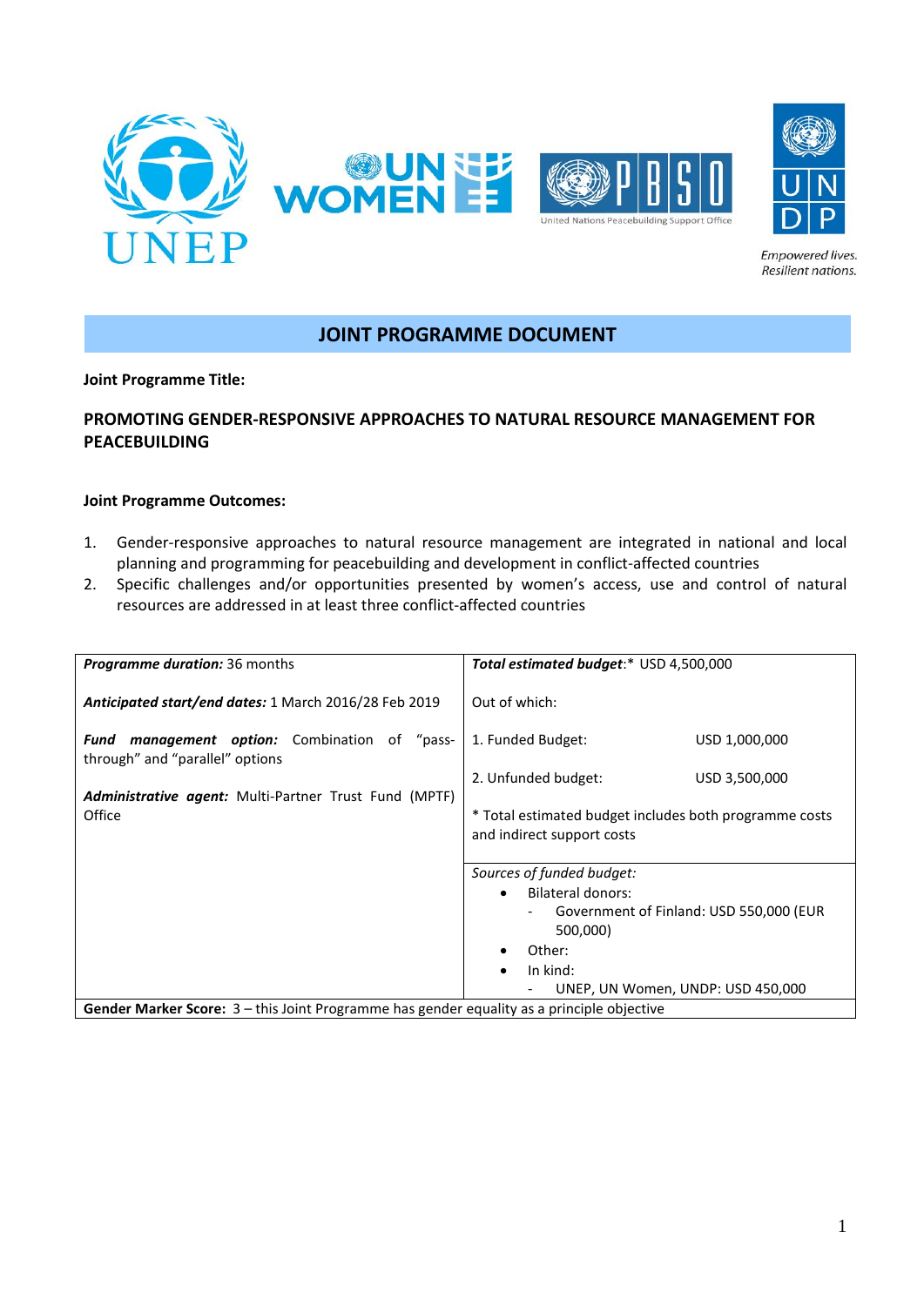# JOINT PROGRAMME DOCUMENT

**Joint Programme Title:**

**PROMOTING GENDER-RESPONSIVE APPROACHES TO NATURAL RESOURCE MANAGEMENT FOR PEACEBUILDING**

**Joint Programme Outcomes:**

1. Gender-responsive approaches to natural resource management are integrated in national and local planning and programming for peacebuilding and development in conflict-affected countries
2. Specific challenges and/or opportunities presented by women's access, use and control of natural resources are addressed in at least three conflict-affected countries

| | |
|---|---|
| ***Programme duration:*** 36 months<br><br>***Anticipated start/end dates:*** 1 March 2016/28 Feb 2019<br><br>***Fund management option:*** Combination of "pass-through" and "parallel" options<br><br>***Administrative agent:*** Multi-Partner Trust Fund (MPTF) Office | ***Total estimated budget***:* USD 4,500,000<br><br>Out of which:<br><br>1. Funded Budget: USD 1,000,000<br><br>2. Unfunded budget: USD 3,500,000<br><br>* Total estimated budget includes both programme costs and indirect support costs |
| | *Sources of funded budget:*<br>• Bilateral donors:<br>  - Government of Finland: USD 550,000 (EUR 500,000)<br>• Other:<br>• In kind:<br>  - UNEP, UN Women, UNDP: USD 450,000 |
| **Gender Marker Score:** 3 – this Joint Programme has gender equality as a principle objective | |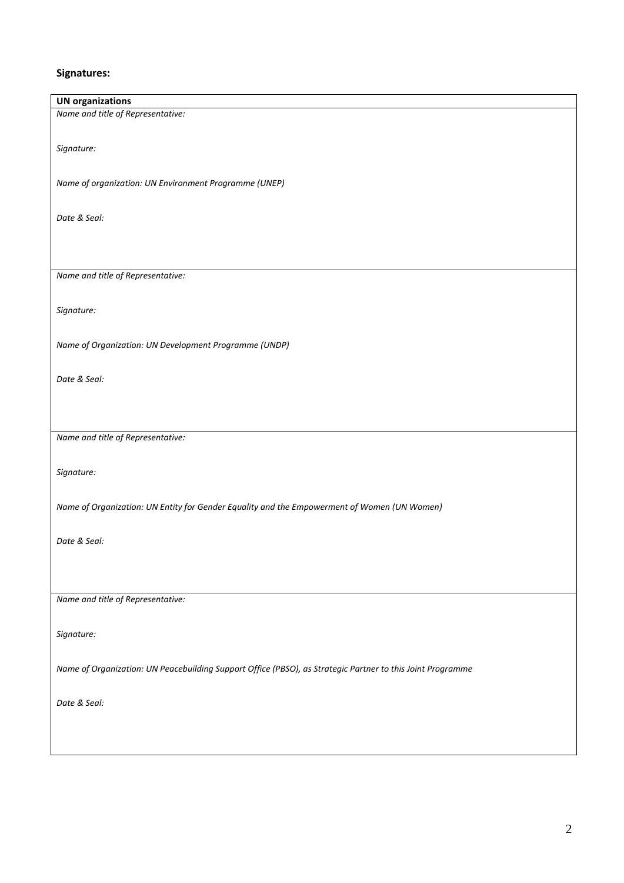**Signatures:**

| **UN organizations** |
| --- |
| *Name and title of Representative:*<br><br>*Signature:*<br><br>*Name of organization: UN Environment Programme (UNEP)*<br><br>*Date & Seal:* |
| *Name and title of Representative:*<br><br>*Signature:*<br><br>*Name of Organization: UN Development Programme (UNDP)*<br><br>*Date & Seal:* |
| *Name and title of Representative:*<br><br>*Signature:*<br><br>*Name of Organization: UN Entity for Gender Equality and the Empowerment of Women (UN Women)*<br><br>*Date & Seal:* |
| *Name and title of Representative:*<br><br>*Signature:*<br><br>*Name of Organization: UN Peacebuilding Support Office (PBSO), as Strategic Partner to this Joint Programme*<br><br>*Date & Seal:* |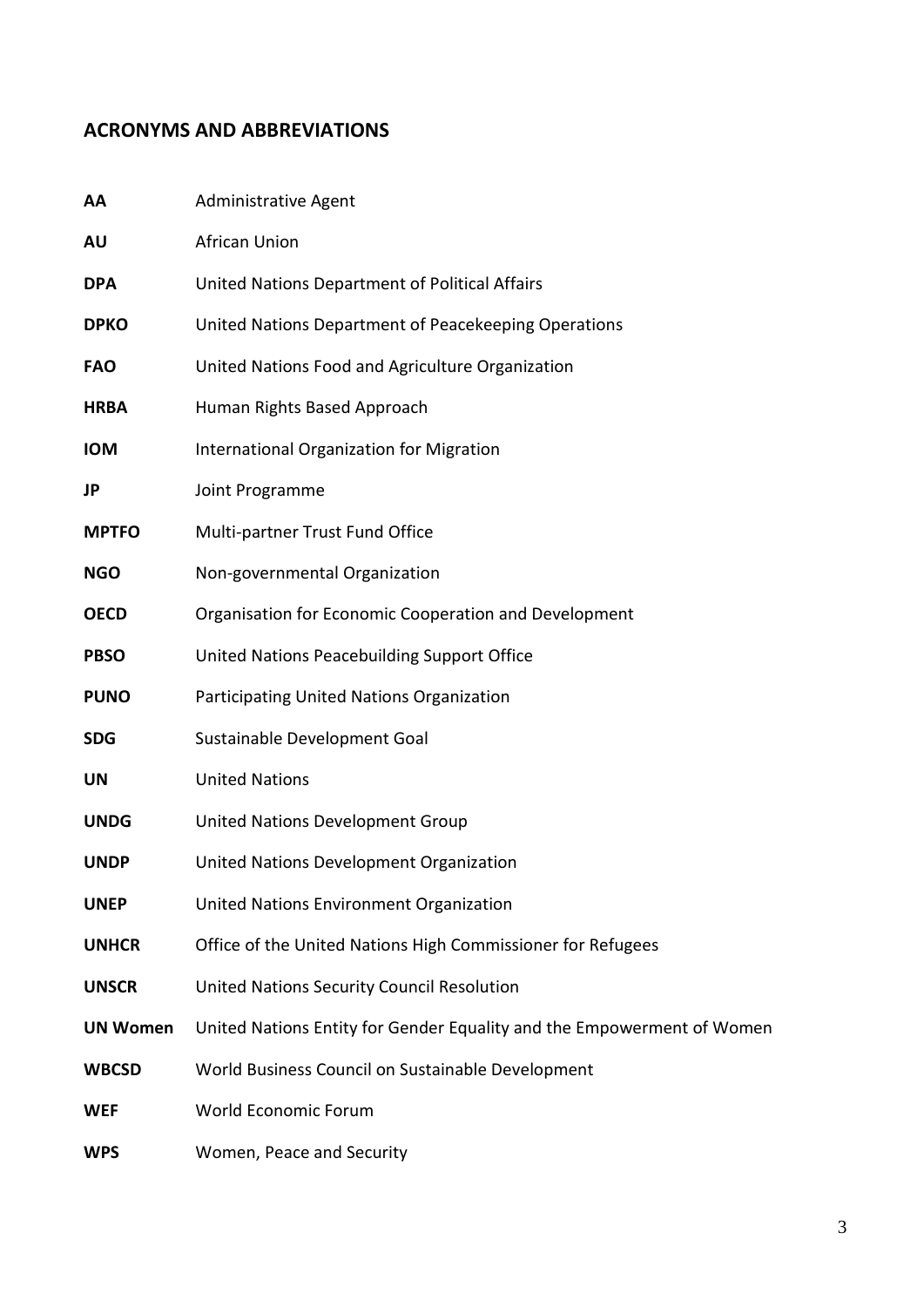## ACRONYMS AND ABBREVIATIONS

| | |
|---|---|
| **AA** | Administrative Agent |
| **AU** | African Union |
| **DPA** | United Nations Department of Political Affairs |
| **DPKO** | United Nations Department of Peacekeeping Operations |
| **FAO** | United Nations Food and Agriculture Organization |
| **HRBA** | Human Rights Based Approach |
| **IOM** | International Organization for Migration |
| **JP** | Joint Programme |
| **MPTFO** | Multi-partner Trust Fund Office |
| **NGO** | Non-governmental Organization |
| **OECD** | Organisation for Economic Cooperation and Development |
| **PBSO** | United Nations Peacebuilding Support Office |
| **PUNO** | Participating United Nations Organization |
| **SDG** | Sustainable Development Goal |
| **UN** | United Nations |
| **UNDG** | United Nations Development Group |
| **UNDP** | United Nations Development Organization |
| **UNEP** | United Nations Environment Organization |
| **UNHCR** | Office of the United Nations High Commissioner for Refugees |
| **UNSCR** | United Nations Security Council Resolution |
| **UN Women** | United Nations Entity for Gender Equality and the Empowerment of Women |
| **WBCSD** | World Business Council on Sustainable Development |
| **WEF** | World Economic Forum |
| **WPS** | Women, Peace and Security |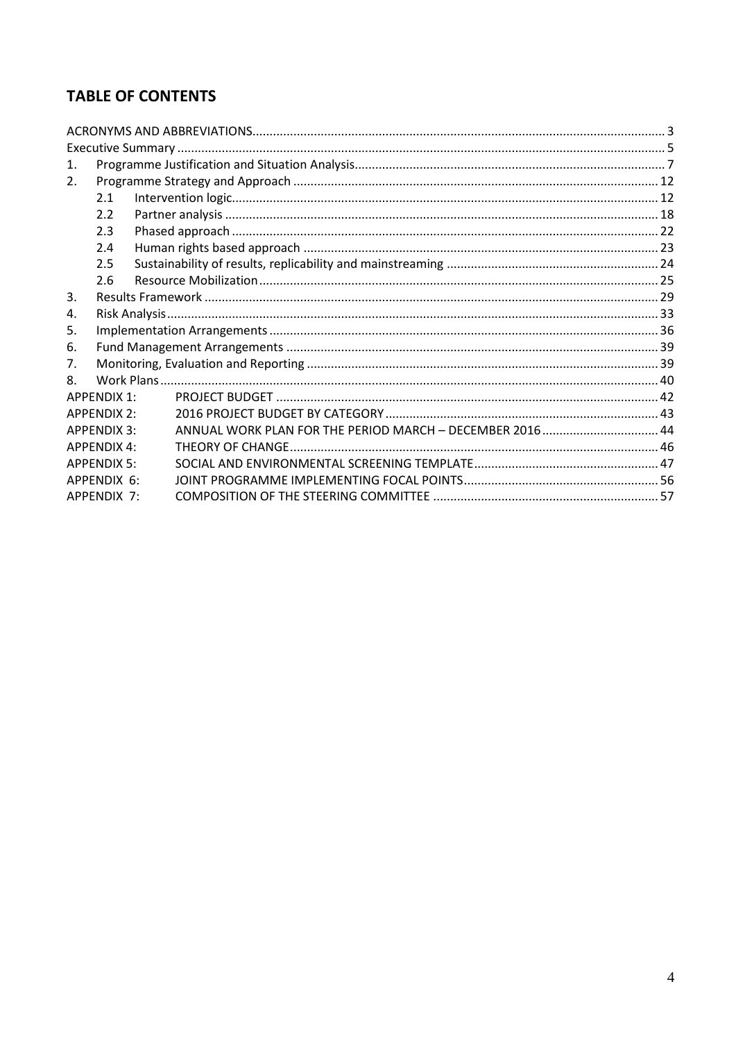## TABLE OF CONTENTS

| | | |
|---|---|---|
| ACRONYMS AND ABBREVIATIONS | | 3 |
| Executive Summary | | 5 |
| 1. | Programme Justification and Situation Analysis | 7 |
| 2. | Programme Strategy and Approach | 12 |
| 2.1 | Intervention logic | 12 |
| 2.2 | Partner analysis | 18 |
| 2.3 | Phased approach | 22 |
| 2.4 | Human rights based approach | 23 |
| 2.5 | Sustainability of results, replicability and mainstreaming | 24 |
| 2.6 | Resource Mobilization | 25 |
| 3. | Results Framework | 29 |
| 4. | Risk Analysis | 33 |
| 5. | Implementation Arrangements | 36 |
| 6. | Fund Management Arrangements | 39 |
| 7. | Monitoring, Evaluation and Reporting | 39 |
| 8. | Work Plans | 40 |
| APPENDIX 1: | PROJECT BUDGET | 42 |
| APPENDIX 2: | 2016 PROJECT BUDGET BY CATEGORY | 43 |
| APPENDIX 3: | ANNUAL WORK PLAN FOR THE PERIOD MARCH – DECEMBER 2016 | 44 |
| APPENDIX 4: | THEORY OF CHANGE | 46 |
| APPENDIX 5: | SOCIAL AND ENVIRONMENTAL SCREENING TEMPLATE | 47 |
| APPENDIX 6: | JOINT PROGRAMME IMPLEMENTING FOCAL POINTS | 56 |
| APPENDIX 7: | COMPOSITION OF THE STEERING COMMITTEE | 57 |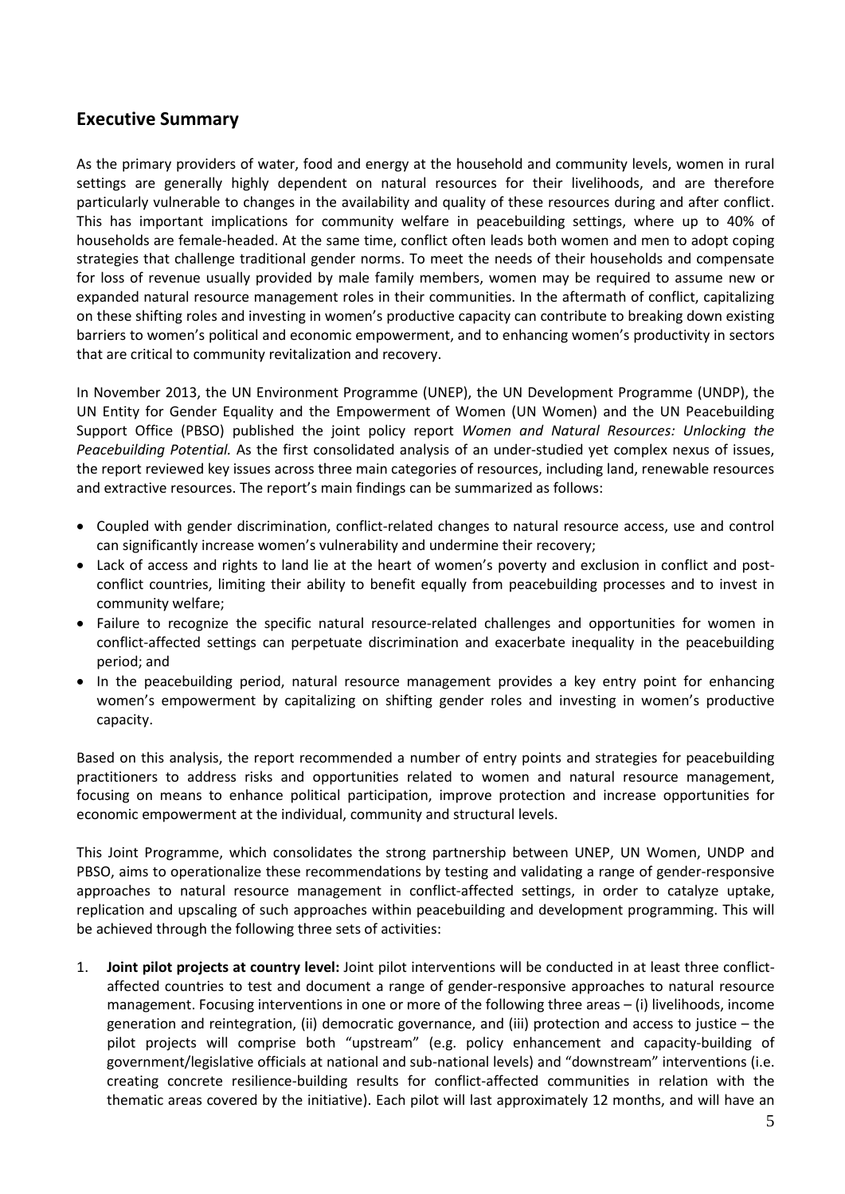## Executive Summary

As the primary providers of water, food and energy at the household and community levels, women in rural settings are generally highly dependent on natural resources for their livelihoods, and are therefore particularly vulnerable to changes in the availability and quality of these resources during and after conflict. This has important implications for community welfare in peacebuilding settings, where up to 40% of households are female-headed. At the same time, conflict often leads both women and men to adopt coping strategies that challenge traditional gender norms. To meet the needs of their households and compensate for loss of revenue usually provided by male family members, women may be required to assume new or expanded natural resource management roles in their communities. In the aftermath of conflict, capitalizing on these shifting roles and investing in women's productive capacity can contribute to breaking down existing barriers to women's political and economic empowerment, and to enhancing women's productivity in sectors that are critical to community revitalization and recovery.

In November 2013, the UN Environment Programme (UNEP), the UN Development Programme (UNDP), the UN Entity for Gender Equality and the Empowerment of Women (UN Women) and the UN Peacebuilding Support Office (PBSO) published the joint policy report *Women and Natural Resources: Unlocking the Peacebuilding Potential.* As the first consolidated analysis of an under-studied yet complex nexus of issues, the report reviewed key issues across three main categories of resources, including land, renewable resources and extractive resources. The report's main findings can be summarized as follows:

- Coupled with gender discrimination, conflict-related changes to natural resource access, use and control can significantly increase women's vulnerability and undermine their recovery;
- Lack of access and rights to land lie at the heart of women's poverty and exclusion in conflict and post-conflict countries, limiting their ability to benefit equally from peacebuilding processes and to invest in community welfare;
- Failure to recognize the specific natural resource-related challenges and opportunities for women in conflict-affected settings can perpetuate discrimination and exacerbate inequality in the peacebuilding period; and
- In the peacebuilding period, natural resource management provides a key entry point for enhancing women's empowerment by capitalizing on shifting gender roles and investing in women's productive capacity.

Based on this analysis, the report recommended a number of entry points and strategies for peacebuilding practitioners to address risks and opportunities related to women and natural resource management, focusing on means to enhance political participation, improve protection and increase opportunities for economic empowerment at the individual, community and structural levels.

This Joint Programme, which consolidates the strong partnership between UNEP, UN Women, UNDP and PBSO, aims to operationalize these recommendations by testing and validating a range of gender-responsive approaches to natural resource management in conflict-affected settings, in order to catalyze uptake, replication and upscaling of such approaches within peacebuilding and development programming. This will be achieved through the following three sets of activities:

1. **Joint pilot projects at country level:** Joint pilot interventions will be conducted in at least three conflict-affected countries to test and document a range of gender-responsive approaches to natural resource management. Focusing interventions in one or more of the following three areas – (i) livelihoods, income generation and reintegration, (ii) democratic governance, and (iii) protection and access to justice – the pilot projects will comprise both "upstream" (e.g. policy enhancement and capacity-building of government/legislative officials at national and sub-national levels) and "downstream" interventions (i.e. creating concrete resilience-building results for conflict-affected communities in relation with the thematic areas covered by the initiative). Each pilot will last approximately 12 months, and will have an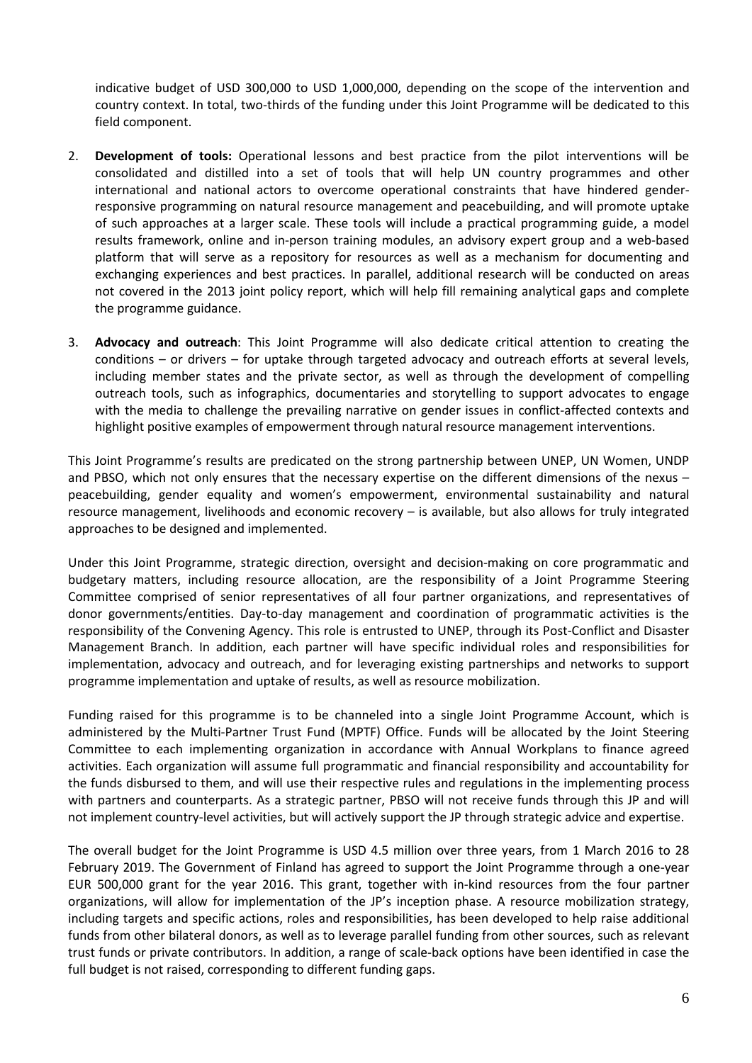indicative budget of USD 300,000 to USD 1,000,000, depending on the scope of the intervention and country context. In total, two-thirds of the funding under this Joint Programme will be dedicated to this field component.

2. **Development of tools:** Operational lessons and best practice from the pilot interventions will be consolidated and distilled into a set of tools that will help UN country programmes and other international and national actors to overcome operational constraints that have hindered gender-responsive programming on natural resource management and peacebuilding, and will promote uptake of such approaches at a larger scale. These tools will include a practical programming guide, a model results framework, online and in-person training modules, an advisory expert group and a web-based platform that will serve as a repository for resources as well as a mechanism for documenting and exchanging experiences and best practices. In parallel, additional research will be conducted on areas not covered in the 2013 joint policy report, which will help fill remaining analytical gaps and complete the programme guidance.

3. **Advocacy and outreach**: This Joint Programme will also dedicate critical attention to creating the conditions – or drivers – for uptake through targeted advocacy and outreach efforts at several levels, including member states and the private sector, as well as through the development of compelling outreach tools, such as infographics, documentaries and storytelling to support advocates to engage with the media to challenge the prevailing narrative on gender issues in conflict-affected contexts and highlight positive examples of empowerment through natural resource management interventions.

This Joint Programme's results are predicated on the strong partnership between UNEP, UN Women, UNDP and PBSO, which not only ensures that the necessary expertise on the different dimensions of the nexus – peacebuilding, gender equality and women's empowerment, environmental sustainability and natural resource management, livelihoods and economic recovery – is available, but also allows for truly integrated approaches to be designed and implemented.

Under this Joint Programme, strategic direction, oversight and decision-making on core programmatic and budgetary matters, including resource allocation, are the responsibility of a Joint Programme Steering Committee comprised of senior representatives of all four partner organizations, and representatives of donor governments/entities. Day-to-day management and coordination of programmatic activities is the responsibility of the Convening Agency. This role is entrusted to UNEP, through its Post-Conflict and Disaster Management Branch. In addition, each partner will have specific individual roles and responsibilities for implementation, advocacy and outreach, and for leveraging existing partnerships and networks to support programme implementation and uptake of results, as well as resource mobilization.

Funding raised for this programme is to be channeled into a single Joint Programme Account, which is administered by the Multi-Partner Trust Fund (MPTF) Office. Funds will be allocated by the Joint Steering Committee to each implementing organization in accordance with Annual Workplans to finance agreed activities. Each organization will assume full programmatic and financial responsibility and accountability for the funds disbursed to them, and will use their respective rules and regulations in the implementing process with partners and counterparts. As a strategic partner, PBSO will not receive funds through this JP and will not implement country-level activities, but will actively support the JP through strategic advice and expertise.

The overall budget for the Joint Programme is USD 4.5 million over three years, from 1 March 2016 to 28 February 2019. The Government of Finland has agreed to support the Joint Programme through a one-year EUR 500,000 grant for the year 2016. This grant, together with in-kind resources from the four partner organizations, will allow for implementation of the JP's inception phase. A resource mobilization strategy, including targets and specific actions, roles and responsibilities, has been developed to help raise additional funds from other bilateral donors, as well as to leverage parallel funding from other sources, such as relevant trust funds or private contributors. In addition, a range of scale-back options have been identified in case the full budget is not raised, corresponding to different funding gaps.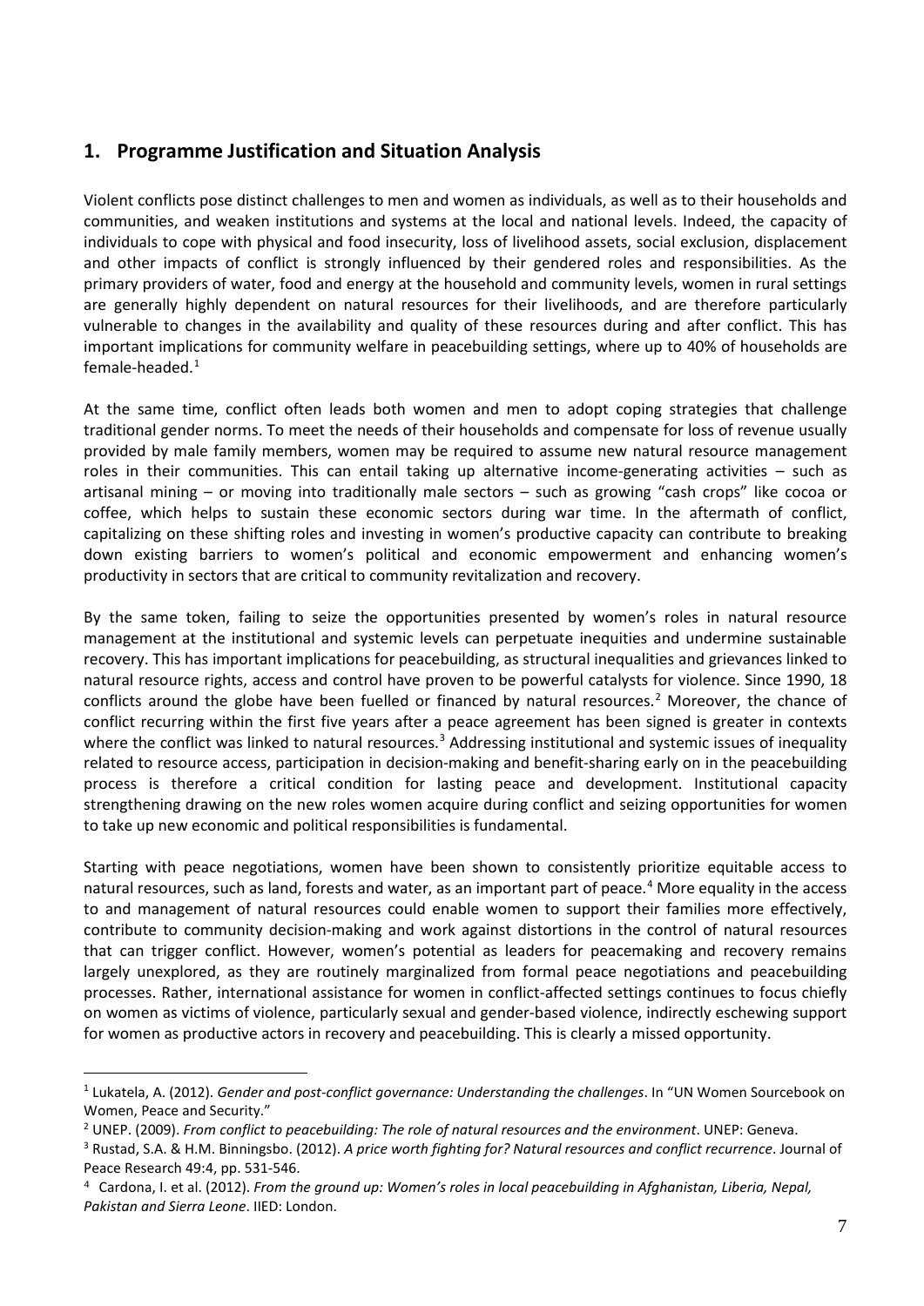## 1. Programme Justification and Situation Analysis

Violent conflicts pose distinct challenges to men and women as individuals, as well as to their households and communities, and weaken institutions and systems at the local and national levels. Indeed, the capacity of individuals to cope with physical and food insecurity, loss of livelihood assets, social exclusion, displacement and other impacts of conflict is strongly influenced by their gendered roles and responsibilities. As the primary providers of water, food and energy at the household and community levels, women in rural settings are generally highly dependent on natural resources for their livelihoods, and are therefore particularly vulnerable to changes in the availability and quality of these resources during and after conflict. This has important implications for community welfare in peacebuilding settings, where up to 40% of households are female-headed.[1]

At the same time, conflict often leads both women and men to adopt coping strategies that challenge traditional gender norms. To meet the needs of their households and compensate for loss of revenue usually provided by male family members, women may be required to assume new natural resource management roles in their communities. This can entail taking up alternative income-generating activities – such as artisanal mining – or moving into traditionally male sectors – such as growing "cash crops" like cocoa or coffee, which helps to sustain these economic sectors during war time. In the aftermath of conflict, capitalizing on these shifting roles and investing in women's productive capacity can contribute to breaking down existing barriers to women's political and economic empowerment and enhancing women's productivity in sectors that are critical to community revitalization and recovery.

By the same token, failing to seize the opportunities presented by women's roles in natural resource management at the institutional and systemic levels can perpetuate inequities and undermine sustainable recovery. This has important implications for peacebuilding, as structural inequalities and grievances linked to natural resource rights, access and control have proven to be powerful catalysts for violence. Since 1990, 18 conflicts around the globe have been fuelled or financed by natural resources.[2] Moreover, the chance of conflict recurring within the first five years after a peace agreement has been signed is greater in contexts where the conflict was linked to natural resources.[3] Addressing institutional and systemic issues of inequality related to resource access, participation in decision-making and benefit-sharing early on in the peacebuilding process is therefore a critical condition for lasting peace and development. Institutional capacity strengthening drawing on the new roles women acquire during conflict and seizing opportunities for women to take up new economic and political responsibilities is fundamental.

Starting with peace negotiations, women have been shown to consistently prioritize equitable access to natural resources, such as land, forests and water, as an important part of peace.[4] More equality in the access to and management of natural resources could enable women to support their families more effectively, contribute to community decision-making and work against distortions in the control of natural resources that can trigger conflict. However, women's potential as leaders for peacemaking and recovery remains largely unexplored, as they are routinely marginalized from formal peace negotiations and peacebuilding processes. Rather, international assistance for women in conflict-affected settings continues to focus chiefly on women as victims of violence, particularly sexual and gender-based violence, indirectly eschewing support for women as productive actors in recovery and peacebuilding. This is clearly a missed opportunity.

---

[1] Lukatela, A. (2012). *Gender and post-conflict governance: Understanding the challenges*. In "UN Women Sourcebook on Women, Peace and Security."

[2] UNEP. (2009). *From conflict to peacebuilding: The role of natural resources and the environment*. UNEP: Geneva.

[3] Rustad, S.A. & H.M. Binningsbo. (2012). *A price worth fighting for? Natural resources and conflict recurrence*. Journal of Peace Research 49:4, pp. 531-546.

[4] Cardona, I. et al. (2012). *From the ground up: Women's roles in local peacebuilding in Afghanistan, Liberia, Nepal, Pakistan and Sierra Leone*. IIED: London.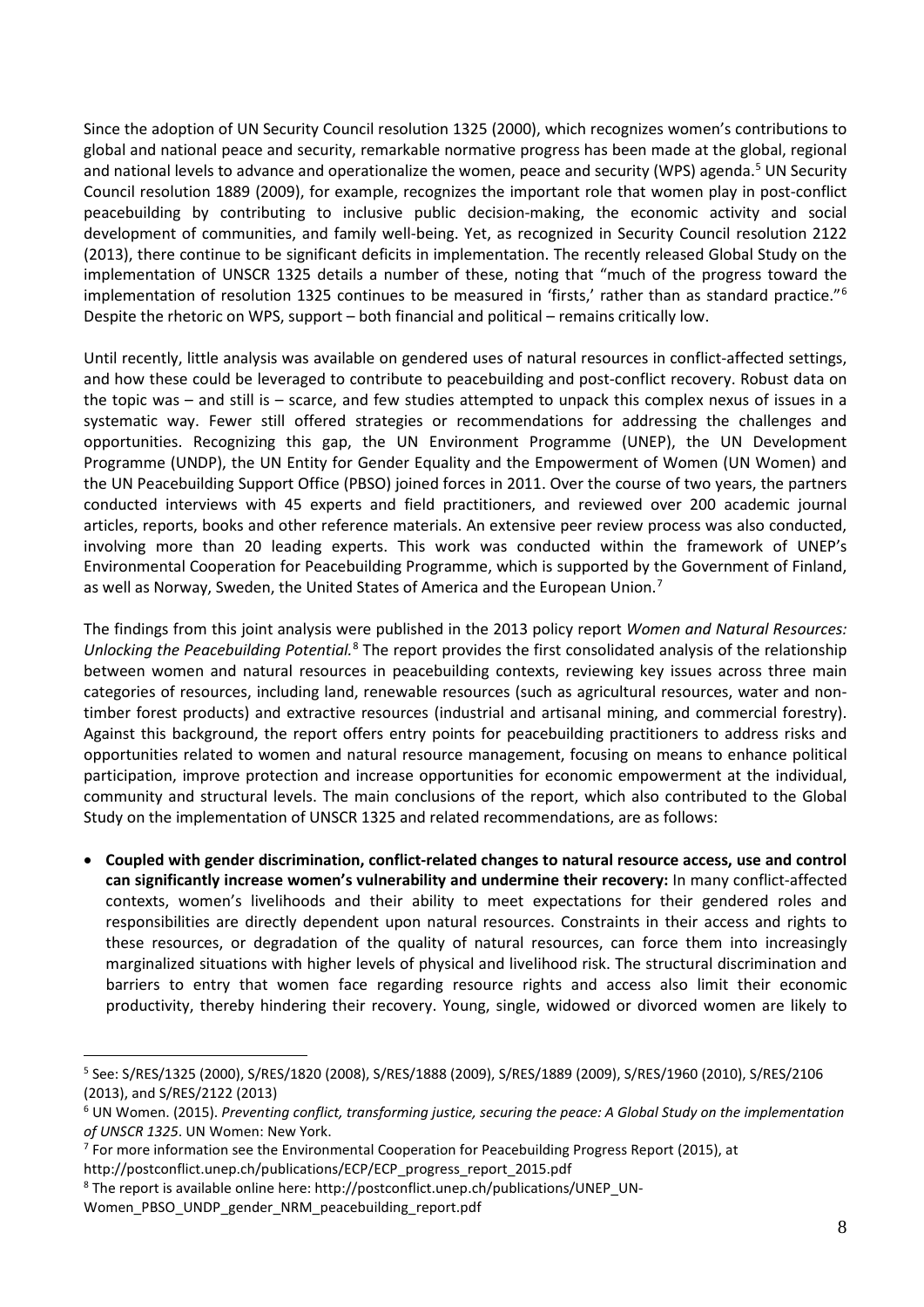Since the adoption of UN Security Council resolution 1325 (2000), which recognizes women's contributions to global and national peace and security, remarkable normative progress has been made at the global, regional and national levels to advance and operationalize the women, peace and security (WPS) agenda.[5] UN Security Council resolution 1889 (2009), for example, recognizes the important role that women play in post-conflict peacebuilding by contributing to inclusive public decision-making, the economic activity and social development of communities, and family well-being. Yet, as recognized in Security Council resolution 2122 (2013), there continue to be significant deficits in implementation. The recently released Global Study on the implementation of UNSCR 1325 details a number of these, noting that "much of the progress toward the implementation of resolution 1325 continues to be measured in 'firsts,' rather than as standard practice."[6] Despite the rhetoric on WPS, support – both financial and political – remains critically low.

Until recently, little analysis was available on gendered uses of natural resources in conflict-affected settings, and how these could be leveraged to contribute to peacebuilding and post-conflict recovery. Robust data on the topic was – and still is – scarce, and few studies attempted to unpack this complex nexus of issues in a systematic way. Fewer still offered strategies or recommendations for addressing the challenges and opportunities. Recognizing this gap, the UN Environment Programme (UNEP), the UN Development Programme (UNDP), the UN Entity for Gender Equality and the Empowerment of Women (UN Women) and the UN Peacebuilding Support Office (PBSO) joined forces in 2011. Over the course of two years, the partners conducted interviews with 45 experts and field practitioners, and reviewed over 200 academic journal articles, reports, books and other reference materials. An extensive peer review process was also conducted, involving more than 20 leading experts. This work was conducted within the framework of UNEP's Environmental Cooperation for Peacebuilding Programme, which is supported by the Government of Finland, as well as Norway, Sweden, the United States of America and the European Union.[7]

The findings from this joint analysis were published in the 2013 policy report *Women and Natural Resources: Unlocking the Peacebuilding Potential.*[8] The report provides the first consolidated analysis of the relationship between women and natural resources in peacebuilding contexts, reviewing key issues across three main categories of resources, including land, renewable resources (such as agricultural resources, water and non-timber forest products) and extractive resources (industrial and artisanal mining, and commercial forestry). Against this background, the report offers entry points for peacebuilding practitioners to address risks and opportunities related to women and natural resource management, focusing on means to enhance political participation, improve protection and increase opportunities for economic empowerment at the individual, community and structural levels. The main conclusions of the report, which also contributed to the Global Study on the implementation of UNSCR 1325 and related recommendations, are as follows:

- **Coupled with gender discrimination, conflict-related changes to natural resource access, use and control can significantly increase women's vulnerability and undermine their recovery:** In many conflict-affected contexts, women's livelihoods and their ability to meet expectations for their gendered roles and responsibilities are directly dependent upon natural resources. Constraints in their access and rights to these resources, or degradation of the quality of natural resources, can force them into increasingly marginalized situations with higher levels of physical and livelihood risk. The structural discrimination and barriers to entry that women face regarding resource rights and access also limit their economic productivity, thereby hindering their recovery. Young, single, widowed or divorced women are likely to

---

[5] See: S/RES/1325 (2000), S/RES/1820 (2008), S/RES/1888 (2009), S/RES/1889 (2009), S/RES/1960 (2010), S/RES/2106 (2013), and S/RES/2122 (2013)

[6] UN Women. (2015). *Preventing conflict, transforming justice, securing the peace: A Global Study on the implementation of UNSCR 1325*. UN Women: New York.

[7] For more information see the Environmental Cooperation for Peacebuilding Progress Report (2015), at http://postconflict.unep.ch/publications/ECP/ECP_progress_report_2015.pdf

[8] The report is available online here: http://postconflict.unep.ch/publications/UNEP_UN-Women_PBSO_UNDP_gender_NRM_peacebuilding_report.pdf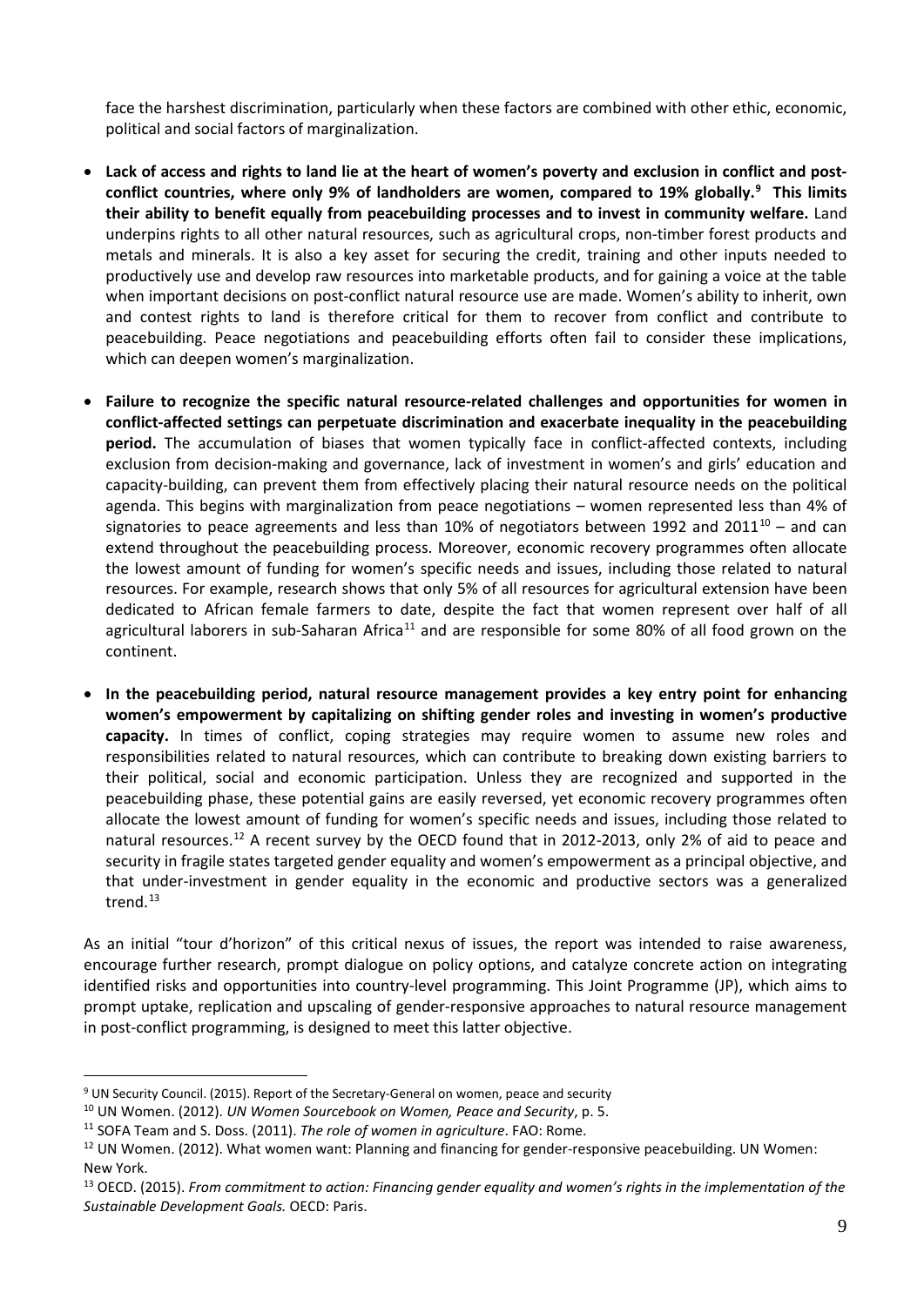face the harshest discrimination, particularly when these factors are combined with other ethic, economic, political and social factors of marginalization.

- **Lack of access and rights to land lie at the heart of women's poverty and exclusion in conflict and post-conflict countries, where only 9% of landholders are women, compared to 19% globally.[9] This limits their ability to benefit equally from peacebuilding processes and to invest in community welfare.** Land underpins rights to all other natural resources, such as agricultural crops, non-timber forest products and metals and minerals. It is also a key asset for securing the credit, training and other inputs needed to productively use and develop raw resources into marketable products, and for gaining a voice at the table when important decisions on post-conflict natural resource use are made. Women's ability to inherit, own and contest rights to land is therefore critical for them to recover from conflict and contribute to peacebuilding. Peace negotiations and peacebuilding efforts often fail to consider these implications, which can deepen women's marginalization.

- **Failure to recognize the specific natural resource-related challenges and opportunities for women in conflict-affected settings can perpetuate discrimination and exacerbate inequality in the peacebuilding period.** The accumulation of biases that women typically face in conflict-affected contexts, including exclusion from decision-making and governance, lack of investment in women's and girls' education and capacity-building, can prevent them from effectively placing their natural resource needs on the political agenda. This begins with marginalization from peace negotiations – women represented less than 4% of signatories to peace agreements and less than 10% of negotiators between 1992 and 2011[10] – and can extend throughout the peacebuilding process. Moreover, economic recovery programmes often allocate the lowest amount of funding for women's specific needs and issues, including those related to natural resources. For example, research shows that only 5% of all resources for agricultural extension have been dedicated to African female farmers to date, despite the fact that women represent over half of all agricultural laborers in sub-Saharan Africa[11] and are responsible for some 80% of all food grown on the continent.

- **In the peacebuilding period, natural resource management provides a key entry point for enhancing women's empowerment by capitalizing on shifting gender roles and investing in women's productive capacity.** In times of conflict, coping strategies may require women to assume new roles and responsibilities related to natural resources, which can contribute to breaking down existing barriers to their political, social and economic participation. Unless they are recognized and supported in the peacebuilding phase, these potential gains are easily reversed, yet economic recovery programmes often allocate the lowest amount of funding for women's specific needs and issues, including those related to natural resources.[12] A recent survey by the OECD found that in 2012-2013, only 2% of aid to peace and security in fragile states targeted gender equality and women's empowerment as a principal objective, and that under-investment in gender equality in the economic and productive sectors was a generalized trend.[13]

As an initial "tour d'horizon" of this critical nexus of issues, the report was intended to raise awareness, encourage further research, prompt dialogue on policy options, and catalyze concrete action on integrating identified risks and opportunities into country-level programming. This Joint Programme (JP), which aims to prompt uptake, replication and upscaling of gender-responsive approaches to natural resource management in post-conflict programming, is designed to meet this latter objective.

---

[9] UN Security Council. (2015). Report of the Secretary-General on women, peace and security

[10] UN Women. (2012). *UN Women Sourcebook on Women, Peace and Security*, p. 5.

[11] SOFA Team and S. Doss. (2011). *The role of women in agriculture*. FAO: Rome.

[12] UN Women. (2012). What women want: Planning and financing for gender-responsive peacebuilding. UN Women: New York.

[13] OECD. (2015). *From commitment to action: Financing gender equality and women's rights in the implementation of the Sustainable Development Goals.* OECD: Paris.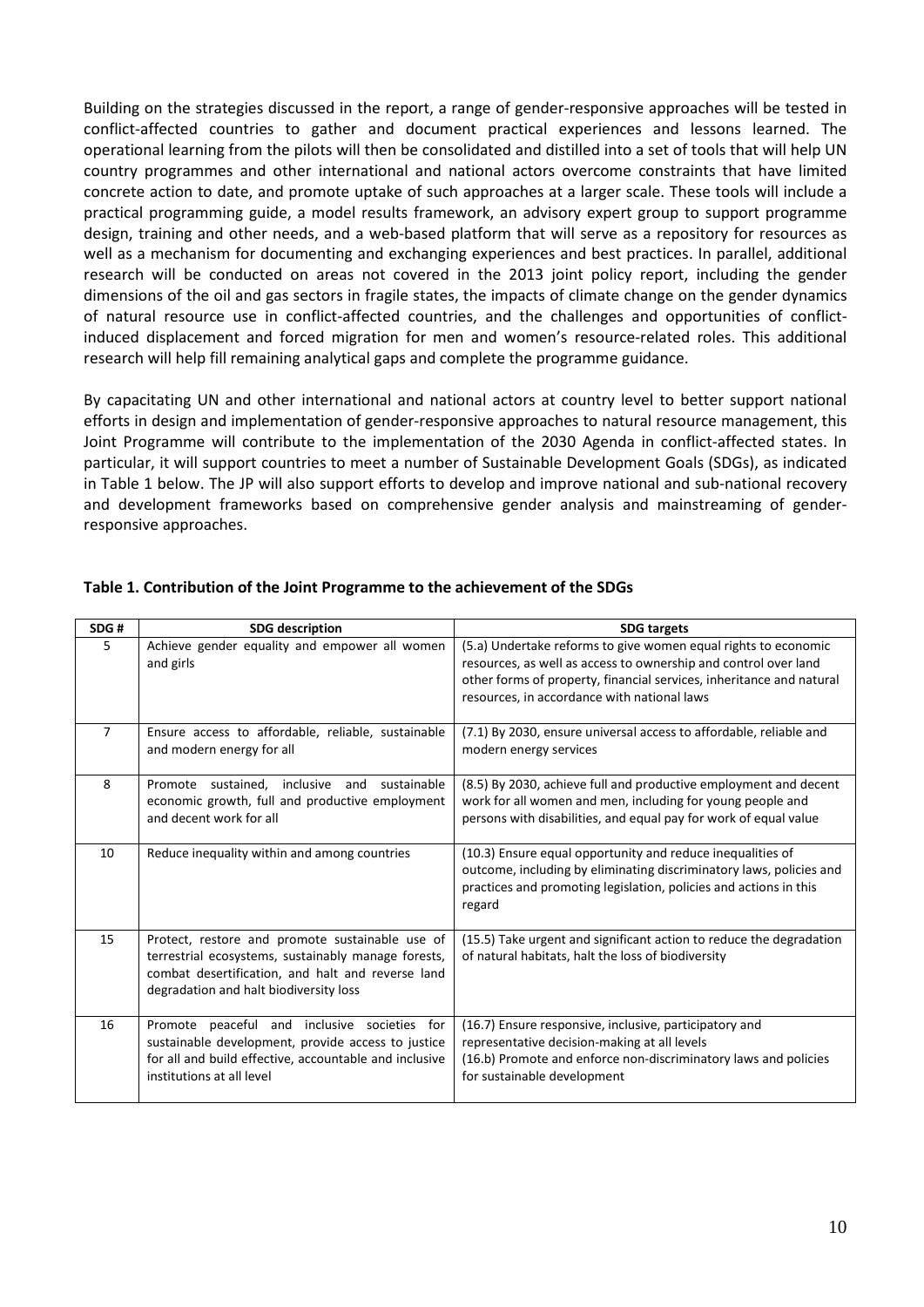Building on the strategies discussed in the report, a range of gender-responsive approaches will be tested in conflict-affected countries to gather and document practical experiences and lessons learned. The operational learning from the pilots will then be consolidated and distilled into a set of tools that will help UN country programmes and other international and national actors overcome constraints that have limited concrete action to date, and promote uptake of such approaches at a larger scale. These tools will include a practical programming guide, a model results framework, an advisory expert group to support programme design, training and other needs, and a web-based platform that will serve as a repository for resources as well as a mechanism for documenting and exchanging experiences and best practices. In parallel, additional research will be conducted on areas not covered in the 2013 joint policy report, including the gender dimensions of the oil and gas sectors in fragile states, the impacts of climate change on the gender dynamics of natural resource use in conflict-affected countries, and the challenges and opportunities of conflict-induced displacement and forced migration for men and women's resource-related roles. This additional research will help fill remaining analytical gaps and complete the programme guidance.

By capacitating UN and other international and national actors at country level to better support national efforts in design and implementation of gender-responsive approaches to natural resource management, this Joint Programme will contribute to the implementation of the 2030 Agenda in conflict-affected states. In particular, it will support countries to meet a number of Sustainable Development Goals (SDGs), as indicated in Table 1 below. The JP will also support efforts to develop and improve national and sub-national recovery and development frameworks based on comprehensive gender analysis and mainstreaming of gender-responsive approaches.

**Table 1. Contribution of the Joint Programme to the achievement of the SDGs**

| SDG # | SDG description | SDG targets |
|---|---|---|
| 5 | Achieve gender equality and empower all women and girls | (5.a) Undertake reforms to give women equal rights to economic resources, as well as access to ownership and control over land other forms of property, financial services, inheritance and natural resources, in accordance with national laws |
| 7 | Ensure access to affordable, reliable, sustainable and modern energy for all | (7.1) By 2030, ensure universal access to affordable, reliable and modern energy services |
| 8 | Promote sustained, inclusive and sustainable economic growth, full and productive employment and decent work for all | (8.5) By 2030, achieve full and productive employment and decent work for all women and men, including for young people and persons with disabilities, and equal pay for work of equal value |
| 10 | Reduce inequality within and among countries | (10.3) Ensure equal opportunity and reduce inequalities of outcome, including by eliminating discriminatory laws, policies and practices and promoting legislation, policies and actions in this regard |
| 15 | Protect, restore and promote sustainable use of terrestrial ecosystems, sustainably manage forests, combat desertification, and halt and reverse land degradation and halt biodiversity loss | (15.5) Take urgent and significant action to reduce the degradation of natural habitats, halt the loss of biodiversity |
| 16 | Promote peaceful and inclusive societies for sustainable development, provide access to justice for all and build effective, accountable and inclusive institutions at all level | (16.7) Ensure responsive, inclusive, participatory and representative decision-making at all levels<br>(16.b) Promote and enforce non-discriminatory laws and policies for sustainable development |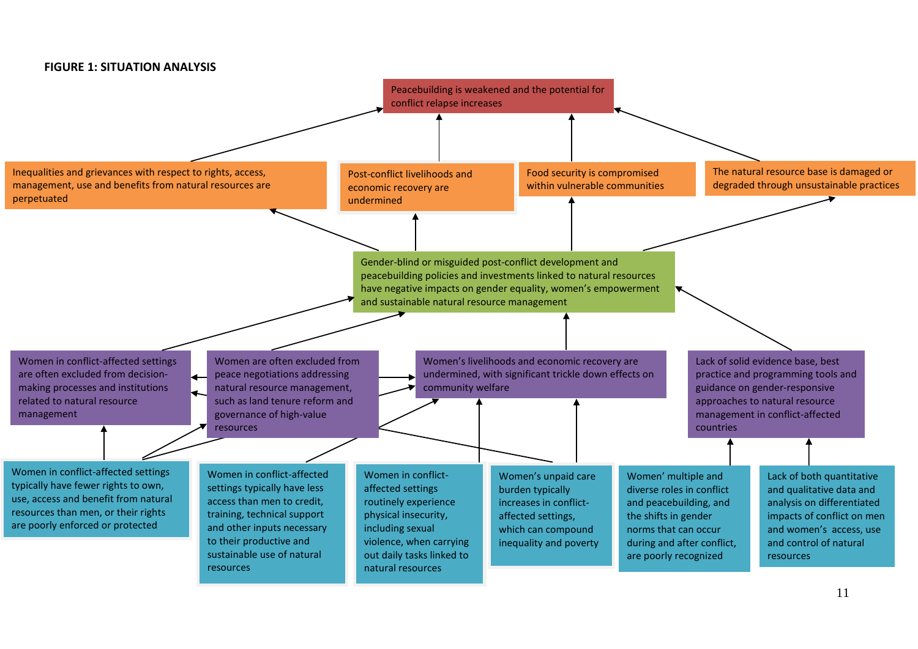**FIGURE 1: SITUATION ANALYSIS**

Peacebuilding is weakened and the potential for conflict relapse increases

Inequalities and grievances with respect to rights, access, management, use and benefits from natural resources are perpetuated

Post-conflict livelihoods and economic recovery are undermined

Food security is compromised within vulnerable communities

The natural resource base is damaged or degraded through unsustainable practices

Gender-blind or misguided post-conflict development and peacebuilding policies and investments linked to natural resources have negative impacts on gender equality, women's empowerment and sustainable natural resource management

Women in conflict-affected settings are often excluded from decision-making processes and institutions related to natural resource management

Women are often excluded from peace negotiations addressing natural resource management, such as land tenure reform and governance of high-value resources

Women's livelihoods and economic recovery are undermined, with significant trickle down effects on community welfare

Lack of solid evidence base, best practice and programming tools and guidance on gender-responsive approaches to natural resource management in conflict-affected countries

Women in conflict-affected settings typically have fewer rights to own, use, access and benefit from natural resources than men, or their rights are poorly enforced or protected

Women in conflict-affected settings typically have less access than men to credit, training, technical support and other inputs necessary to their productive and sustainable use of natural resources

Women in conflict-affected settings routinely experience physical insecurity, including sexual violence, when carrying out daily tasks linked to natural resources

Women's unpaid care burden typically increases in conflict-affected settings, which can compound inequality and poverty

Women' multiple and diverse roles in conflict and peacebuilding, and the shifts in gender norms that can occur during and after conflict, are poorly recognized

Lack of both quantitative and qualitative data and analysis on differentiated impacts of conflict on men and women's access, use and control of natural resources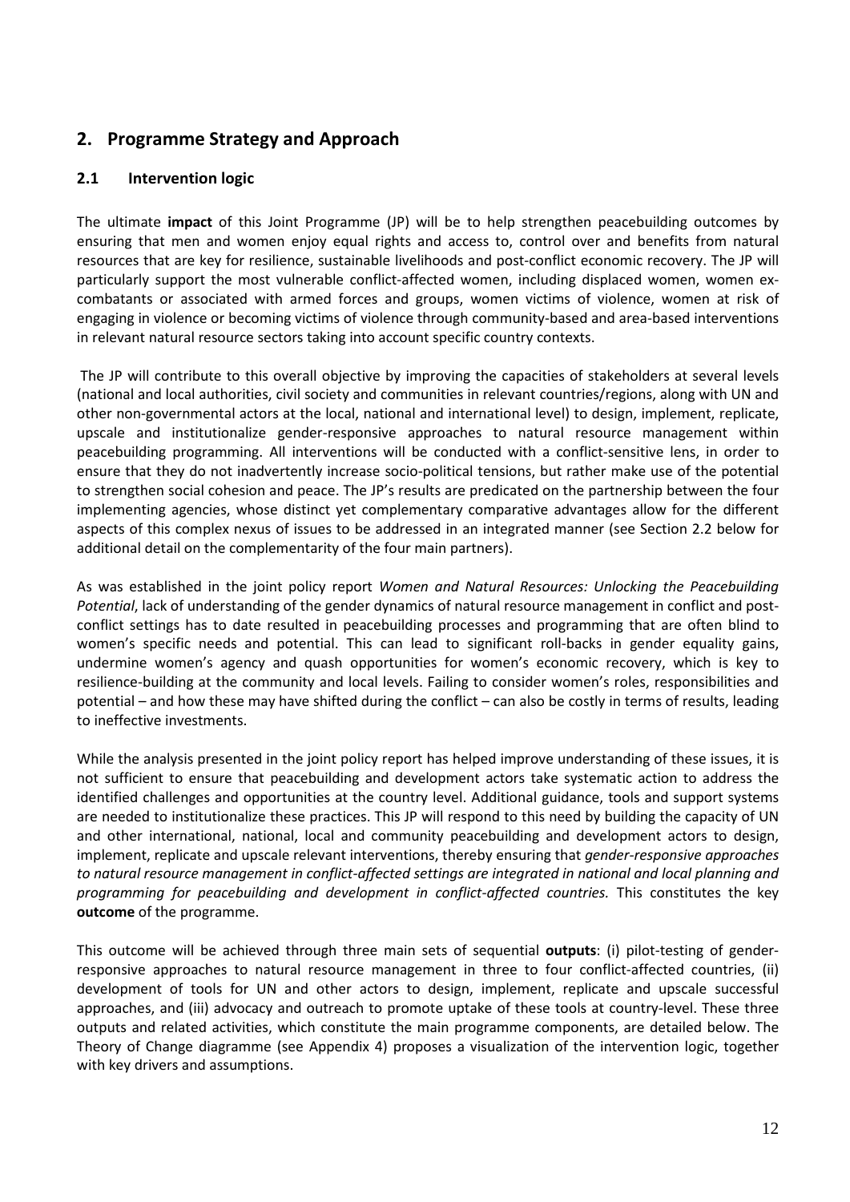## 2. Programme Strategy and Approach

### 2.1 Intervention logic

The ultimate **impact** of this Joint Programme (JP) will be to help strengthen peacebuilding outcomes by ensuring that men and women enjoy equal rights and access to, control over and benefits from natural resources that are key for resilience, sustainable livelihoods and post-conflict economic recovery. The JP will particularly support the most vulnerable conflict-affected women, including displaced women, women ex-combatants or associated with armed forces and groups, women victims of violence, women at risk of engaging in violence or becoming victims of violence through community-based and area-based interventions in relevant natural resource sectors taking into account specific country contexts.

The JP will contribute to this overall objective by improving the capacities of stakeholders at several levels (national and local authorities, civil society and communities in relevant countries/regions, along with UN and other non-governmental actors at the local, national and international level) to design, implement, replicate, upscale and institutionalize gender-responsive approaches to natural resource management within peacebuilding programming. All interventions will be conducted with a conflict-sensitive lens, in order to ensure that they do not inadvertently increase socio-political tensions, but rather make use of the potential to strengthen social cohesion and peace. The JP's results are predicated on the partnership between the four implementing agencies, whose distinct yet complementary comparative advantages allow for the different aspects of this complex nexus of issues to be addressed in an integrated manner (see Section 2.2 below for additional detail on the complementarity of the four main partners).

As was established in the joint policy report *Women and Natural Resources: Unlocking the Peacebuilding Potential*, lack of understanding of the gender dynamics of natural resource management in conflict and post-conflict settings has to date resulted in peacebuilding processes and programming that are often blind to women's specific needs and potential. This can lead to significant roll-backs in gender equality gains, undermine women's agency and quash opportunities for women's economic recovery, which is key to resilience-building at the community and local levels. Failing to consider women's roles, responsibilities and potential – and how these may have shifted during the conflict – can also be costly in terms of results, leading to ineffective investments.

While the analysis presented in the joint policy report has helped improve understanding of these issues, it is not sufficient to ensure that peacebuilding and development actors take systematic action to address the identified challenges and opportunities at the country level. Additional guidance, tools and support systems are needed to institutionalize these practices. This JP will respond to this need by building the capacity of UN and other international, national, local and community peacebuilding and development actors to design, implement, replicate and upscale relevant interventions, thereby ensuring that *gender-responsive approaches to natural resource management in conflict-affected settings are integrated in national and local planning and programming for peacebuilding and development in conflict-affected countries.* This constitutes the key **outcome** of the programme.

This outcome will be achieved through three main sets of sequential **outputs**: (i) pilot-testing of gender-responsive approaches to natural resource management in three to four conflict-affected countries, (ii) development of tools for UN and other actors to design, implement, replicate and upscale successful approaches, and (iii) advocacy and outreach to promote uptake of these tools at country-level. These three outputs and related activities, which constitute the main programme components, are detailed below. The Theory of Change diagramme (see Appendix 4) proposes a visualization of the intervention logic, together with key drivers and assumptions.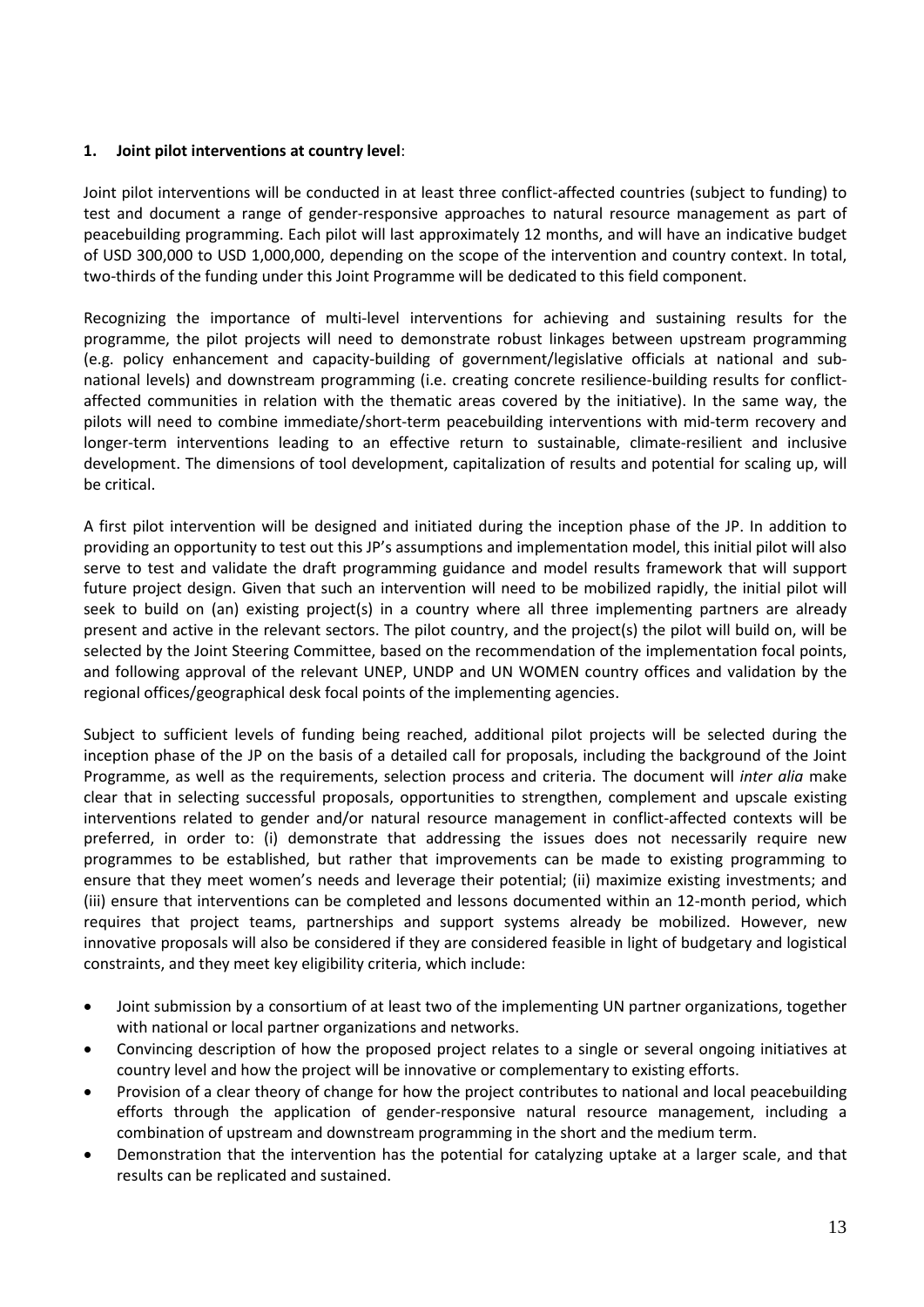**1. Joint pilot interventions at country level**:

Joint pilot interventions will be conducted in at least three conflict-affected countries (subject to funding) to test and document a range of gender-responsive approaches to natural resource management as part of peacebuilding programming. Each pilot will last approximately 12 months, and will have an indicative budget of USD 300,000 to USD 1,000,000, depending on the scope of the intervention and country context. In total, two-thirds of the funding under this Joint Programme will be dedicated to this field component.

Recognizing the importance of multi-level interventions for achieving and sustaining results for the programme, the pilot projects will need to demonstrate robust linkages between upstream programming (e.g. policy enhancement and capacity-building of government/legislative officials at national and sub-national levels) and downstream programming (i.e. creating concrete resilience-building results for conflict-affected communities in relation with the thematic areas covered by the initiative). In the same way, the pilots will need to combine immediate/short-term peacebuilding interventions with mid-term recovery and longer-term interventions leading to an effective return to sustainable, climate-resilient and inclusive development. The dimensions of tool development, capitalization of results and potential for scaling up, will be critical.

A first pilot intervention will be designed and initiated during the inception phase of the JP. In addition to providing an opportunity to test out this JP's assumptions and implementation model, this initial pilot will also serve to test and validate the draft programming guidance and model results framework that will support future project design. Given that such an intervention will need to be mobilized rapidly, the initial pilot will seek to build on (an) existing project(s) in a country where all three implementing partners are already present and active in the relevant sectors. The pilot country, and the project(s) the pilot will build on, will be selected by the Joint Steering Committee, based on the recommendation of the implementation focal points, and following approval of the relevant UNEP, UNDP and UN WOMEN country offices and validation by the regional offices/geographical desk focal points of the implementing agencies.

Subject to sufficient levels of funding being reached, additional pilot projects will be selected during the inception phase of the JP on the basis of a detailed call for proposals, including the background of the Joint Programme, as well as the requirements, selection process and criteria. The document will *inter alia* make clear that in selecting successful proposals, opportunities to strengthen, complement and upscale existing interventions related to gender and/or natural resource management in conflict-affected contexts will be preferred, in order to: (i) demonstrate that addressing the issues does not necessarily require new programmes to be established, but rather that improvements can be made to existing programming to ensure that they meet women's needs and leverage their potential; (ii) maximize existing investments; and (iii) ensure that interventions can be completed and lessons documented within an 12-month period, which requires that project teams, partnerships and support systems already be mobilized. However, new innovative proposals will also be considered if they are considered feasible in light of budgetary and logistical constraints, and they meet key eligibility criteria, which include:

- Joint submission by a consortium of at least two of the implementing UN partner organizations, together with national or local partner organizations and networks.
- Convincing description of how the proposed project relates to a single or several ongoing initiatives at country level and how the project will be innovative or complementary to existing efforts.
- Provision of a clear theory of change for how the project contributes to national and local peacebuilding efforts through the application of gender-responsive natural resource management, including a combination of upstream and downstream programming in the short and the medium term.
- Demonstration that the intervention has the potential for catalyzing uptake at a larger scale, and that results can be replicated and sustained.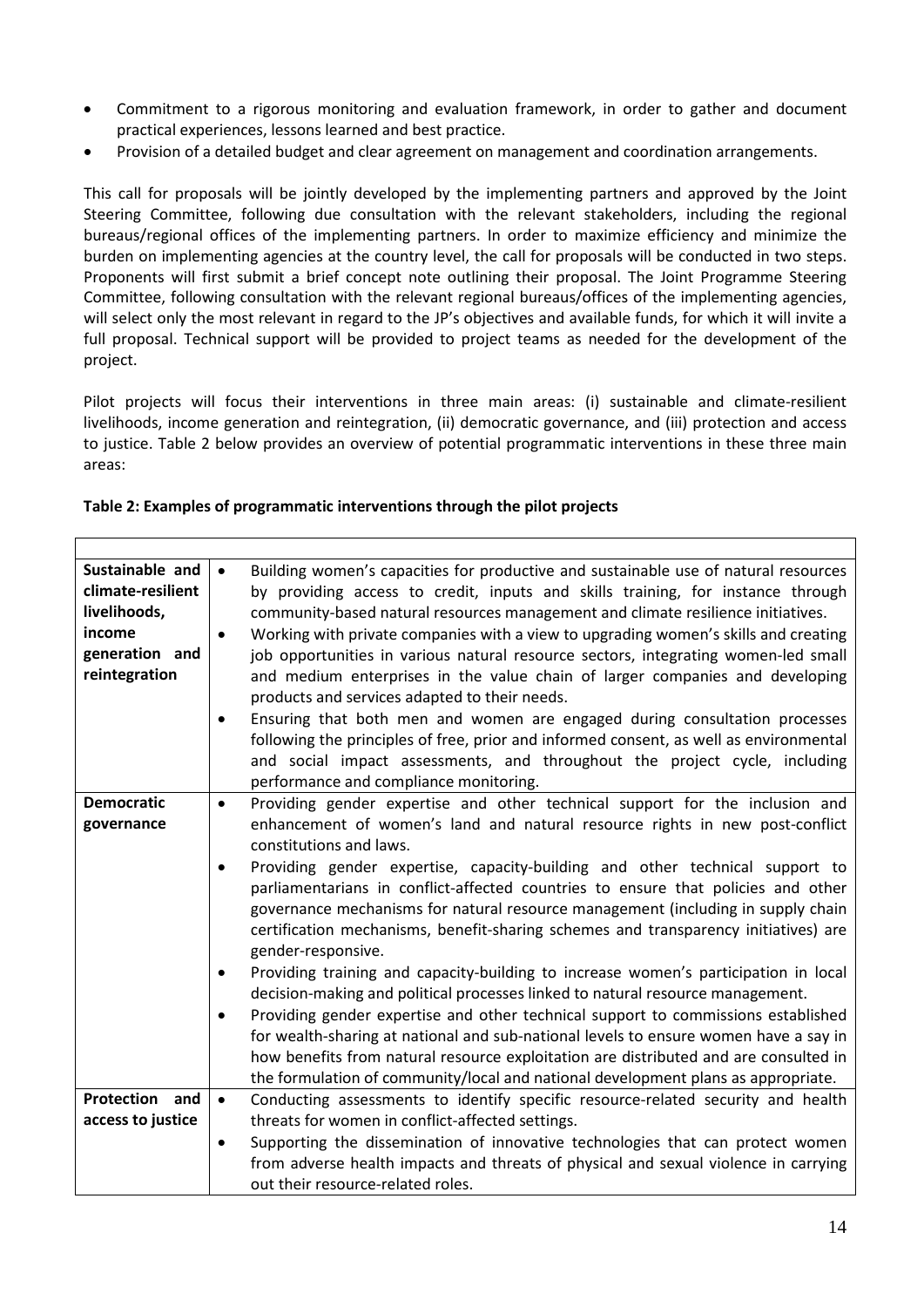- Commitment to a rigorous monitoring and evaluation framework, in order to gather and document practical experiences, lessons learned and best practice.
- Provision of a detailed budget and clear agreement on management and coordination arrangements.

This call for proposals will be jointly developed by the implementing partners and approved by the Joint Steering Committee, following due consultation with the relevant stakeholders, including the regional bureaus/regional offices of the implementing partners. In order to maximize efficiency and minimize the burden on implementing agencies at the country level, the call for proposals will be conducted in two steps. Proponents will first submit a brief concept note outlining their proposal. The Joint Programme Steering Committee, following consultation with the relevant regional bureaus/offices of the implementing agencies, will select only the most relevant in regard to the JP's objectives and available funds, for which it will invite a full proposal. Technical support will be provided to project teams as needed for the development of the project.

Pilot projects will focus their interventions in three main areas: (i) sustainable and climate-resilient livelihoods, income generation and reintegration, (ii) democratic governance, and (iii) protection and access to justice. Table 2 below provides an overview of potential programmatic interventions in these three main areas:

**Table 2: Examples of programmatic interventions through the pilot projects**

| | |
|---|---|
| **Sustainable and climate-resilient livelihoods, income generation and reintegration** | • Building women's capacities for productive and sustainable use of natural resources by providing access to credit, inputs and skills training, for instance through community-based natural resources management and climate resilience initiatives.<br>• Working with private companies with a view to upgrading women's skills and creating job opportunities in various natural resource sectors, integrating women-led small and medium enterprises in the value chain of larger companies and developing products and services adapted to their needs.<br>• Ensuring that both men and women are engaged during consultation processes following the principles of free, prior and informed consent, as well as environmental and social impact assessments, and throughout the project cycle, including performance and compliance monitoring. |
| **Democratic governance** | • Providing gender expertise and other technical support for the inclusion and enhancement of women's land and natural resource rights in new post-conflict constitutions and laws.<br>• Providing gender expertise, capacity-building and other technical support to parliamentarians in conflict-affected countries to ensure that policies and other governance mechanisms for natural resource management (including in supply chain certification mechanisms, benefit-sharing schemes and transparency initiatives) are gender-responsive.<br>• Providing training and capacity-building to increase women's participation in local decision-making and political processes linked to natural resource management.<br>• Providing gender expertise and other technical support to commissions established for wealth-sharing at national and sub-national levels to ensure women have a say in how benefits from natural resource exploitation are distributed and are consulted in the formulation of community/local and national development plans as appropriate. |
| **Protection and access to justice** | • Conducting assessments to identify specific resource-related security and health threats for women in conflict-affected settings.<br>• Supporting the dissemination of innovative technologies that can protect women from adverse health impacts and threats of physical and sexual violence in carrying out their resource-related roles. |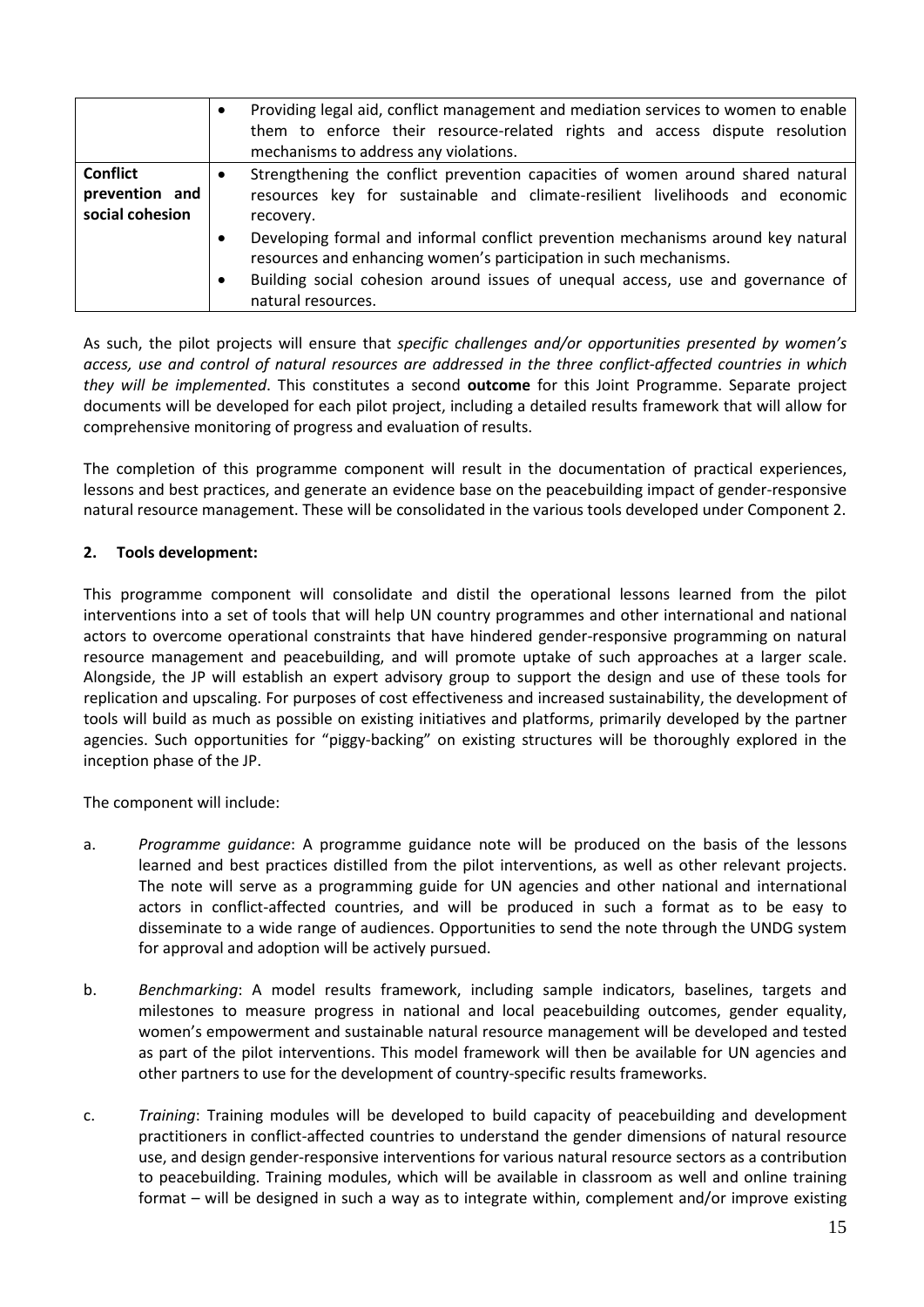| | |
|---|---|
| | • Providing legal aid, conflict management and mediation services to women to enable them to enforce their resource-related rights and access dispute resolution mechanisms to address any violations. |
| **Conflict prevention and social cohesion** | • Strengthening the conflict prevention capacities of women around shared natural resources key for sustainable and climate-resilient livelihoods and economic recovery.<br>• Developing formal and informal conflict prevention mechanisms around key natural resources and enhancing women's participation in such mechanisms.<br>• Building social cohesion around issues of unequal access, use and governance of natural resources. |

As such, the pilot projects will ensure that *specific challenges and/or opportunities presented by women's access, use and control of natural resources are addressed in the three conflict-affected countries in which they will be implemented*. This constitutes a second **outcome** for this Joint Programme. Separate project documents will be developed for each pilot project, including a detailed results framework that will allow for comprehensive monitoring of progress and evaluation of results.

The completion of this programme component will result in the documentation of practical experiences, lessons and best practices, and generate an evidence base on the peacebuilding impact of gender-responsive natural resource management. These will be consolidated in the various tools developed under Component 2.

**2. Tools development:**

This programme component will consolidate and distil the operational lessons learned from the pilot interventions into a set of tools that will help UN country programmes and other international and national actors to overcome operational constraints that have hindered gender-responsive programming on natural resource management and peacebuilding, and will promote uptake of such approaches at a larger scale. Alongside, the JP will establish an expert advisory group to support the design and use of these tools for replication and upscaling. For purposes of cost effectiveness and increased sustainability, the development of tools will build as much as possible on existing initiatives and platforms, primarily developed by the partner agencies. Such opportunities for "piggy-backing" on existing structures will be thoroughly explored in the inception phase of the JP.

The component will include:

a. *Programme guidance*: A programme guidance note will be produced on the basis of the lessons learned and best practices distilled from the pilot interventions, as well as other relevant projects. The note will serve as a programming guide for UN agencies and other national and international actors in conflict-affected countries, and will be produced in such a format as to be easy to disseminate to a wide range of audiences. Opportunities to send the note through the UNDG system for approval and adoption will be actively pursued.

b. *Benchmarking*: A model results framework, including sample indicators, baselines, targets and milestones to measure progress in national and local peacebuilding outcomes, gender equality, women's empowerment and sustainable natural resource management will be developed and tested as part of the pilot interventions. This model framework will then be available for UN agencies and other partners to use for the development of country-specific results frameworks.

c. *Training*: Training modules will be developed to build capacity of peacebuilding and development practitioners in conflict-affected countries to understand the gender dimensions of natural resource use, and design gender-responsive interventions for various natural resource sectors as a contribution to peacebuilding. Training modules, which will be available in classroom as well and online training format – will be designed in such a way as to integrate within, complement and/or improve existing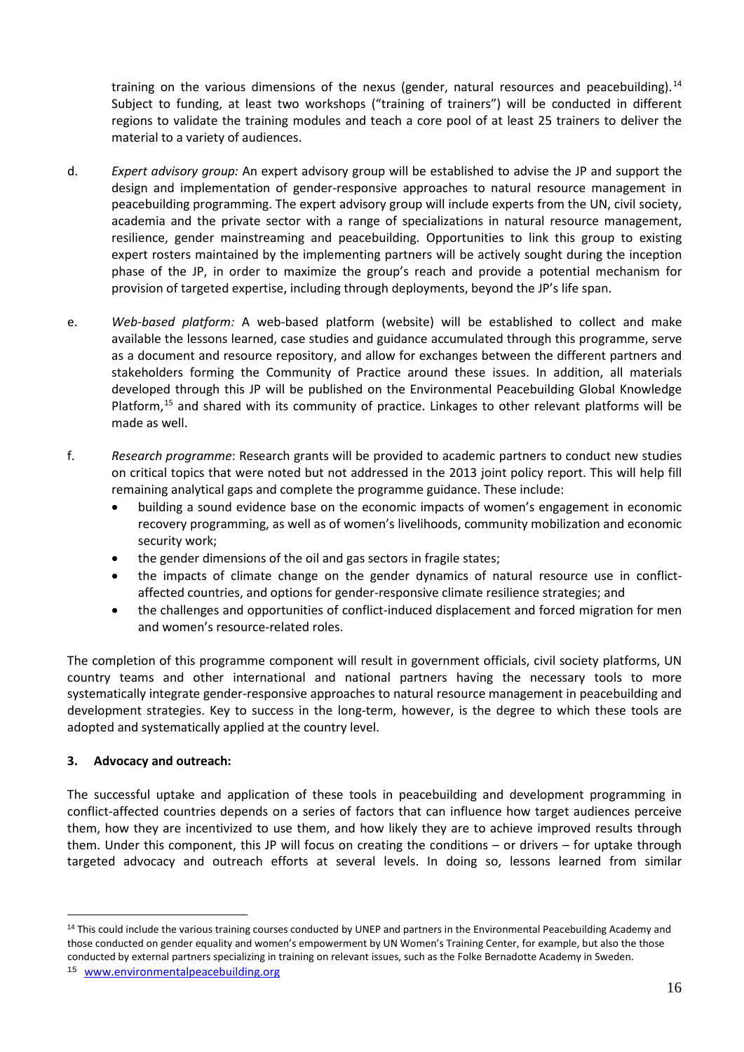training on the various dimensions of the nexus (gender, natural resources and peacebuilding).[14] Subject to funding, at least two workshops ("training of trainers") will be conducted in different regions to validate the training modules and teach a core pool of at least 25 trainers to deliver the material to a variety of audiences.

d. *Expert advisory group:* An expert advisory group will be established to advise the JP and support the design and implementation of gender-responsive approaches to natural resource management in peacebuilding programming. The expert advisory group will include experts from the UN, civil society, academia and the private sector with a range of specializations in natural resource management, resilience, gender mainstreaming and peacebuilding. Opportunities to link this group to existing expert rosters maintained by the implementing partners will be actively sought during the inception phase of the JP, in order to maximize the group's reach and provide a potential mechanism for provision of targeted expertise, including through deployments, beyond the JP's life span.

e. *Web-based platform:* A web-based platform (website) will be established to collect and make available the lessons learned, case studies and guidance accumulated through this programme, serve as a document and resource repository, and allow for exchanges between the different partners and stakeholders forming the Community of Practice around these issues. In addition, all materials developed through this JP will be published on the Environmental Peacebuilding Global Knowledge Platform,[15] and shared with its community of practice. Linkages to other relevant platforms will be made as well.

f. *Research programme*: Research grants will be provided to academic partners to conduct new studies on critical topics that were noted but not addressed in the 2013 joint policy report. This will help fill remaining analytical gaps and complete the programme guidance. These include:
   - building a sound evidence base on the economic impacts of women's engagement in economic recovery programming, as well as of women's livelihoods, community mobilization and economic security work;
   - the gender dimensions of the oil and gas sectors in fragile states;
   - the impacts of climate change on the gender dynamics of natural resource use in conflict-affected countries, and options for gender-responsive climate resilience strategies; and
   - the challenges and opportunities of conflict-induced displacement and forced migration for men and women's resource-related roles.

The completion of this programme component will result in government officials, civil society platforms, UN country teams and other international and national partners having the necessary tools to more systematically integrate gender-responsive approaches to natural resource management in peacebuilding and development strategies. Key to success in the long-term, however, is the degree to which these tools are adopted and systematically applied at the country level.

**3. Advocacy and outreach:**

The successful uptake and application of these tools in peacebuilding and development programming in conflict-affected countries depends on a series of factors that can influence how target audiences perceive them, how they are incentivized to use them, and how likely they are to achieve improved results through them. Under this component, this JP will focus on creating the conditions – or drivers – for uptake through targeted advocacy and outreach efforts at several levels. In doing so, lessons learned from similar

---

[14] This could include the various training courses conducted by UNEP and partners in the Environmental Peacebuilding Academy and those conducted on gender equality and women's empowerment by UN Women's Training Center, for example, but also the those conducted by external partners specializing in training on relevant issues, such as the Folke Bernadotte Academy in Sweden.

[15] www.environmentalpeacebuilding.org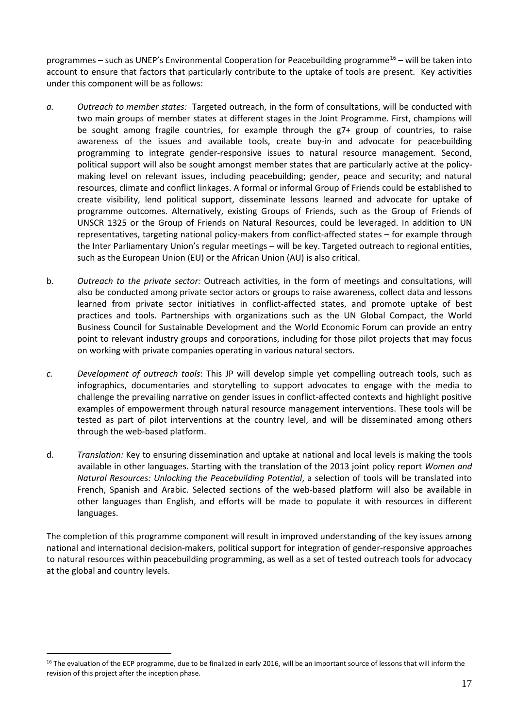programmes – such as UNEP's Environmental Cooperation for Peacebuilding programme[16] – will be taken into account to ensure that factors that particularly contribute to the uptake of tools are present. Key activities under this component will be as follows:

*a.* *Outreach to member states:* Targeted outreach, in the form of consultations, will be conducted with two main groups of member states at different stages in the Joint Programme. First, champions will be sought among fragile countries, for example through the g7+ group of countries, to raise awareness of the issues and available tools, create buy-in and advocate for peacebuilding programming to integrate gender-responsive issues to natural resource management. Second, political support will also be sought amongst member states that are particularly active at the policy-making level on relevant issues, including peacebuilding; gender, peace and security; and natural resources, climate and conflict linkages. A formal or informal Group of Friends could be established to create visibility, lend political support, disseminate lessons learned and advocate for uptake of programme outcomes. Alternatively, existing Groups of Friends, such as the Group of Friends of UNSCR 1325 or the Group of Friends on Natural Resources, could be leveraged. In addition to UN representatives, targeting national policy-makers from conflict-affected states – for example through the Inter Parliamentary Union's regular meetings – will be key. Targeted outreach to regional entities, such as the European Union (EU) or the African Union (AU) is also critical.

b. *Outreach to the private sector:* Outreach activities, in the form of meetings and consultations, will also be conducted among private sector actors or groups to raise awareness, collect data and lessons learned from private sector initiatives in conflict-affected states, and promote uptake of best practices and tools. Partnerships with organizations such as the UN Global Compact, the World Business Council for Sustainable Development and the World Economic Forum can provide an entry point to relevant industry groups and corporations, including for those pilot projects that may focus on working with private companies operating in various natural sectors.

*c.* *Development of outreach tools*: This JP will develop simple yet compelling outreach tools, such as infographics, documentaries and storytelling to support advocates to engage with the media to challenge the prevailing narrative on gender issues in conflict-affected contexts and highlight positive examples of empowerment through natural resource management interventions. These tools will be tested as part of pilot interventions at the country level, and will be disseminated among others through the web-based platform.

d. *Translation:* Key to ensuring dissemination and uptake at national and local levels is making the tools available in other languages. Starting with the translation of the 2013 joint policy report *Women and Natural Resources: Unlocking the Peacebuilding Potential*, a selection of tools will be translated into French, Spanish and Arabic. Selected sections of the web-based platform will also be available in other languages than English, and efforts will be made to populate it with resources in different languages.

The completion of this programme component will result in improved understanding of the key issues among national and international decision-makers, political support for integration of gender-responsive approaches to natural resources within peacebuilding programming, as well as a set of tested outreach tools for advocacy at the global and country levels.

[16] The evaluation of the ECP programme, due to be finalized in early 2016, will be an important source of lessons that will inform the revision of this project after the inception phase.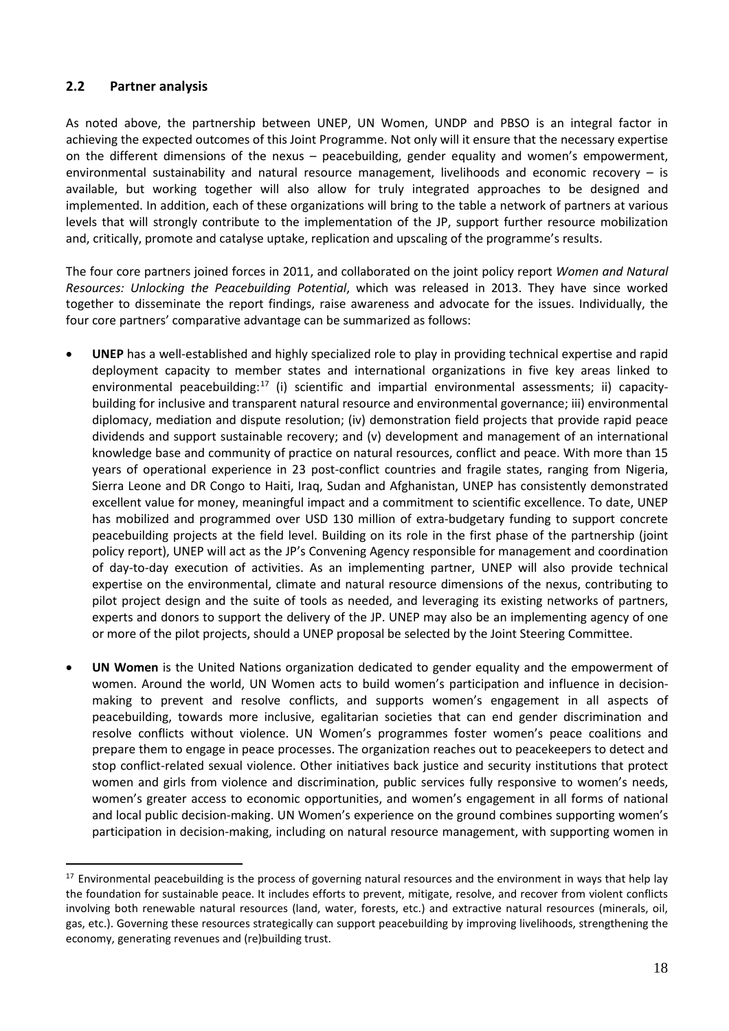### 2.2 Partner analysis

As noted above, the partnership between UNEP, UN Women, UNDP and PBSO is an integral factor in achieving the expected outcomes of this Joint Programme. Not only will it ensure that the necessary expertise on the different dimensions of the nexus – peacebuilding, gender equality and women's empowerment, environmental sustainability and natural resource management, livelihoods and economic recovery – is available, but working together will also allow for truly integrated approaches to be designed and implemented. In addition, each of these organizations will bring to the table a network of partners at various levels that will strongly contribute to the implementation of the JP, support further resource mobilization and, critically, promote and catalyse uptake, replication and upscaling of the programme's results.

The four core partners joined forces in 2011, and collaborated on the joint policy report *Women and Natural Resources: Unlocking the Peacebuilding Potential*, which was released in 2013. They have since worked together to disseminate the report findings, raise awareness and advocate for the issues. Individually, the four core partners' comparative advantage can be summarized as follows:

- **UNEP** has a well-established and highly specialized role to play in providing technical expertise and rapid deployment capacity to member states and international organizations in five key areas linked to environmental peacebuilding:[17] (i) scientific and impartial environmental assessments; ii) capacity-building for inclusive and transparent natural resource and environmental governance; iii) environmental diplomacy, mediation and dispute resolution; (iv) demonstration field projects that provide rapid peace dividends and support sustainable recovery; and (v) development and management of an international knowledge base and community of practice on natural resources, conflict and peace. With more than 15 years of operational experience in 23 post-conflict countries and fragile states, ranging from Nigeria, Sierra Leone and DR Congo to Haiti, Iraq, Sudan and Afghanistan, UNEP has consistently demonstrated excellent value for money, meaningful impact and a commitment to scientific excellence. To date, UNEP has mobilized and programmed over USD 130 million of extra-budgetary funding to support concrete peacebuilding projects at the field level. Building on its role in the first phase of the partnership (joint policy report), UNEP will act as the JP's Convening Agency responsible for management and coordination of day-to-day execution of activities. As an implementing partner, UNEP will also provide technical expertise on the environmental, climate and natural resource dimensions of the nexus, contributing to pilot project design and the suite of tools as needed, and leveraging its existing networks of partners, experts and donors to support the delivery of the JP. UNEP may also be an implementing agency of one or more of the pilot projects, should a UNEP proposal be selected by the Joint Steering Committee.

- **UN Women** is the United Nations organization dedicated to gender equality and the empowerment of women. Around the world, UN Women acts to build women's participation and influence in decision-making to prevent and resolve conflicts, and supports women's engagement in all aspects of peacebuilding, towards more inclusive, egalitarian societies that can end gender discrimination and resolve conflicts without violence. UN Women's programmes foster women's peace coalitions and prepare them to engage in peace processes. The organization reaches out to peacekeepers to detect and stop conflict-related sexual violence. Other initiatives back justice and security institutions that protect women and girls from violence and discrimination, public services fully responsive to women's needs, women's greater access to economic opportunities, and women's engagement in all forms of national and local public decision-making. UN Women's experience on the ground combines supporting women's participation in decision-making, including on natural resource management, with supporting women in

---

[17] Environmental peacebuilding is the process of governing natural resources and the environment in ways that help lay the foundation for sustainable peace. It includes efforts to prevent, mitigate, resolve, and recover from violent conflicts involving both renewable natural resources (land, water, forests, etc.) and extractive natural resources (minerals, oil, gas, etc.). Governing these resources strategically can support peacebuilding by improving livelihoods, strengthening the economy, generating revenues and (re)building trust.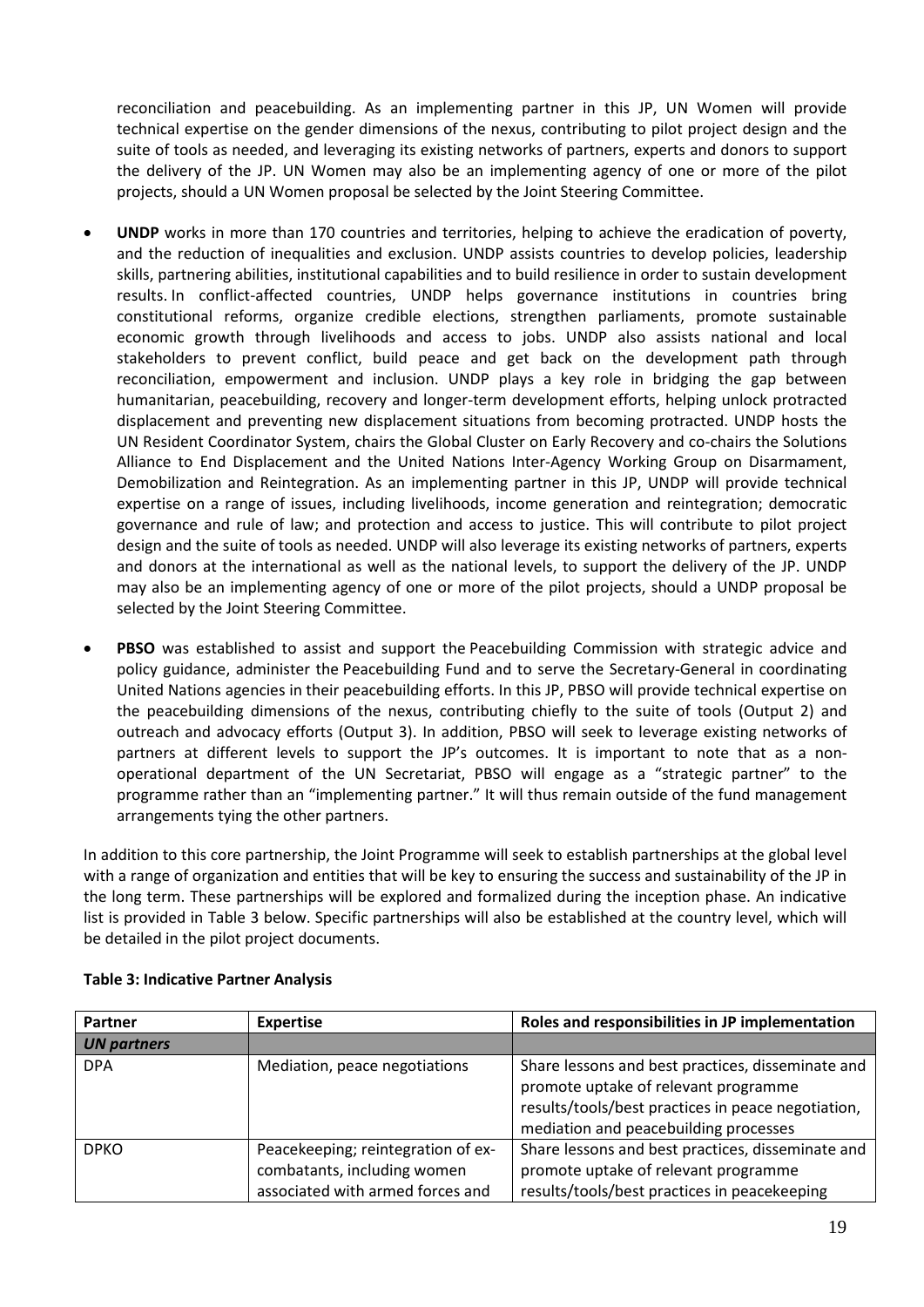reconciliation and peacebuilding. As an implementing partner in this JP, UN Women will provide technical expertise on the gender dimensions of the nexus, contributing to pilot project design and the suite of tools as needed, and leveraging its existing networks of partners, experts and donors to support the delivery of the JP. UN Women may also be an implementing agency of one or more of the pilot projects, should a UN Women proposal be selected by the Joint Steering Committee.

- **UNDP** works in more than 170 countries and territories, helping to achieve the eradication of poverty, and the reduction of inequalities and exclusion. UNDP assists countries to develop policies, leadership skills, partnering abilities, institutional capabilities and to build resilience in order to sustain development results. In conflict-affected countries, UNDP helps governance institutions in countries bring constitutional reforms, organize credible elections, strengthen parliaments, promote sustainable economic growth through livelihoods and access to jobs. UNDP also assists national and local stakeholders to prevent conflict, build peace and get back on the development path through reconciliation, empowerment and inclusion. UNDP plays a key role in bridging the gap between humanitarian, peacebuilding, recovery and longer-term development efforts, helping unlock protracted displacement and preventing new displacement situations from becoming protracted. UNDP hosts the UN Resident Coordinator System, chairs the Global Cluster on Early Recovery and co-chairs the Solutions Alliance to End Displacement and the United Nations Inter-Agency Working Group on Disarmament, Demobilization and Reintegration. As an implementing partner in this JP, UNDP will provide technical expertise on a range of issues, including livelihoods, income generation and reintegration; democratic governance and rule of law; and protection and access to justice. This will contribute to pilot project design and the suite of tools as needed. UNDP will also leverage its existing networks of partners, experts and donors at the international as well as the national levels, to support the delivery of the JP. UNDP may also be an implementing agency of one or more of the pilot projects, should a UNDP proposal be selected by the Joint Steering Committee.

- **PBSO** was established to assist and support the Peacebuilding Commission with strategic advice and policy guidance, administer the Peacebuilding Fund and to serve the Secretary-General in coordinating United Nations agencies in their peacebuilding efforts. In this JP, PBSO will provide technical expertise on the peacebuilding dimensions of the nexus, contributing chiefly to the suite of tools (Output 2) and outreach and advocacy efforts (Output 3). In addition, PBSO will seek to leverage existing networks of partners at different levels to support the JP's outcomes. It is important to note that as a non-operational department of the UN Secretariat, PBSO will engage as a "strategic partner" to the programme rather than an "implementing partner." It will thus remain outside of the fund management arrangements tying the other partners.

In addition to this core partnership, the Joint Programme will seek to establish partnerships at the global level with a range of organization and entities that will be key to ensuring the success and sustainability of the JP in the long term. These partnerships will be explored and formalized during the inception phase. An indicative list is provided in Table 3 below. Specific partnerships will also be established at the country level, which will be detailed in the pilot project documents.

**Table 3: Indicative Partner Analysis**

| Partner | Expertise | Roles and responsibilities in JP implementation |
|---|---|---|
| ***UN partners*** | | |
| DPA | Mediation, peace negotiations | Share lessons and best practices, disseminate and promote uptake of relevant programme results/tools/best practices in peace negotiation, mediation and peacebuilding processes |
| DPKO | Peacekeeping; reintegration of ex-combatants, including women associated with armed forces and | Share lessons and best practices, disseminate and promote uptake of relevant programme results/tools/best practices in peacekeeping |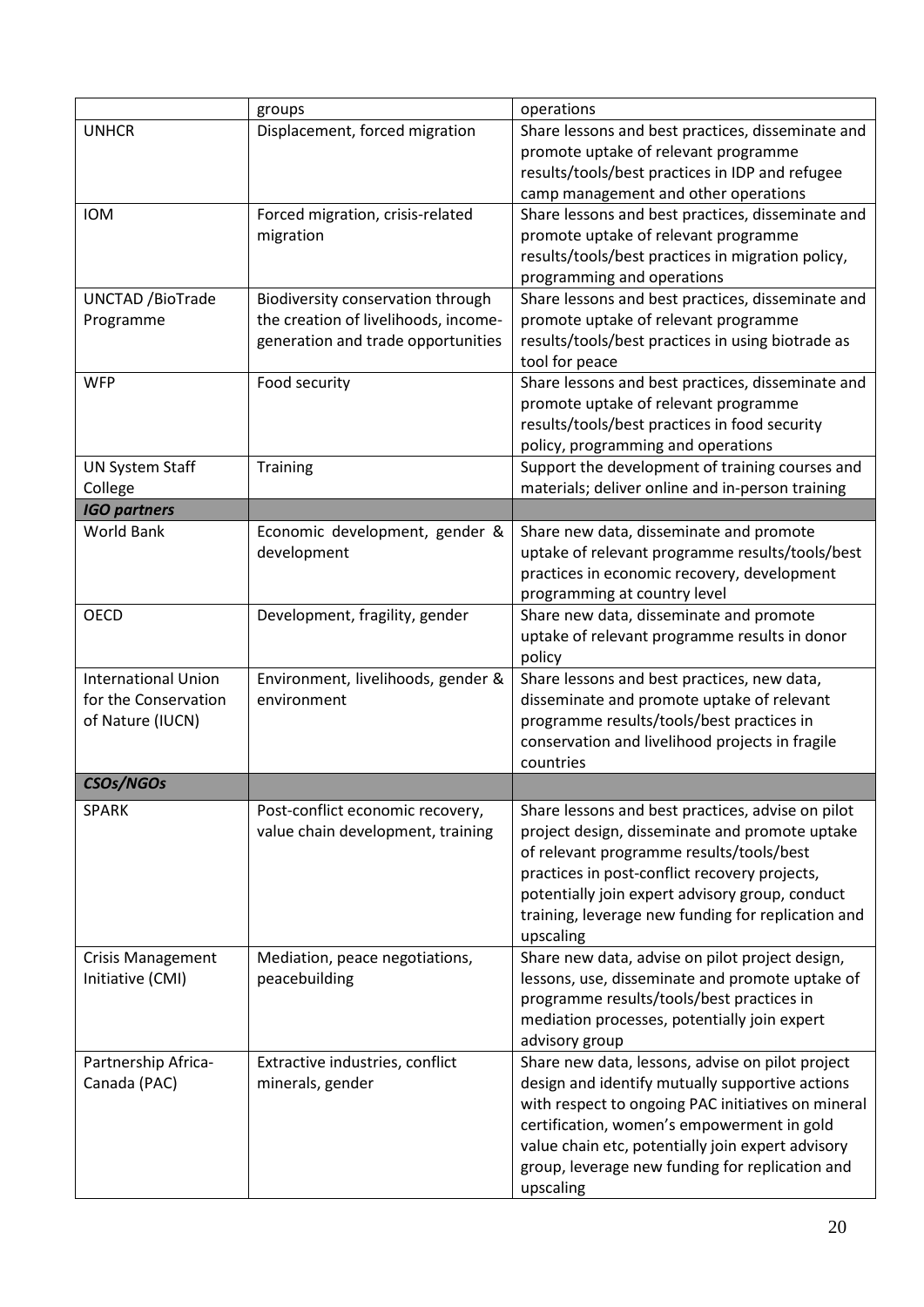|  | groups | operations |
|---|---|---|
| UNHCR | Displacement, forced migration | Share lessons and best practices, disseminate and promote uptake of relevant programme results/tools/best practices in IDP and refugee camp management and other operations |
| IOM | Forced migration, crisis-related migration | Share lessons and best practices, disseminate and promote uptake of relevant programme results/tools/best practices in migration policy, programming and operations |
| UNCTAD /BioTrade Programme | Biodiversity conservation through the creation of livelihoods, income-generation and trade opportunities | Share lessons and best practices, disseminate and promote uptake of relevant programme results/tools/best practices in using biotrade as tool for peace |
| WFP | Food security | Share lessons and best practices, disseminate and promote uptake of relevant programme results/tools/best practices in food security policy, programming and operations |
| UN System Staff College | Training | Support the development of training courses and materials; deliver online and in-person training |
| ***IGO partners*** |  |  |
| World Bank | Economic development, gender & development | Share new data, disseminate and promote uptake of relevant programme results/tools/best practices in economic recovery, development programming at country level |
| OECD | Development, fragility, gender | Share new data, disseminate and promote uptake of relevant programme results in donor policy |
| International Union for the Conservation of Nature (IUCN) | Environment, livelihoods, gender & environment | Share lessons and best practices, new data, disseminate and promote uptake of relevant programme results/tools/best practices in conservation and livelihood projects in fragile countries |
| ***CSOs/NGOs*** |  |  |
| SPARK | Post-conflict economic recovery, value chain development, training | Share lessons and best practices, advise on pilot project design, disseminate and promote uptake of relevant programme results/tools/best practices in post-conflict recovery projects, potentially join expert advisory group, conduct training, leverage new funding for replication and upscaling |
| Crisis Management Initiative (CMI) | Mediation, peace negotiations, peacebuilding | Share new data, advise on pilot project design, lessons, use, disseminate and promote uptake of programme results/tools/best practices in mediation processes, potentially join expert advisory group |
| Partnership Africa-Canada (PAC) | Extractive industries, conflict minerals, gender | Share new data, lessons, advise on pilot project design and identify mutually supportive actions with respect to ongoing PAC initiatives on mineral certification, women's empowerment in gold value chain etc, potentially join expert advisory group, leverage new funding for replication and upscaling |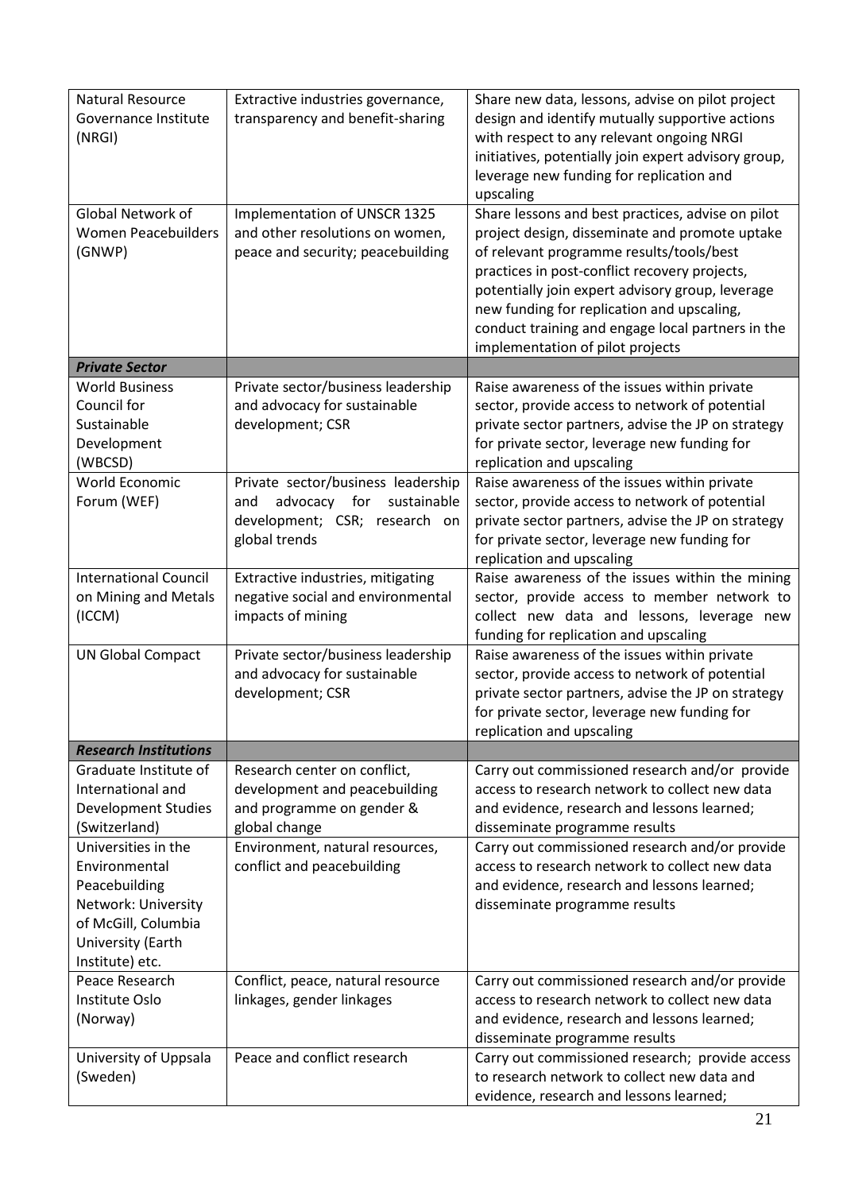| Natural Resource Governance Institute (NRGI) | Extractive industries governance, transparency and benefit-sharing | Share new data, lessons, advise on pilot project design and identify mutually supportive actions with respect to any relevant ongoing NRGI initiatives, potentially join expert advisory group, leverage new funding for replication and upscaling |
|---|---|---|
| Global Network of Women Peacebuilders (GNWP) | Implementation of UNSCR 1325 and other resolutions on women, peace and security; peacebuilding | Share lessons and best practices, advise on pilot project design, disseminate and promote uptake of relevant programme results/tools/best practices in post-conflict recovery projects, potentially join expert advisory group, leverage new funding for replication and upscaling, conduct training and engage local partners in the implementation of pilot projects |
| ***Private Sector*** | | |
| World Business Council for Sustainable Development (WBCSD) | Private sector/business leadership and advocacy for sustainable development; CSR | Raise awareness of the issues within private sector, provide access to network of potential private sector partners, advise the JP on strategy for private sector, leverage new funding for replication and upscaling |
| World Economic Forum (WEF) | Private sector/business leadership and advocacy for sustainable development; CSR; research on global trends | Raise awareness of the issues within private sector, provide access to network of potential private sector partners, advise the JP on strategy for private sector, leverage new funding for replication and upscaling |
| International Council on Mining and Metals (ICCM) | Extractive industries, mitigating negative social and environmental impacts of mining | Raise awareness of the issues within the mining sector, provide access to member network to collect new data and lessons, leverage new funding for replication and upscaling |
| UN Global Compact | Private sector/business leadership and advocacy for sustainable development; CSR | Raise awareness of the issues within private sector, provide access to network of potential private sector partners, advise the JP on strategy for private sector, leverage new funding for replication and upscaling |
| ***Research Institutions*** | | |
| Graduate Institute of International and Development Studies (Switzerland) | Research center on conflict, development and peacebuilding and programme on gender & global change | Carry out commissioned research and/or provide access to research network to collect new data and evidence, research and lessons learned; disseminate programme results |
| Universities in the Environmental Peacebuilding Network: University of McGill, Columbia University (Earth Institute) etc. | Environment, natural resources, conflict and peacebuilding | Carry out commissioned research and/or provide access to research network to collect new data and evidence, research and lessons learned; disseminate programme results |
| Peace Research Institute Oslo (Norway) | Conflict, peace, natural resource linkages, gender linkages | Carry out commissioned research and/or provide access to research network to collect new data and evidence, research and lessons learned; disseminate programme results |
| University of Uppsala (Sweden) | Peace and conflict research | Carry out commissioned research; provide access to research network to collect new data and evidence, research and lessons learned; |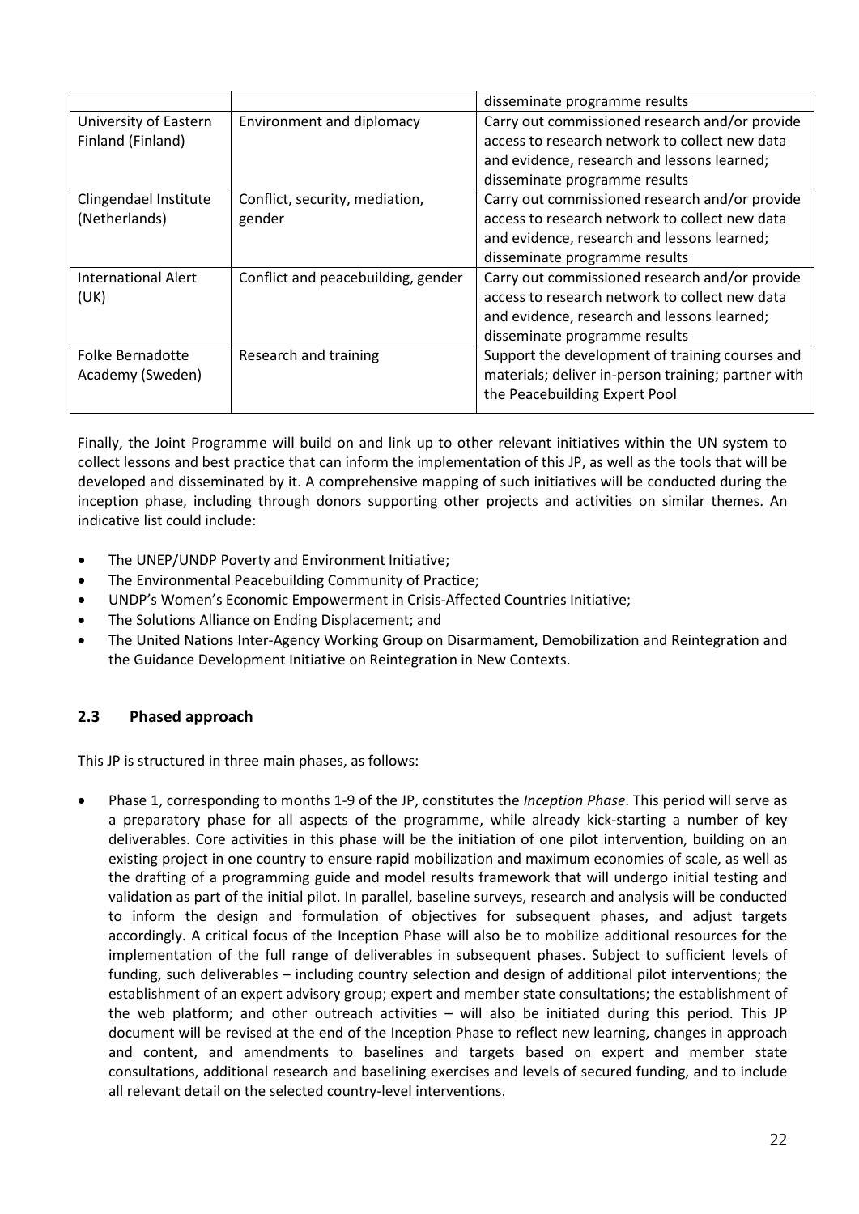| | | disseminate programme results |
|---|---|---|
| University of Eastern Finland (Finland) | Environment and diplomacy | Carry out commissioned research and/or provide access to research network to collect new data and evidence, research and lessons learned; disseminate programme results |
| Clingendael Institute (Netherlands) | Conflict, security, mediation, gender | Carry out commissioned research and/or provide access to research network to collect new data and evidence, research and lessons learned; disseminate programme results |
| International Alert (UK) | Conflict and peacebuilding, gender | Carry out commissioned research and/or provide access to research network to collect new data and evidence, research and lessons learned; disseminate programme results |
| Folke Bernadotte Academy (Sweden) | Research and training | Support the development of training courses and materials; deliver in-person training; partner with the Peacebuilding Expert Pool |

Finally, the Joint Programme will build on and link up to other relevant initiatives within the UN system to collect lessons and best practice that can inform the implementation of this JP, as well as the tools that will be developed and disseminated by it. A comprehensive mapping of such initiatives will be conducted during the inception phase, including through donors supporting other projects and activities on similar themes. An indicative list could include:

- The UNEP/UNDP Poverty and Environment Initiative;
- The Environmental Peacebuilding Community of Practice;
- UNDP's Women's Economic Empowerment in Crisis-Affected Countries Initiative;
- The Solutions Alliance on Ending Displacement; and
- The United Nations Inter-Agency Working Group on Disarmament, Demobilization and Reintegration and the Guidance Development Initiative on Reintegration in New Contexts.

## 2.3 Phased approach

This JP is structured in three main phases, as follows:

- Phase 1, corresponding to months 1-9 of the JP, constitutes the *Inception Phase*. This period will serve as a preparatory phase for all aspects of the programme, while already kick-starting a number of key deliverables. Core activities in this phase will be the initiation of one pilot intervention, building on an existing project in one country to ensure rapid mobilization and maximum economies of scale, as well as the drafting of a programming guide and model results framework that will undergo initial testing and validation as part of the initial pilot. In parallel, baseline surveys, research and analysis will be conducted to inform the design and formulation of objectives for subsequent phases, and adjust targets accordingly. A critical focus of the Inception Phase will also be to mobilize additional resources for the implementation of the full range of deliverables in subsequent phases. Subject to sufficient levels of funding, such deliverables – including country selection and design of additional pilot interventions; the establishment of an expert advisory group; expert and member state consultations; the establishment of the web platform; and other outreach activities – will also be initiated during this period. This JP document will be revised at the end of the Inception Phase to reflect new learning, changes in approach and content, and amendments to baselines and targets based on expert and member state consultations, additional research and baselining exercises and levels of secured funding, and to include all relevant detail on the selected country-level interventions.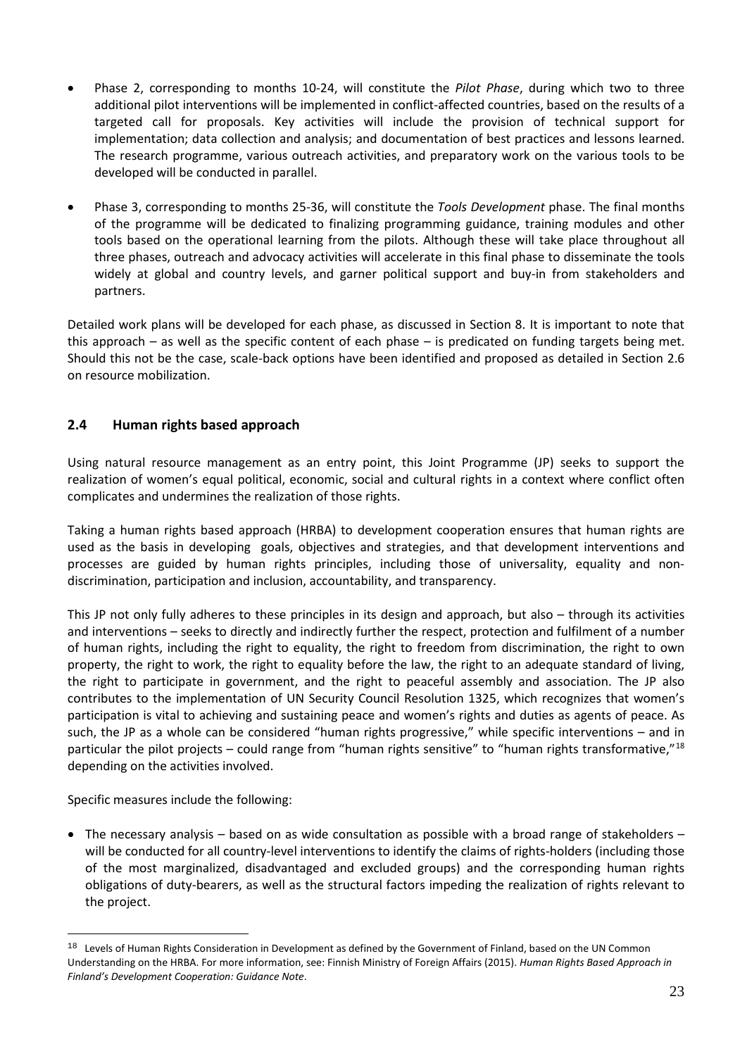- Phase 2, corresponding to months 10-24, will constitute the *Pilot Phase*, during which two to three additional pilot interventions will be implemented in conflict-affected countries, based on the results of a targeted call for proposals. Key activities will include the provision of technical support for implementation; data collection and analysis; and documentation of best practices and lessons learned. The research programme, various outreach activities, and preparatory work on the various tools to be developed will be conducted in parallel.

- Phase 3, corresponding to months 25-36, will constitute the *Tools Development* phase. The final months of the programme will be dedicated to finalizing programming guidance, training modules and other tools based on the operational learning from the pilots. Although these will take place throughout all three phases, outreach and advocacy activities will accelerate in this final phase to disseminate the tools widely at global and country levels, and garner political support and buy-in from stakeholders and partners.

Detailed work plans will be developed for each phase, as discussed in Section 8. It is important to note that this approach – as well as the specific content of each phase – is predicated on funding targets being met. Should this not be the case, scale-back options have been identified and proposed as detailed in Section 2.6 on resource mobilization.

## 2.4 Human rights based approach

Using natural resource management as an entry point, this Joint Programme (JP) seeks to support the realization of women's equal political, economic, social and cultural rights in a context where conflict often complicates and undermines the realization of those rights.

Taking a human rights based approach (HRBA) to development cooperation ensures that human rights are used as the basis in developing goals, objectives and strategies, and that development interventions and processes are guided by human rights principles, including those of universality, equality and non-discrimination, participation and inclusion, accountability, and transparency.

This JP not only fully adheres to these principles in its design and approach, but also – through its activities and interventions – seeks to directly and indirectly further the respect, protection and fulfilment of a number of human rights, including the right to equality, the right to freedom from discrimination, the right to own property, the right to work, the right to equality before the law, the right to an adequate standard of living, the right to participate in government, and the right to peaceful assembly and association. The JP also contributes to the implementation of UN Security Council Resolution 1325, which recognizes that women's participation is vital to achieving and sustaining peace and women's rights and duties as agents of peace. As such, the JP as a whole can be considered "human rights progressive," while specific interventions – and in particular the pilot projects – could range from "human rights sensitive" to "human rights transformative,"[18] depending on the activities involved.

Specific measures include the following:

- The necessary analysis – based on as wide consultation as possible with a broad range of stakeholders – will be conducted for all country-level interventions to identify the claims of rights-holders (including those of the most marginalized, disadvantaged and excluded groups) and the corresponding human rights obligations of duty-bearers, as well as the structural factors impeding the realization of rights relevant to the project.

---

[18] Levels of Human Rights Consideration in Development as defined by the Government of Finland, based on the UN Common Understanding on the HRBA. For more information, see: Finnish Ministry of Foreign Affairs (2015). *Human Rights Based Approach in Finland's Development Cooperation: Guidance Note*.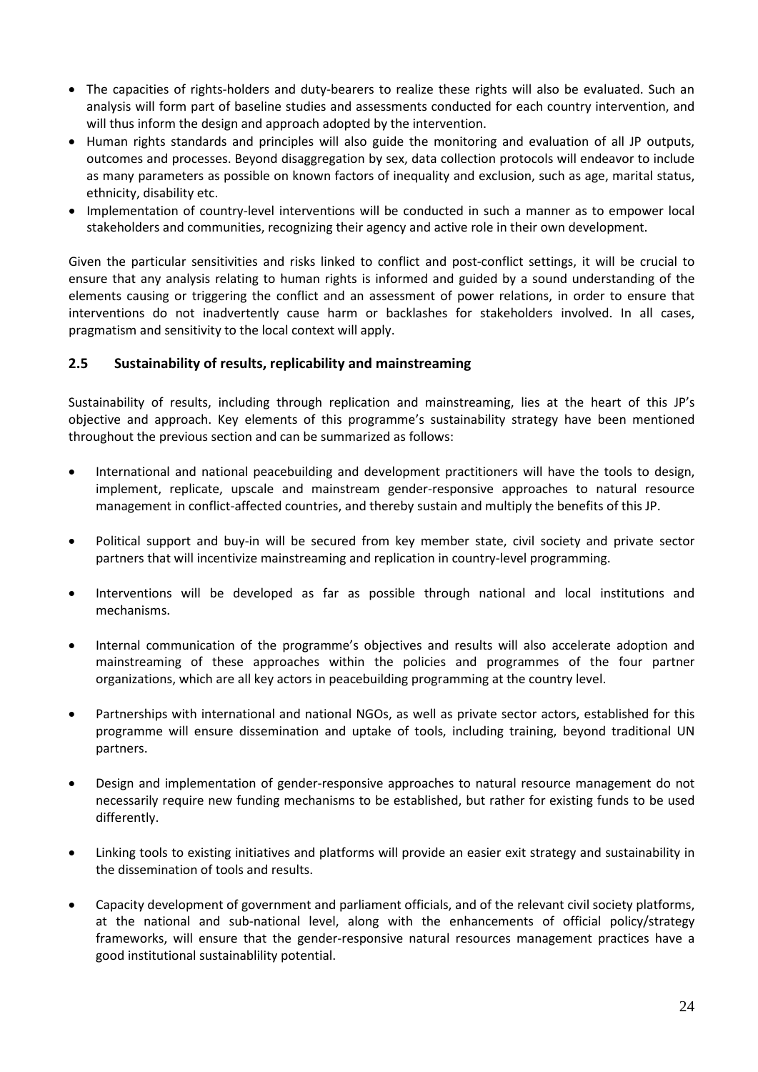- The capacities of rights-holders and duty-bearers to realize these rights will also be evaluated. Such an analysis will form part of baseline studies and assessments conducted for each country intervention, and will thus inform the design and approach adopted by the intervention.
- Human rights standards and principles will also guide the monitoring and evaluation of all JP outputs, outcomes and processes. Beyond disaggregation by sex, data collection protocols will endeavor to include as many parameters as possible on known factors of inequality and exclusion, such as age, marital status, ethnicity, disability etc.
- Implementation of country-level interventions will be conducted in such a manner as to empower local stakeholders and communities, recognizing their agency and active role in their own development.

Given the particular sensitivities and risks linked to conflict and post-conflict settings, it will be crucial to ensure that any analysis relating to human rights is informed and guided by a sound understanding of the elements causing or triggering the conflict and an assessment of power relations, in order to ensure that interventions do not inadvertently cause harm or backlashes for stakeholders involved. In all cases, pragmatism and sensitivity to the local context will apply.

### 2.5 Sustainability of results, replicability and mainstreaming

Sustainability of results, including through replication and mainstreaming, lies at the heart of this JP's objective and approach. Key elements of this programme's sustainability strategy have been mentioned throughout the previous section and can be summarized as follows:

- International and national peacebuilding and development practitioners will have the tools to design, implement, replicate, upscale and mainstream gender-responsive approaches to natural resource management in conflict-affected countries, and thereby sustain and multiply the benefits of this JP.
- Political support and buy-in will be secured from key member state, civil society and private sector partners that will incentivize mainstreaming and replication in country-level programming.
- Interventions will be developed as far as possible through national and local institutions and mechanisms.
- Internal communication of the programme's objectives and results will also accelerate adoption and mainstreaming of these approaches within the policies and programmes of the four partner organizations, which are all key actors in peacebuilding programming at the country level.
- Partnerships with international and national NGOs, as well as private sector actors, established for this programme will ensure dissemination and uptake of tools, including training, beyond traditional UN partners.
- Design and implementation of gender-responsive approaches to natural resource management do not necessarily require new funding mechanisms to be established, but rather for existing funds to be used differently.
- Linking tools to existing initiatives and platforms will provide an easier exit strategy and sustainability in the dissemination of tools and results.
- Capacity development of government and parliament officials, and of the relevant civil society platforms, at the national and sub-national level, along with the enhancements of official policy/strategy frameworks, will ensure that the gender-responsive natural resources management practices have a good institutional sustainablility potential.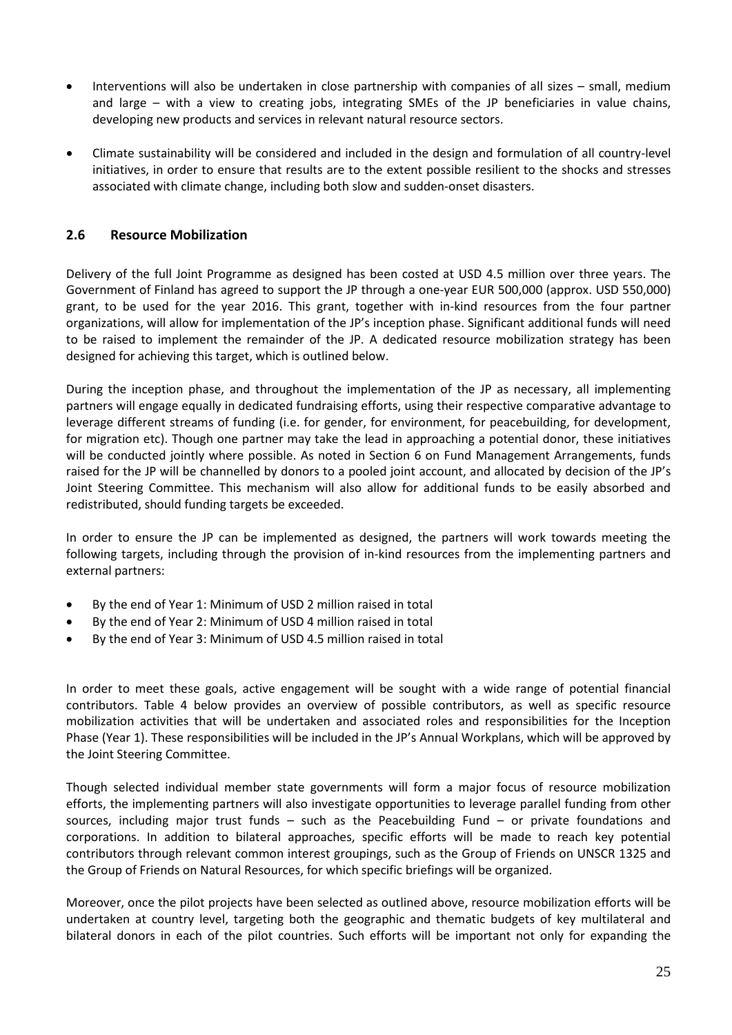- Interventions will also be undertaken in close partnership with companies of all sizes – small, medium and large – with a view to creating jobs, integrating SMEs of the JP beneficiaries in value chains, developing new products and services in relevant natural resource sectors.
- Climate sustainability will be considered and included in the design and formulation of all country-level initiatives, in order to ensure that results are to the extent possible resilient to the shocks and stresses associated with climate change, including both slow and sudden-onset disasters.

## 2.6 Resource Mobilization

Delivery of the full Joint Programme as designed has been costed at USD 4.5 million over three years. The Government of Finland has agreed to support the JP through a one-year EUR 500,000 (approx. USD 550,000) grant, to be used for the year 2016. This grant, together with in-kind resources from the four partner organizations, will allow for implementation of the JP's inception phase. Significant additional funds will need to be raised to implement the remainder of the JP. A dedicated resource mobilization strategy has been designed for achieving this target, which is outlined below.

During the inception phase, and throughout the implementation of the JP as necessary, all implementing partners will engage equally in dedicated fundraising efforts, using their respective comparative advantage to leverage different streams of funding (i.e. for gender, for environment, for peacebuilding, for development, for migration etc). Though one partner may take the lead in approaching a potential donor, these initiatives will be conducted jointly where possible. As noted in Section 6 on Fund Management Arrangements, funds raised for the JP will be channelled by donors to a pooled joint account, and allocated by decision of the JP's Joint Steering Committee. This mechanism will also allow for additional funds to be easily absorbed and redistributed, should funding targets be exceeded.

In order to ensure the JP can be implemented as designed, the partners will work towards meeting the following targets, including through the provision of in-kind resources from the implementing partners and external partners:

- By the end of Year 1: Minimum of USD 2 million raised in total
- By the end of Year 2: Minimum of USD 4 million raised in total
- By the end of Year 3: Minimum of USD 4.5 million raised in total

In order to meet these goals, active engagement will be sought with a wide range of potential financial contributors. Table 4 below provides an overview of possible contributors, as well as specific resource mobilization activities that will be undertaken and associated roles and responsibilities for the Inception Phase (Year 1). These responsibilities will be included in the JP's Annual Workplans, which will be approved by the Joint Steering Committee.

Though selected individual member state governments will form a major focus of resource mobilization efforts, the implementing partners will also investigate opportunities to leverage parallel funding from other sources, including major trust funds – such as the Peacebuilding Fund – or private foundations and corporations. In addition to bilateral approaches, specific efforts will be made to reach key potential contributors through relevant common interest groupings, such as the Group of Friends on UNSCR 1325 and the Group of Friends on Natural Resources, for which specific briefings will be organized.

Moreover, once the pilot projects have been selected as outlined above, resource mobilization efforts will be undertaken at country level, targeting both the geographic and thematic budgets of key multilateral and bilateral donors in each of the pilot countries. Such efforts will be important not only for expanding the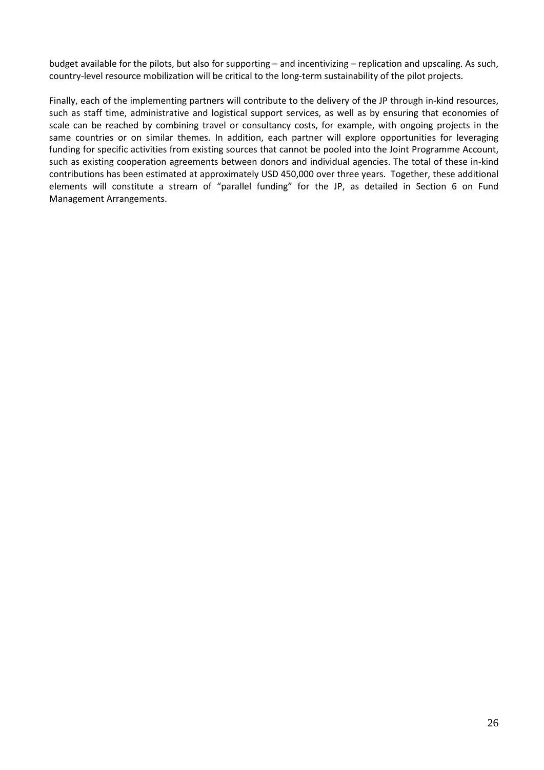budget available for the pilots, but also for supporting – and incentivizing – replication and upscaling. As such, country-level resource mobilization will be critical to the long-term sustainability of the pilot projects.

Finally, each of the implementing partners will contribute to the delivery of the JP through in-kind resources, such as staff time, administrative and logistical support services, as well as by ensuring that economies of scale can be reached by combining travel or consultancy costs, for example, with ongoing projects in the same countries or on similar themes. In addition, each partner will explore opportunities for leveraging funding for specific activities from existing sources that cannot be pooled into the Joint Programme Account, such as existing cooperation agreements between donors and individual agencies. The total of these in-kind contributions has been estimated at approximately USD 450,000 over three years. Together, these additional elements will constitute a stream of "parallel funding" for the JP, as detailed in Section 6 on Fund Management Arrangements.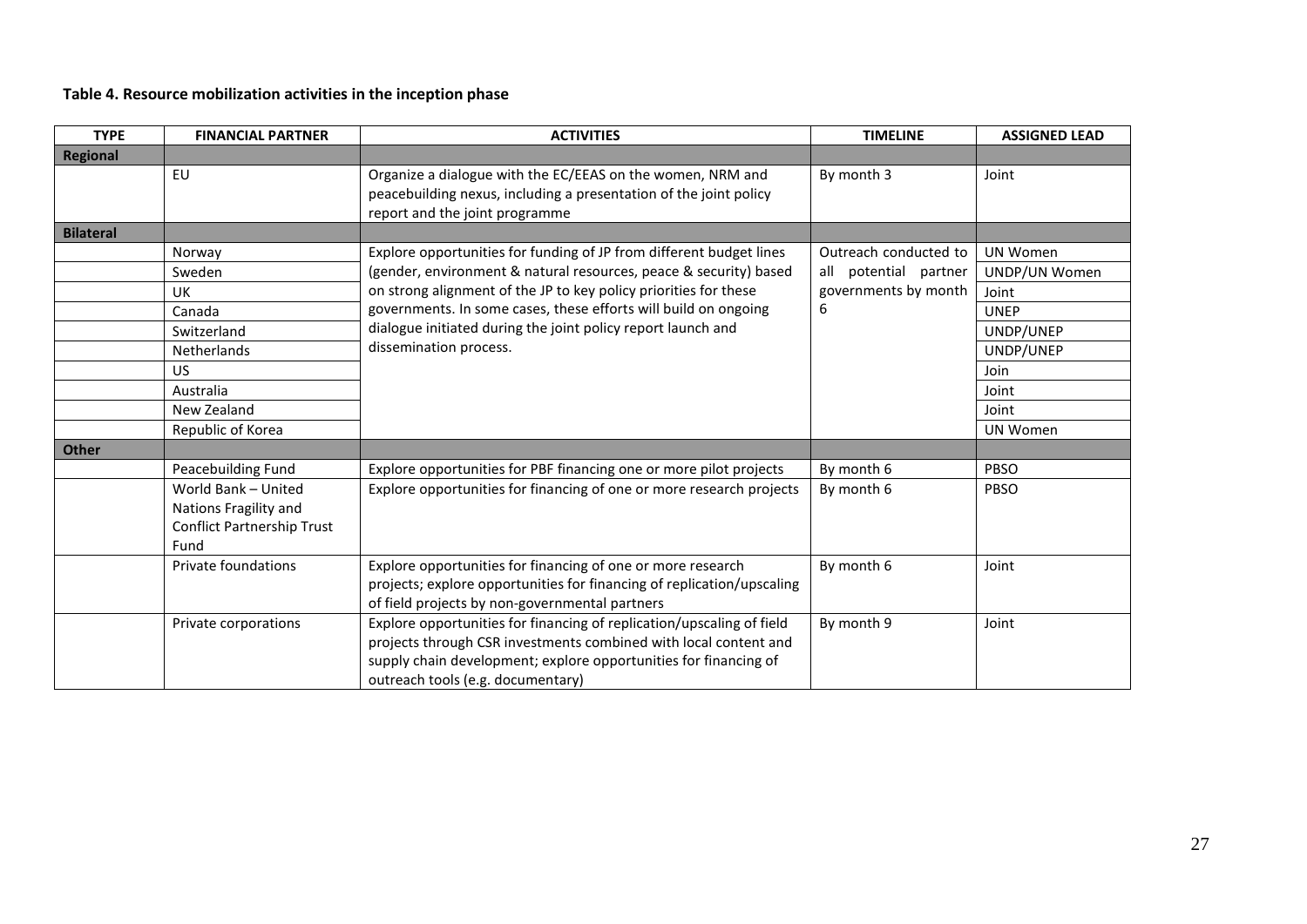**Table 4. Resource mobilization activities in the inception phase**

| TYPE | FINANCIAL PARTNER | ACTIVITIES | TIMELINE | ASSIGNED LEAD |
|---|---|---|---|---|
| **Regional** | | | | |
| | EU | Organize a dialogue with the EC/EEAS on the women, NRM and peacebuilding nexus, including a presentation of the joint policy report and the joint programme | By month 3 | Joint |
| **Bilateral** | | | | |
| | Norway | Explore opportunities for funding of JP from different budget lines (gender, environment & natural resources, peace & security) based on strong alignment of the JP to key policy priorities for these governments. In some cases, these efforts will build on ongoing dialogue initiated during the joint policy report launch and dissemination process. | Outreach conducted to all potential partner governments by month 6 | UN Women |
| | Sweden | | | UNDP/UN Women |
| | UK | | | Joint |
| | Canada | | | UNEP |
| | Switzerland | | | UNDP/UNEP |
| | Netherlands | | | UNDP/UNEP |
| | US | | | Join |
| | Australia | | | Joint |
| | New Zealand | | | Joint |
| | Republic of Korea | | | UN Women |
| **Other** | | | | |
| | Peacebuilding Fund | Explore opportunities for PBF financing one or more pilot projects | By month 6 | PBSO |
| | World Bank – United Nations Fragility and Conflict Partnership Trust Fund | Explore opportunities for financing of one or more research projects | By month 6 | PBSO |
| | Private foundations | Explore opportunities for financing of one or more research projects; explore opportunities for financing of replication/upscaling of field projects by non-governmental partners | By month 6 | Joint |
| | Private corporations | Explore opportunities for financing of replication/upscaling of field projects through CSR investments combined with local content and supply chain development; explore opportunities for financing of outreach tools (e.g. documentary) | By month 9 | Joint |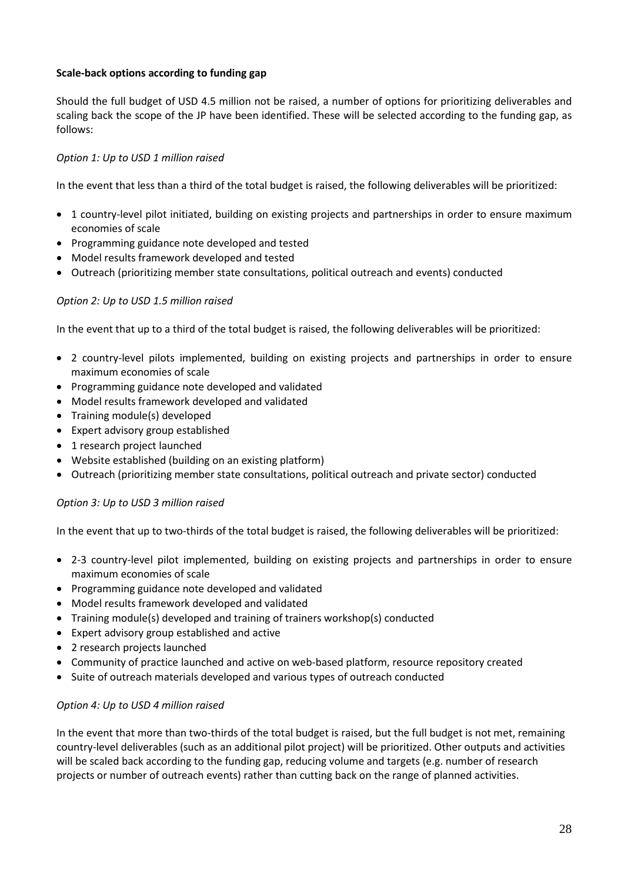**Scale-back options according to funding gap**

Should the full budget of USD 4.5 million not be raised, a number of options for prioritizing deliverables and scaling back the scope of the JP have been identified. These will be selected according to the funding gap, as follows:

*Option 1: Up to USD 1 million raised*

In the event that less than a third of the total budget is raised, the following deliverables will be prioritized:

- 1 country-level pilot initiated, building on existing projects and partnerships in order to ensure maximum economies of scale
- Programming guidance note developed and tested
- Model results framework developed and tested
- Outreach (prioritizing member state consultations, political outreach and events) conducted

*Option 2: Up to USD 1.5 million raised*

In the event that up to a third of the total budget is raised, the following deliverables will be prioritized:

- 2 country-level pilots implemented, building on existing projects and partnerships in order to ensure maximum economies of scale
- Programming guidance note developed and validated
- Model results framework developed and validated
- Training module(s) developed
- Expert advisory group established
- 1 research project launched
- Website established (building on an existing platform)
- Outreach (prioritizing member state consultations, political outreach and private sector) conducted

*Option 3: Up to USD 3 million raised*

In the event that up to two-thirds of the total budget is raised, the following deliverables will be prioritized:

- 2-3 country-level pilot implemented, building on existing projects and partnerships in order to ensure maximum economies of scale
- Programming guidance note developed and validated
- Model results framework developed and validated
- Training module(s) developed and training of trainers workshop(s) conducted
- Expert advisory group established and active
- 2 research projects launched
- Community of practice launched and active on web-based platform, resource repository created
- Suite of outreach materials developed and various types of outreach conducted

*Option 4: Up to USD 4 million raised*

In the event that more than two-thirds of the total budget is raised, but the full budget is not met, remaining country-level deliverables (such as an additional pilot project) will be prioritized. Other outputs and activities will be scaled back according to the funding gap, reducing volume and targets (e.g. number of research projects or number of outreach events) rather than cutting back on the range of planned activities.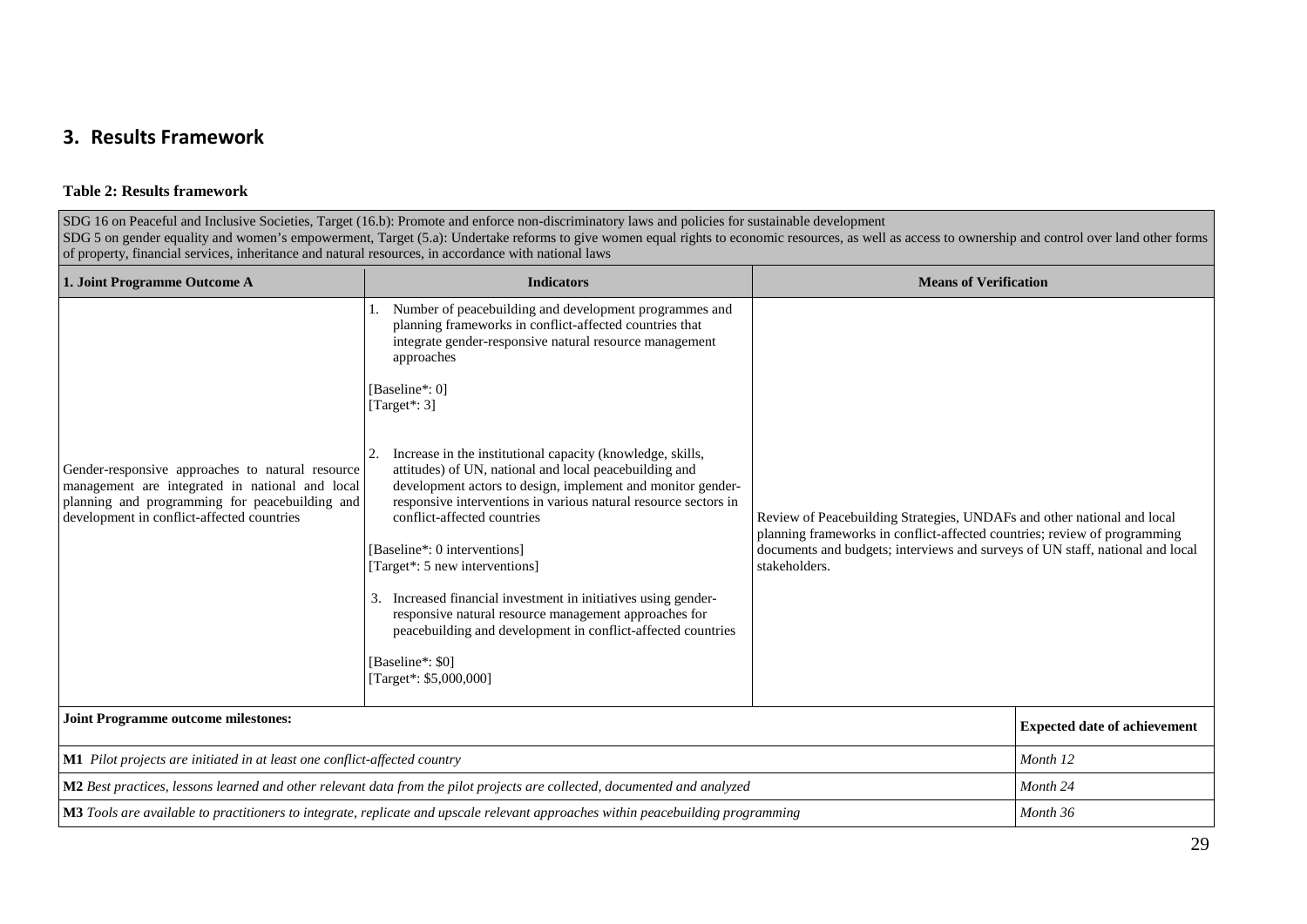## 3. Results Framework

**Table 2: Results framework**

| SDG 16 on Peaceful and Inclusive Societies, Target (16.b): Promote and enforce non-discriminatory laws and policies for sustainable development<br>SDG 5 on gender equality and women's empowerment, Target (5.a): Undertake reforms to give women equal rights to economic resources, as well as access to ownership and control over land other forms of property, financial services, inheritance and natural resources, in accordance with national laws | | | |
|---|---|---|---|
| **1. Joint Programme Outcome A** | **Indicators** | **Means of Verification** | |
| Gender-responsive approaches to natural resource management are integrated in national and local planning and programming for peacebuilding and development in conflict-affected countries | 1. Number of peacebuilding and development programmes and planning frameworks in conflict-affected countries that integrate gender-responsive natural resource management approaches<br><br>[Baseline*: 0]<br>[Target*: 3]<br><br>2. Increase in the institutional capacity (knowledge, skills, attitudes) of UN, national and local peacebuilding and development actors to design, implement and monitor gender-responsive interventions in various natural resource sectors in conflict-affected countries<br><br>[Baseline*: 0 interventions]<br>[Target*: 5 new interventions]<br><br>3. Increased financial investment in initiatives using gender-responsive natural resource management approaches for peacebuilding and development in conflict-affected countries<br><br>[Baseline*: $0]<br>[Target*: $5,000,000] | Review of Peacebuilding Strategies, UNDAFs and other national and local planning frameworks in conflict-affected countries; review of programming documents and budgets; interviews and surveys of UN staff, national and local stakeholders. | |
| **Joint Programme outcome milestones:** | | | **Expected date of achievement** |
| **M1** *Pilot projects are initiated in at least one conflict-affected country* | | | *Month 12* |
| **M2** *Best practices, lessons learned and other relevant data from the pilot projects are collected, documented and analyzed* | | | *Month 24* |
| **M3** *Tools are available to practitioners to integrate, replicate and upscale relevant approaches within peacebuilding programming* | | | *Month 36* |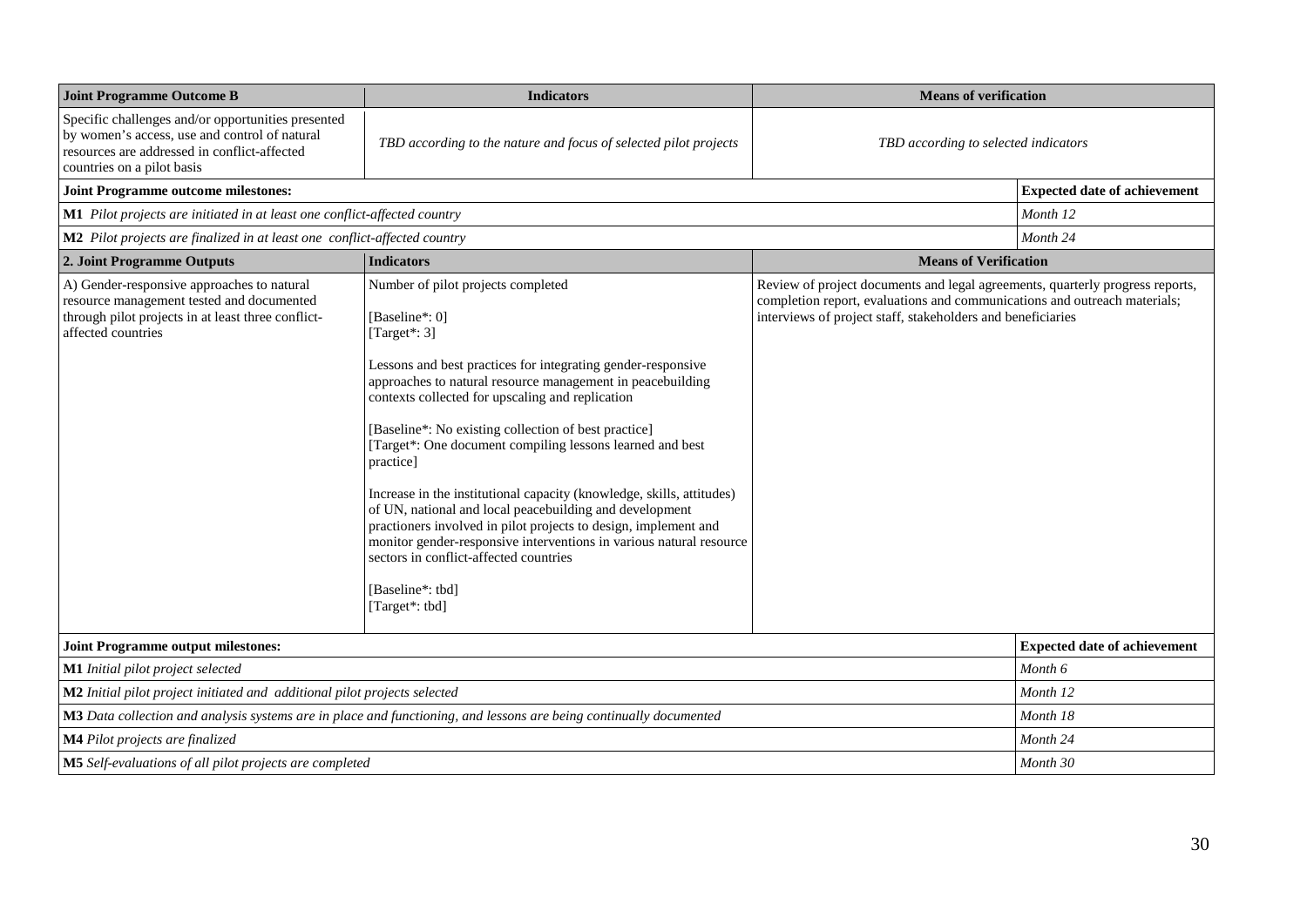| Joint Programme Outcome B | Indicators | Means of verification | |
|---|---|---|---|
| Specific challenges and/or opportunities presented by women's access, use and control of natural resources are addressed in conflict-affected countries on a pilot basis | *TBD according to the nature and focus of selected pilot projects* | *TBD according to selected indicators* | |
| **Joint Programme outcome milestones:** | | | **Expected date of achievement** |
| **M1** *Pilot projects are initiated in at least one conflict-affected country* | | | *Month 12* |
| **M2** *Pilot projects are finalized in at least one conflict-affected country* | | | *Month 24* |
| **2. Joint Programme Outputs** | **Indicators** | **Means of Verification** | |
| A) Gender-responsive approaches to natural resource management tested and documented through pilot projects in at least three conflict-affected countries | Number of pilot projects completed<br><br>[Baseline*: 0]<br>[Target*: 3]<br><br>Lessons and best practices for integrating gender-responsive approaches to natural resource management in peacebuilding contexts collected for upscaling and replication<br><br>[Baseline*: No existing collection of best practice]<br>[Target*: One document compiling lessons learned and best practice]<br><br>Increase in the institutional capacity (knowledge, skills, attitudes) of UN, national and local peacebuilding and development practioners involved in pilot projects to design, implement and monitor gender-responsive interventions in various natural resource sectors in conflict-affected countries<br><br>[Baseline*: tbd]<br>[Target*: tbd] | Review of project documents and legal agreements, quarterly progress reports, completion report, evaluations and communications and outreach materials; interviews of project staff, stakeholders and beneficiaries | |
| **Joint Programme output milestones:** | | | **Expected date of achievement** |
| **M1** *Initial pilot project selected* | | | *Month 6* |
| **M2** *Initial pilot project initiated and additional pilot projects selected* | | | *Month 12* |
| **M3** *Data collection and analysis systems are in place and functioning, and lessons are being continually documented* | | | *Month 18* |
| **M4** *Pilot projects are finalized* | | | *Month 24* |
| **M5** *Self-evaluations of all pilot projects are completed* | | | *Month 30* |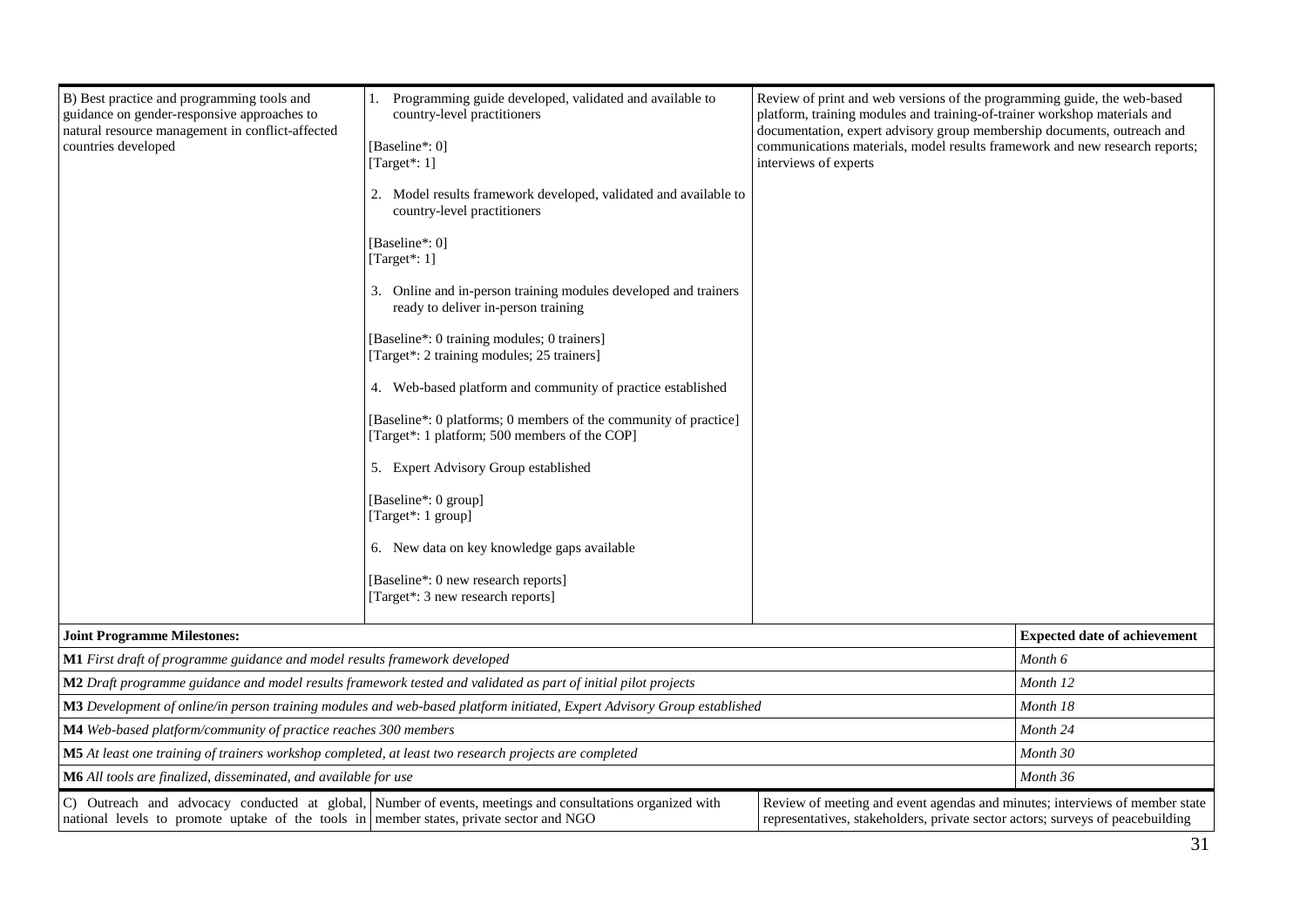| B) Best practice and programming tools and guidance on gender-responsive approaches to natural resource management in conflict-affected countries developed | 1. Programming guide developed, validated and available to country-level practitioners<br><br>[Baseline*: 0]<br>[Target*: 1]<br><br>2. Model results framework developed, validated and available to country-level practitioners<br><br>[Baseline*: 0]<br>[Target*: 1]<br><br>3. Online and in-person training modules developed and trainers ready to deliver in-person training<br><br>[Baseline*: 0 training modules; 0 trainers]<br>[Target*: 2 training modules; 25 trainers]<br><br>4. Web-based platform and community of practice established<br><br>[Baseline*: 0 platforms; 0 members of the community of practice]<br>[Target*: 1 platform; 500 members of the COP]<br><br>5. Expert Advisory Group established<br><br>[Baseline*: 0 group]<br>[Target*: 1 group]<br><br>6. New data on key knowledge gaps available<br><br>[Baseline*: 0 new research reports]<br>[Target*: 3 new research reports] | Review of print and web versions of the programming guide, the web-based platform, training modules and training-of-trainer workshop materials and documentation, expert advisory group membership documents, outreach and communications materials, model results framework and new research reports; interviews of experts | |
|---|---|---|---|
| **Joint Programme Milestones:** | | | **Expected date of achievement** |
| **M1** *First draft of programme guidance and model results framework developed* | | | *Month 6* |
| **M2** *Draft programme guidance and model results framework tested and validated as part of initial pilot projects* | | | *Month 12* |
| **M3** *Development of online/in person training modules and web-based platform initiated, Expert Advisory Group established* | | | *Month 18* |
| **M4** *Web-based platform/community of practice reaches 300 members* | | | *Month 24* |
| **M5** *At least one training of trainers workshop completed, at least two research projects are completed* | | | *Month 30* |
| **M6** *All tools are finalized, disseminated, and available for use* | | | *Month 36* |
| C) Outreach and advocacy conducted at global, national levels to promote uptake of the tools in | Number of events, meetings and consultations organized with member states, private sector and NGO | Review of meeting and event agendas and minutes; interviews of member state representatives, stakeholders, private sector actors; surveys of peacebuilding | |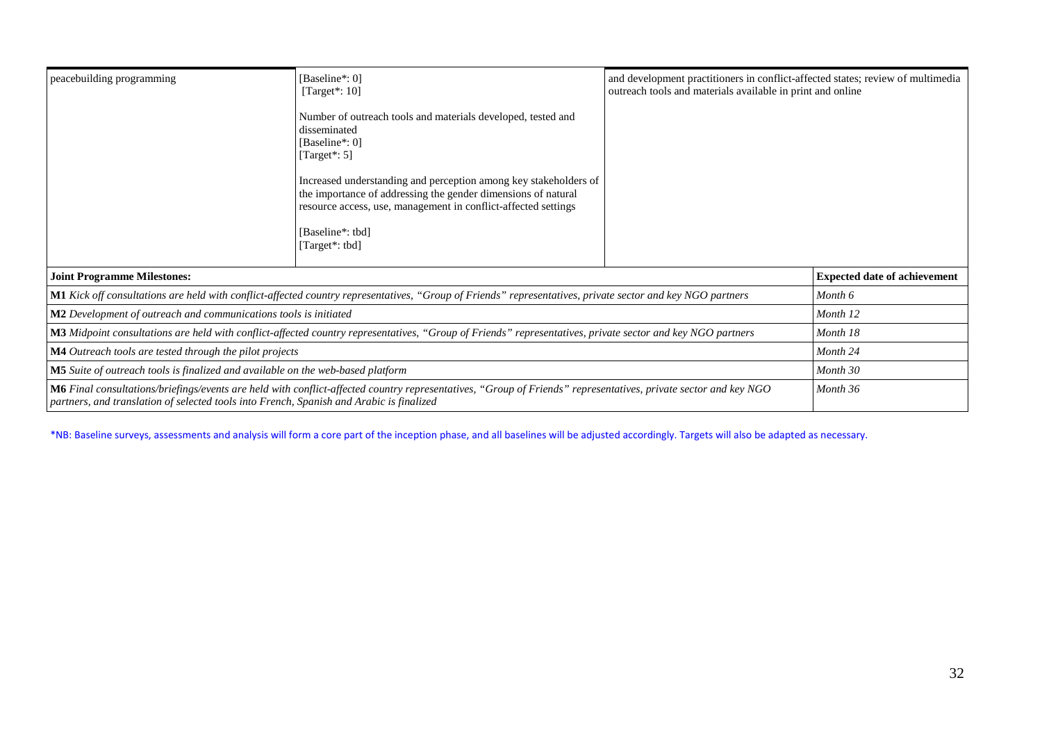| | | |
|---|---|---|
| peacebuilding programming | [Baseline*: 0]<br>[Target*: 10]<br><br>Number of outreach tools and materials developed, tested and disseminated<br>[Baseline*: 0]<br>[Target*: 5]<br><br>Increased understanding and perception among key stakeholders of the importance of addressing the gender dimensions of natural resource access, use, management in conflict-affected settings<br><br>[Baseline*: tbd]<br>[Target*: tbd] | and development practitioners in conflict-affected states; review of multimedia outreach tools and materials available in print and online |

| **Joint Programme Milestones:** | **Expected date of achievement** |
|---|---|
| **M1** *Kick off consultations are held with conflict-affected country representatives, "Group of Friends" representatives, private sector and key NGO partners* | *Month 6* |
| **M2** *Development of outreach and communications tools is initiated* | *Month 12* |
| **M3** *Midpoint consultations are held with conflict-affected country representatives, "Group of Friends" representatives, private sector and key NGO partners* | *Month 18* |
| **M4** *Outreach tools are tested through the pilot projects* | *Month 24* |
| **M5** *Suite of outreach tools is finalized and available on the web-based platform* | *Month 30* |
| **M6** *Final consultations/briefings/events are held with conflict-affected country representatives, "Group of Friends" representatives, private sector and key NGO partners, and translation of selected tools into French, Spanish and Arabic is finalized* | *Month 36* |

*NB: Baseline surveys, assessments and analysis will form a core part of the inception phase, and all baselines will be adjusted accordingly. Targets will also be adapted as necessary.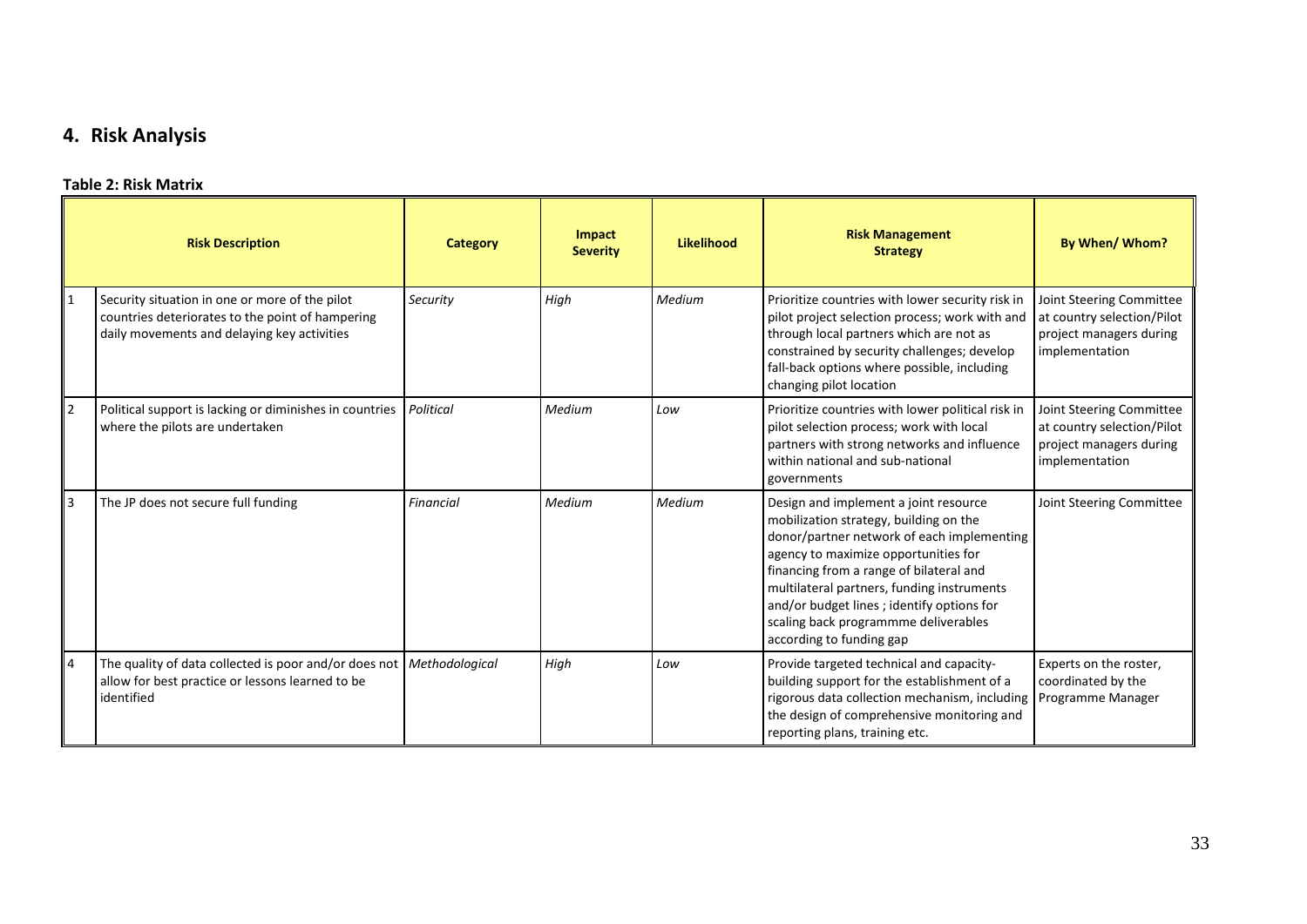## 4. Risk Analysis

**Table 2: Risk Matrix**

| | Risk Description | Category | Impact Severity | Likelihood | Risk Management Strategy | By When/ Whom? |
|---|---|---|---|---|---|---|
| 1 | Security situation in one or more of the pilot countries deteriorates to the point of hampering daily movements and delaying key activities | *Security* | *High* | *Medium* | Prioritize countries with lower security risk in pilot project selection process; work with and through local partners which are not as constrained by security challenges; develop fall-back options where possible, including changing pilot location | Joint Steering Committee at country selection/Pilot project managers during implementation |
| 2 | Political support is lacking or diminishes in countries where the pilots are undertaken | *Political* | *Medium* | *Low* | Prioritize countries with lower political risk in pilot selection process; work with local partners with strong networks and influence within national and sub-national governments | Joint Steering Committee at country selection/Pilot project managers during implementation |
| 3 | The JP does not secure full funding | *Financial* | *Medium* | *Medium* | Design and implement a joint resource mobilization strategy, building on the donor/partner network of each implementing agency to maximize opportunities for financing from a range of bilateral and multilateral partners, funding instruments and/or budget lines ; identify options for scaling back programmme deliverables according to funding gap | Joint Steering Committee |
| 4 | The quality of data collected is poor and/or does not allow for best practice or lessons learned to be identified | *Methodological* | *High* | *Low* | Provide targeted technical and capacity-building support for the establishment of a rigorous data collection mechanism, including the design of comprehensive monitoring and reporting plans, training etc. | Experts on the roster, coordinated by the Programme Manager |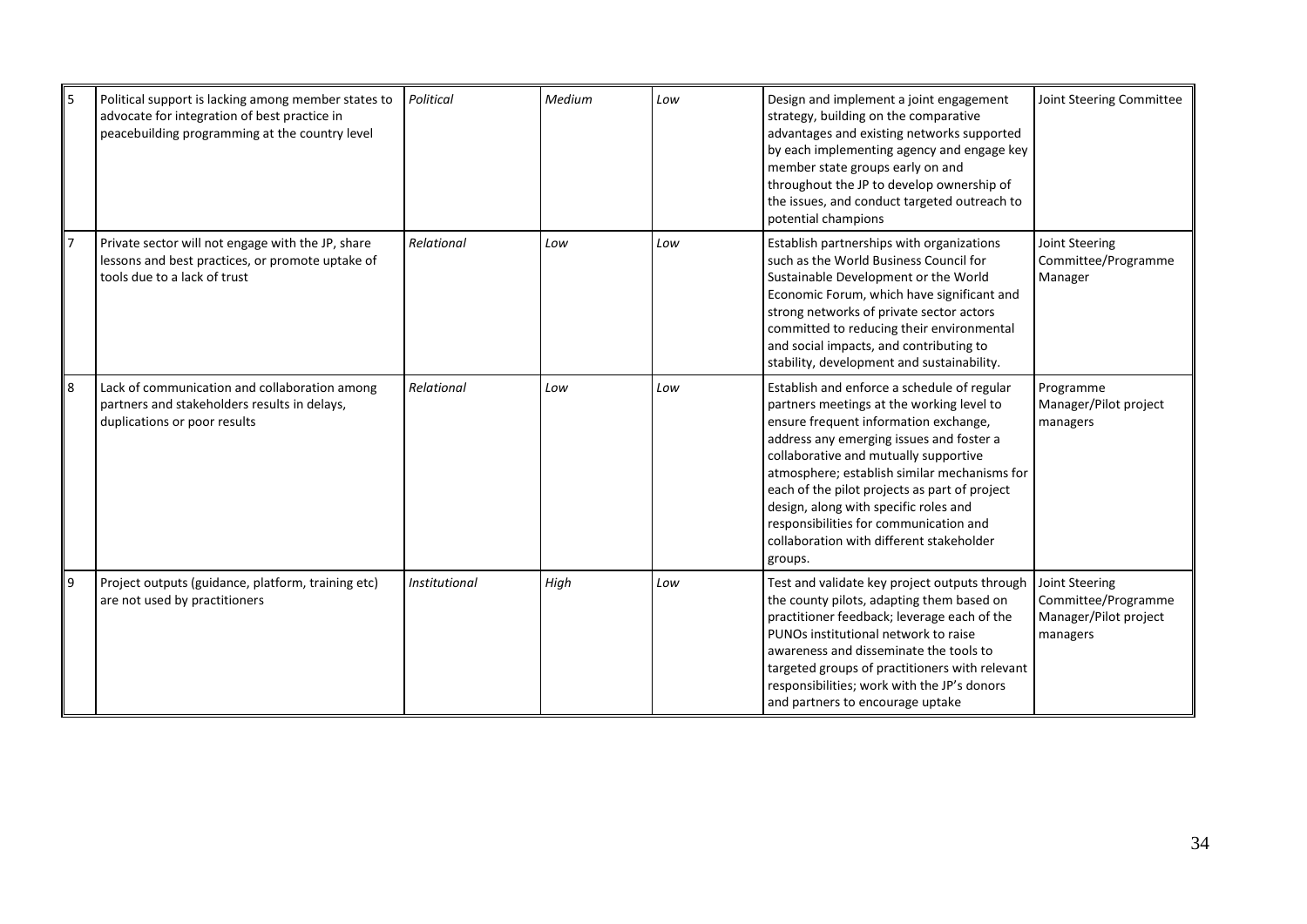| 5 | Political support is lacking among member states to advocate for integration of best practice in peacebuilding programming at the country level | *Political* | *Medium* | *Low* | Design and implement a joint engagement strategy, building on the comparative advantages and existing networks supported by each implementing agency and engage key member state groups early on and throughout the JP to develop ownership of the issues, and conduct targeted outreach to potential champions | Joint Steering Committee |
|---|---|---|---|---|---|---|
| 7 | Private sector will not engage with the JP, share lessons and best practices, or promote uptake of tools due to a lack of trust | *Relational* | *Low* | *Low* | Establish partnerships with organizations such as the World Business Council for Sustainable Development or the World Economic Forum, which have significant and strong networks of private sector actors committed to reducing their environmental and social impacts, and contributing to stability, development and sustainability. | Joint Steering Committee/Programme Manager |
| 8 | Lack of communication and collaboration among partners and stakeholders results in delays, duplications or poor results | *Relational* | *Low* | *Low* | Establish and enforce a schedule of regular partners meetings at the working level to ensure frequent information exchange, address any emerging issues and foster a collaborative and mutually supportive atmosphere; establish similar mechanisms for each of the pilot projects as part of project design, along with specific roles and responsibilities for communication and collaboration with different stakeholder groups. | Programme Manager/Pilot project managers |
| 9 | Project outputs (guidance, platform, training etc) are not used by practitioners | *Institutional* | *High* | *Low* | Test and validate key project outputs through the county pilots, adapting them based on practitioner feedback; leverage each of the PUNOs institutional network to raise awareness and disseminate the tools to targeted groups of practitioners with relevant responsibilities; work with the JP's donors and partners to encourage uptake | Joint Steering Committee/Programme Manager/Pilot project managers |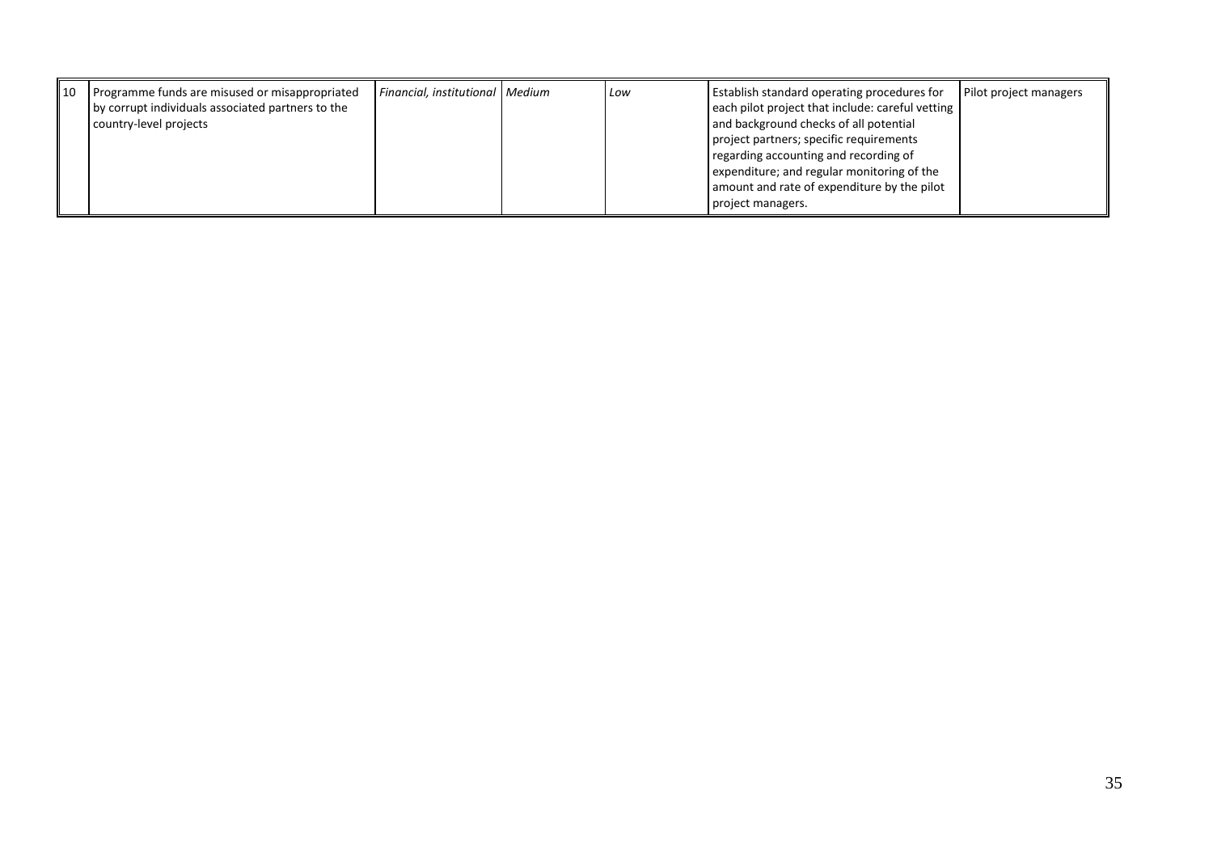| 10 | Programme funds are misused or misappropriated by corrupt individuals associated partners to the country-level projects | *Financial, institutional* | *Medium* | *Low* | Establish standard operating procedures for each pilot project that include: careful vetting and background checks of all potential project partners; specific requirements regarding accounting and recording of expenditure; and regular monitoring of the amount and rate of expenditure by the pilot project managers. | Pilot project managers |
|---|---|---|---|---|---|---|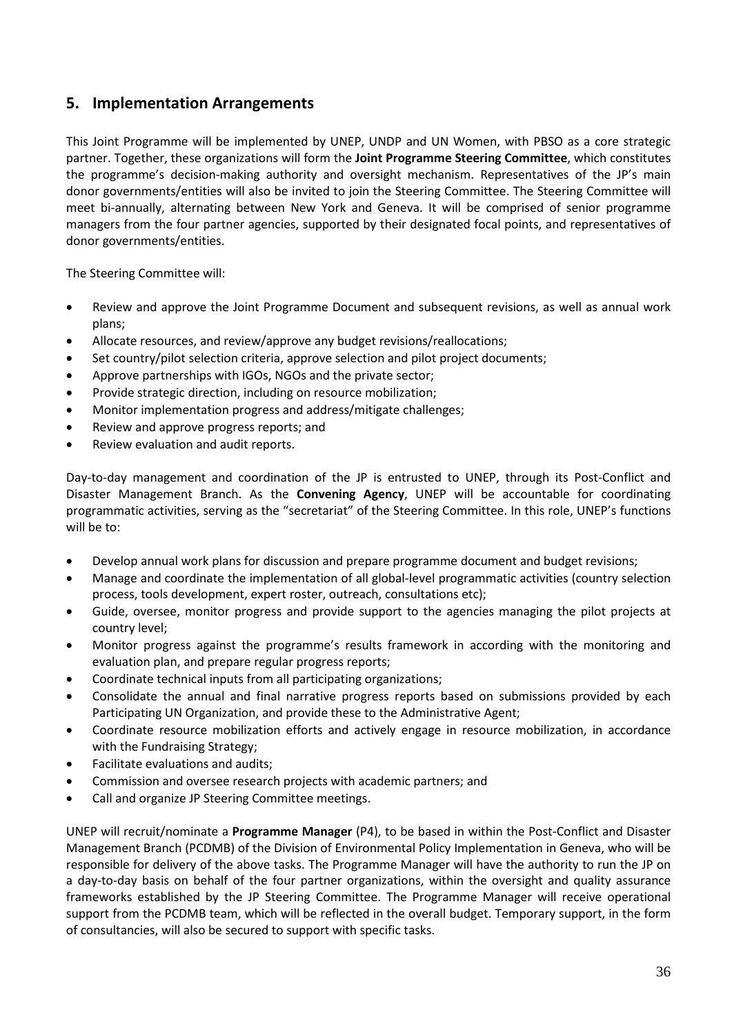## 5. Implementation Arrangements

This Joint Programme will be implemented by UNEP, UNDP and UN Women, with PBSO as a core strategic partner. Together, these organizations will form the **Joint Programme Steering Committee**, which constitutes the programme's decision-making authority and oversight mechanism. Representatives of the JP's main donor governments/entities will also be invited to join the Steering Committee. The Steering Committee will meet bi-annually, alternating between New York and Geneva. It will be comprised of senior programme managers from the four partner agencies, supported by their designated focal points, and representatives of donor governments/entities.

The Steering Committee will:

- Review and approve the Joint Programme Document and subsequent revisions, as well as annual work plans;
- Allocate resources, and review/approve any budget revisions/reallocations;
- Set country/pilot selection criteria, approve selection and pilot project documents;
- Approve partnerships with IGOs, NGOs and the private sector;
- Provide strategic direction, including on resource mobilization;
- Monitor implementation progress and address/mitigate challenges;
- Review and approve progress reports; and
- Review evaluation and audit reports.

Day-to-day management and coordination of the JP is entrusted to UNEP, through its Post-Conflict and Disaster Management Branch. As the **Convening Agency**, UNEP will be accountable for coordinating programmatic activities, serving as the "secretariat" of the Steering Committee. In this role, UNEP's functions will be to:

- Develop annual work plans for discussion and prepare programme document and budget revisions;
- Manage and coordinate the implementation of all global-level programmatic activities (country selection process, tools development, expert roster, outreach, consultations etc);
- Guide, oversee, monitor progress and provide support to the agencies managing the pilot projects at country level;
- Monitor progress against the programme's results framework in according with the monitoring and evaluation plan, and prepare regular progress reports;
- Coordinate technical inputs from all participating organizations;
- Consolidate the annual and final narrative progress reports based on submissions provided by each Participating UN Organization, and provide these to the Administrative Agent;
- Coordinate resource mobilization efforts and actively engage in resource mobilization, in accordance with the Fundraising Strategy;
- Facilitate evaluations and audits;
- Commission and oversee research projects with academic partners; and
- Call and organize JP Steering Committee meetings.

UNEP will recruit/nominate a **Programme Manager** (P4), to be based in within the Post-Conflict and Disaster Management Branch (PCDMB) of the Division of Environmental Policy Implementation in Geneva, who will be responsible for delivery of the above tasks. The Programme Manager will have the authority to run the JP on a day-to-day basis on behalf of the four partner organizations, within the oversight and quality assurance frameworks established by the JP Steering Committee. The Programme Manager will receive operational support from the PCDMB team, which will be reflected in the overall budget. Temporary support, in the form of consultancies, will also be secured to support with specific tasks.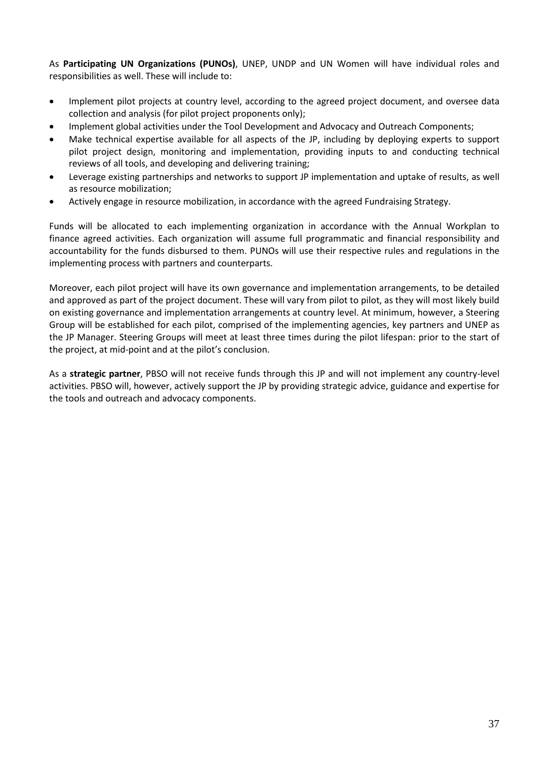As **Participating UN Organizations (PUNOs)**, UNEP, UNDP and UN Women will have individual roles and responsibilities as well. These will include to:

- Implement pilot projects at country level, according to the agreed project document, and oversee data collection and analysis (for pilot project proponents only);
- Implement global activities under the Tool Development and Advocacy and Outreach Components;
- Make technical expertise available for all aspects of the JP, including by deploying experts to support pilot project design, monitoring and implementation, providing inputs to and conducting technical reviews of all tools, and developing and delivering training;
- Leverage existing partnerships and networks to support JP implementation and uptake of results, as well as resource mobilization;
- Actively engage in resource mobilization, in accordance with the agreed Fundraising Strategy.

Funds will be allocated to each implementing organization in accordance with the Annual Workplan to finance agreed activities. Each organization will assume full programmatic and financial responsibility and accountability for the funds disbursed to them. PUNOs will use their respective rules and regulations in the implementing process with partners and counterparts.

Moreover, each pilot project will have its own governance and implementation arrangements, to be detailed and approved as part of the project document. These will vary from pilot to pilot, as they will most likely build on existing governance and implementation arrangements at country level. At minimum, however, a Steering Group will be established for each pilot, comprised of the implementing agencies, key partners and UNEP as the JP Manager. Steering Groups will meet at least three times during the pilot lifespan: prior to the start of the project, at mid-point and at the pilot's conclusion.

As a **strategic partner**, PBSO will not receive funds through this JP and will not implement any country-level activities. PBSO will, however, actively support the JP by providing strategic advice, guidance and expertise for the tools and outreach and advocacy components.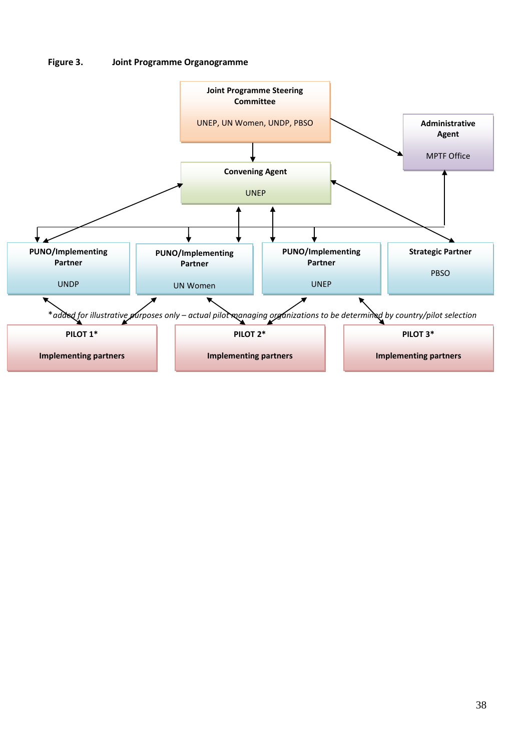**Figure 3. Joint Programme Organogramme**

**Joint Programme Steering Committee**

UNEP, UN Women, UNDP, PBSO

**Administrative Agent**

MPTF Office

**Convening Agent**

UNEP

**PUNO/Implementing Partner**

UNDP

**PUNO/Implementing Partner**

UN Women

**PUNO/Implementing Partner**

UNEP

**Strategic Partner**

PBSO

*\* added for illustrative purposes only – actual pilot managing organizations to be determined by country/pilot selection*

**PILOT 1\***

**Implementing partners**

**PILOT 2\***

**Implementing partners**

**PILOT 3\***

**Implementing partners**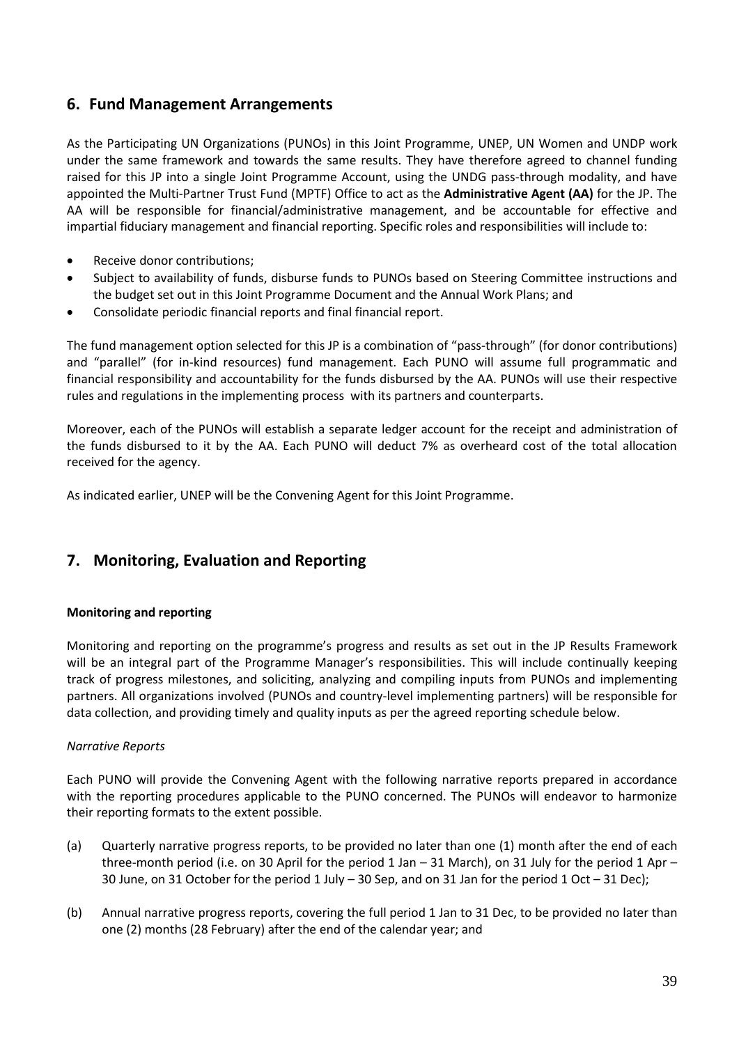## 6. Fund Management Arrangements

As the Participating UN Organizations (PUNOs) in this Joint Programme, UNEP, UN Women and UNDP work under the same framework and towards the same results. They have therefore agreed to channel funding raised for this JP into a single Joint Programme Account, using the UNDG pass-through modality, and have appointed the Multi-Partner Trust Fund (MPTF) Office to act as the **Administrative Agent (AA)** for the JP. The AA will be responsible for financial/administrative management, and be accountable for effective and impartial fiduciary management and financial reporting. Specific roles and responsibilities will include to:

- Receive donor contributions;
- Subject to availability of funds, disburse funds to PUNOs based on Steering Committee instructions and the budget set out in this Joint Programme Document and the Annual Work Plans; and
- Consolidate periodic financial reports and final financial report.

The fund management option selected for this JP is a combination of "pass-through" (for donor contributions) and "parallel" (for in-kind resources) fund management. Each PUNO will assume full programmatic and financial responsibility and accountability for the funds disbursed by the AA. PUNOs will use their respective rules and regulations in the implementing process with its partners and counterparts.

Moreover, each of the PUNOs will establish a separate ledger account for the receipt and administration of the funds disbursed to it by the AA. Each PUNO will deduct 7% as overheard cost of the total allocation received for the agency.

As indicated earlier, UNEP will be the Convening Agent for this Joint Programme.

## 7. Monitoring, Evaluation and Reporting

**Monitoring and reporting**

Monitoring and reporting on the programme's progress and results as set out in the JP Results Framework will be an integral part of the Programme Manager's responsibilities. This will include continually keeping track of progress milestones, and soliciting, analyzing and compiling inputs from PUNOs and implementing partners. All organizations involved (PUNOs and country-level implementing partners) will be responsible for data collection, and providing timely and quality inputs as per the agreed reporting schedule below.

*Narrative Reports*

Each PUNO will provide the Convening Agent with the following narrative reports prepared in accordance with the reporting procedures applicable to the PUNO concerned. The PUNOs will endeavor to harmonize their reporting formats to the extent possible.

(a) Quarterly narrative progress reports, to be provided no later than one (1) month after the end of each three-month period (i.e. on 30 April for the period 1 Jan – 31 March), on 31 July for the period 1 Apr – 30 June, on 31 October for the period 1 July – 30 Sep, and on 31 Jan for the period 1 Oct – 31 Dec);

(b) Annual narrative progress reports, covering the full period 1 Jan to 31 Dec, to be provided no later than one (2) months (28 February) after the end of the calendar year; and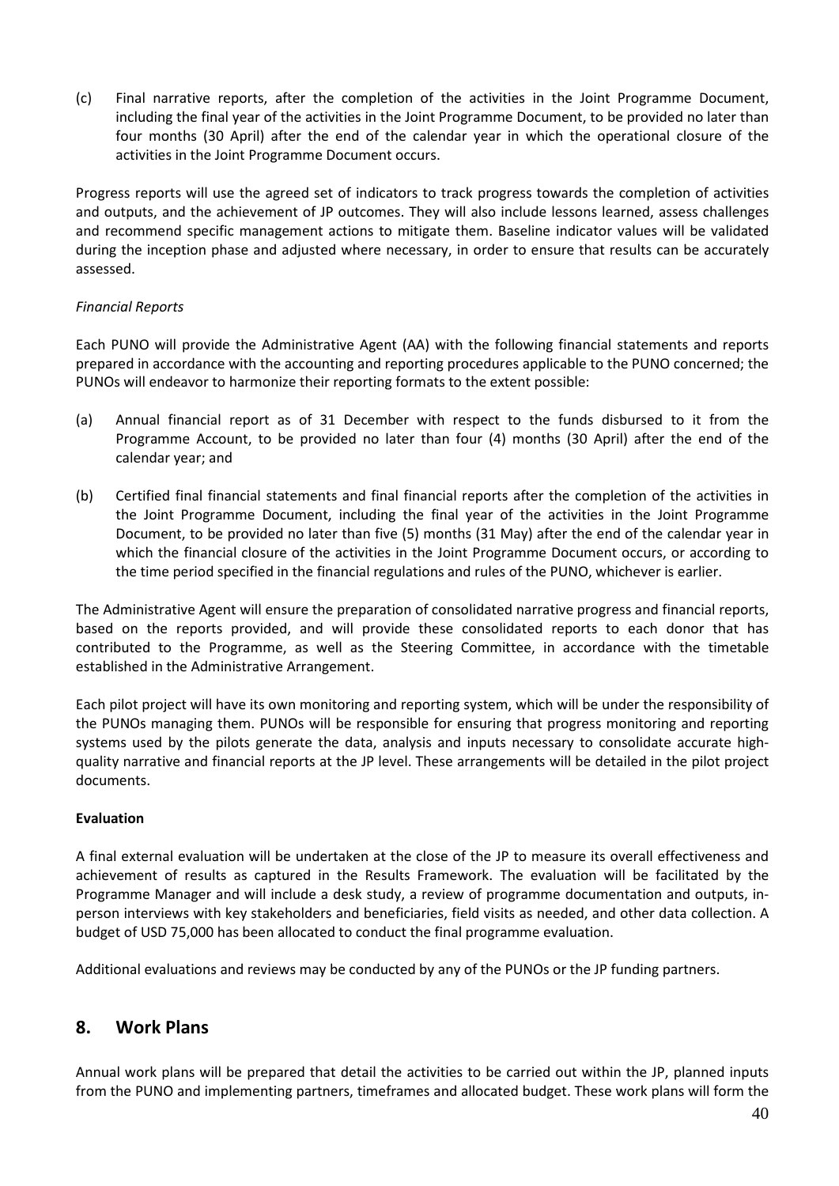(c) Final narrative reports, after the completion of the activities in the Joint Programme Document, including the final year of the activities in the Joint Programme Document, to be provided no later than four months (30 April) after the end of the calendar year in which the operational closure of the activities in the Joint Programme Document occurs.

Progress reports will use the agreed set of indicators to track progress towards the completion of activities and outputs, and the achievement of JP outcomes. They will also include lessons learned, assess challenges and recommend specific management actions to mitigate them. Baseline indicator values will be validated during the inception phase and adjusted where necessary, in order to ensure that results can be accurately assessed.

*Financial Reports*

Each PUNO will provide the Administrative Agent (AA) with the following financial statements and reports prepared in accordance with the accounting and reporting procedures applicable to the PUNO concerned; the PUNOs will endeavor to harmonize their reporting formats to the extent possible:

(a) Annual financial report as of 31 December with respect to the funds disbursed to it from the Programme Account, to be provided no later than four (4) months (30 April) after the end of the calendar year; and

(b) Certified final financial statements and final financial reports after the completion of the activities in the Joint Programme Document, including the final year of the activities in the Joint Programme Document, to be provided no later than five (5) months (31 May) after the end of the calendar year in which the financial closure of the activities in the Joint Programme Document occurs, or according to the time period specified in the financial regulations and rules of the PUNO, whichever is earlier.

The Administrative Agent will ensure the preparation of consolidated narrative progress and financial reports, based on the reports provided, and will provide these consolidated reports to each donor that has contributed to the Programme, as well as the Steering Committee, in accordance with the timetable established in the Administrative Arrangement.

Each pilot project will have its own monitoring and reporting system, which will be under the responsibility of the PUNOs managing them. PUNOs will be responsible for ensuring that progress monitoring and reporting systems used by the pilots generate the data, analysis and inputs necessary to consolidate accurate high-quality narrative and financial reports at the JP level. These arrangements will be detailed in the pilot project documents.

**Evaluation**

A final external evaluation will be undertaken at the close of the JP to measure its overall effectiveness and achievement of results as captured in the Results Framework. The evaluation will be facilitated by the Programme Manager and will include a desk study, a review of programme documentation and outputs, in-person interviews with key stakeholders and beneficiaries, field visits as needed, and other data collection. A budget of USD 75,000 has been allocated to conduct the final programme evaluation.

Additional evaluations and reviews may be conducted by any of the PUNOs or the JP funding partners.

## 8. Work Plans

Annual work plans will be prepared that detail the activities to be carried out within the JP, planned inputs from the PUNO and implementing partners, timeframes and allocated budget. These work plans will form the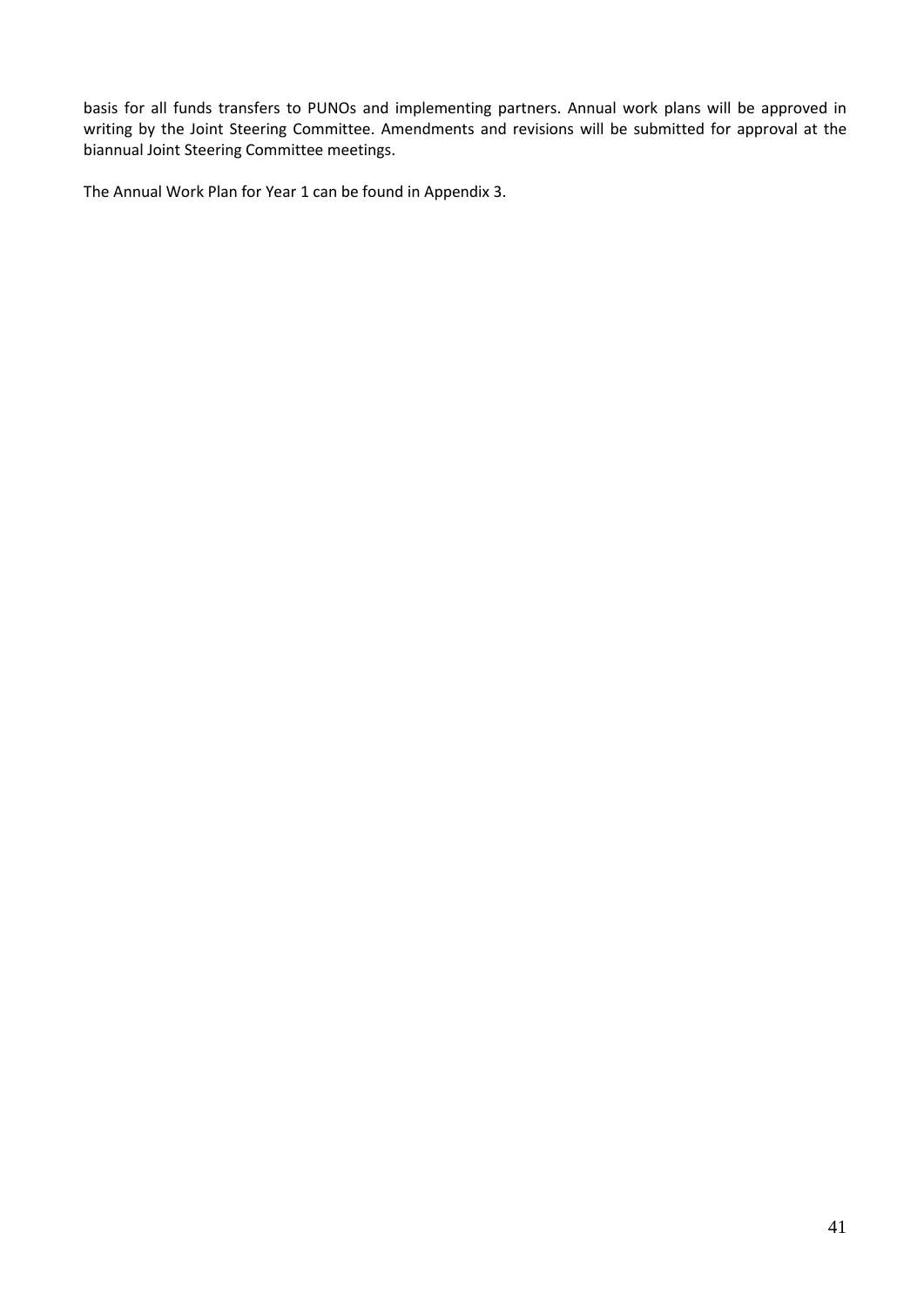basis for all funds transfers to PUNOs and implementing partners. Annual work plans will be approved in writing by the Joint Steering Committee. Amendments and revisions will be submitted for approval at the biannual Joint Steering Committee meetings.

The Annual Work Plan for Year 1 can be found in Appendix 3.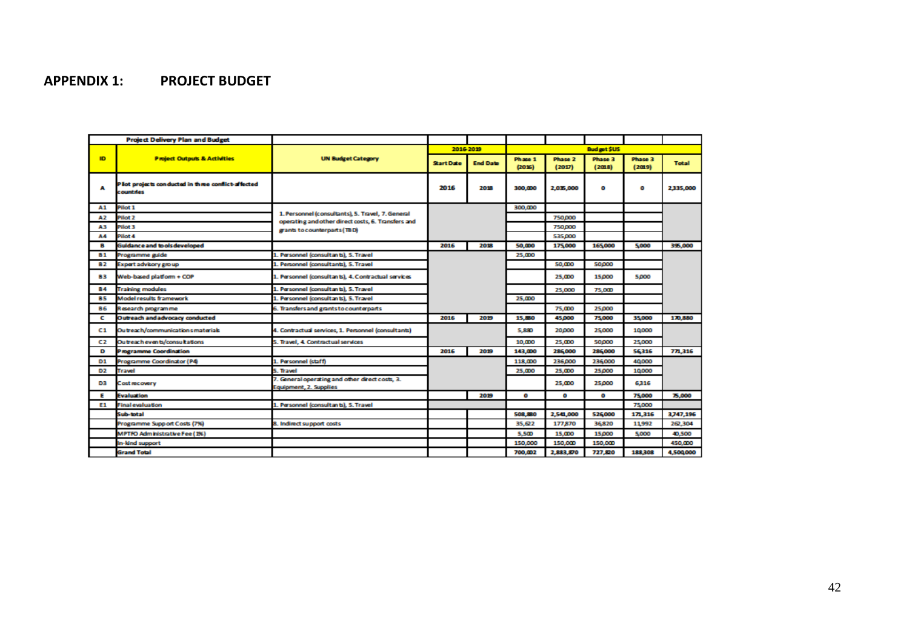# APPENDIX 1: PROJECT BUDGET

| Project Delivery Plan and Budget | | | | | | | | | |
|---|---|---|---|---|---|---|---|---|---|
| | | | 2016-2019 | | Budget $US | | | | |
| ID | Project Outputs & Activities | UN Budget Category | Start Date | End Date | Phase 1 (2016) | Phase 2 (2017) | Phase 3 (2018) | Phase 3 (2019) | Total |
| A | Pilot projects conducted in three conflict-affected countries | | 2016 | 2018 | 300,000 | 2,035,000 | 0 | 0 | 2,335,000 |
| A1 | Pilot 1 | 1. Personnel (consultants), 5. Travel, 7. General operating and other direct costs, 6. Transfers and grants to counterparts (TBD) | | | 300,000 | | | | |
| A2 | Pilot 2 | | | | | 750,000 | | | |
| A3 | Pilot 3 | | | | | 750,000 | | | |
| A4 | Pilot 4 | | | | | 535,000 | | | |
| B | Guidance and tools developed | | 2016 | 2018 | 50,000 | 175,000 | 165,000 | 5,000 | 395,000 |
| B1 | Programme guide | 1. Personnel (consultants), 5. Travel | | | 25,000 | | | | |
| B2 | Expert advisory group | 1. Personnel (consultants), 5. Travel | | | | 50,000 | 50,000 | | |
| B3 | Web-based platform + COP | 1. Personnel (consultants), 4. Contractual services | | | | 25,000 | 15,000 | 5,000 | |
| B4 | Training modules | 1. Personnel (consultants), 5. Travel | | | | 25,000 | 75,000 | | |
| B5 | Model results framework | 1. Personnel (consultants), 5. Travel | | | 25,000 | | | | |
| B6 | Research programme | 6. Transfers and grants to counterparts | | | | 75,000 | 25,000 | | |
| C | Outreach and advocacy conducted | | 2016 | 2019 | 15,880 | 45,000 | 75,000 | 35,000 | 170,880 |
| C1 | Outreach/communications materials | 4. Contractual services, 1. Personnel (consultants) | | | 5,880 | 20,000 | 25,000 | 10,000 | |
| C2 | Outreach events/consultations | 5. Travel, 4. Contractual services | | | 10,000 | 25,000 | 50,000 | 25,000 | |
| D | Programme Coordination | | 2016 | 2019 | 143,000 | 286,000 | 286,000 | 56,316 | 771,316 |
| D1 | Programme Coordinator (P4) | 1. Personnel (staff) | | | 118,000 | 236,000 | 236,000 | 40,000 | |
| D2 | Travel | 5. Travel | | | 25,000 | 25,000 | 25,000 | 10,000 | |
| D3 | Cost recovery | 7. General operating and other direct costs, 3. Equipment, 2. Supplies | | | | 25,000 | 25,000 | 6,316 | |
| E | Evaluation | | | 2019 | 0 | 0 | 0 | 75,000 | 75,000 |
| E1 | Final evaluation | 1. Personnel (consultants), 5. Travel | | | | | | 75,000 | |
| | Sub-total | | | | 508,880 | 2,541,000 | 526,000 | 171,316 | 3,747,196 |
| | Programme Support Costs (7%) | 8. Indirect support costs | | | 35,622 | 177,870 | 36,820 | 11,992 | 262,304 |
| | MPTFO Administrative Fee (1%) | | | | 5,500 | 15,000 | 15,000 | 5,000 | 40,500 |
| | In-kind support | | | | 150,000 | 150,000 | 150,000 | | 450,000 |
| | Grand Total | | | | 700,002 | 2,883,870 | 727,820 | 188,308 | 4,500,000 |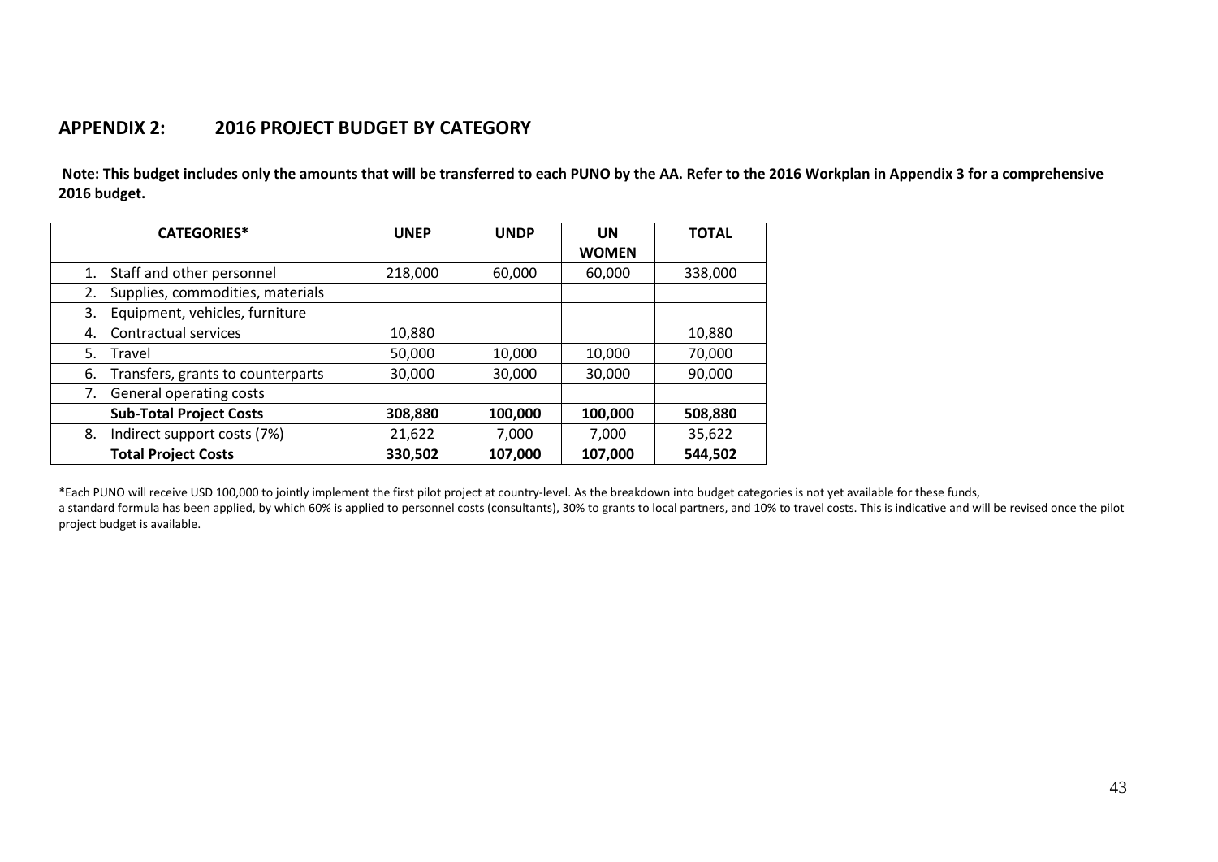## APPENDIX 2: 2016 PROJECT BUDGET BY CATEGORY

**Note: This budget includes only the amounts that will be transferred to each PUNO by the AA. Refer to the 2016 Workplan in Appendix 3 for a comprehensive 2016 budget.**

| CATEGORIES* | UNEP | UNDP | UN WOMEN | TOTAL |
|---|---|---|---|---|
| 1. Staff and other personnel | 218,000 | 60,000 | 60,000 | 338,000 |
| 2. Supplies, commodities, materials | | | | |
| 3. Equipment, vehicles, furniture | | | | |
| 4. Contractual services | 10,880 | | | 10,880 |
| 5. Travel | 50,000 | 10,000 | 10,000 | 70,000 |
| 6. Transfers, grants to counterparts | 30,000 | 30,000 | 30,000 | 90,000 |
| 7. General operating costs | | | | |
| **Sub-Total Project Costs** | **308,880** | **100,000** | **100,000** | **508,880** |
| 8. Indirect support costs (7%) | 21,622 | 7,000 | 7,000 | 35,622 |
| **Total Project Costs** | **330,502** | **107,000** | **107,000** | **544,502** |

*Each PUNO will receive USD 100,000 to jointly implement the first pilot project at country-level. As the breakdown into budget categories is not yet available for these funds, a standard formula has been applied, by which 60% is applied to personnel costs (consultants), 30% to grants to local partners, and 10% to travel costs. This is indicative and will be revised once the pilot project budget is available.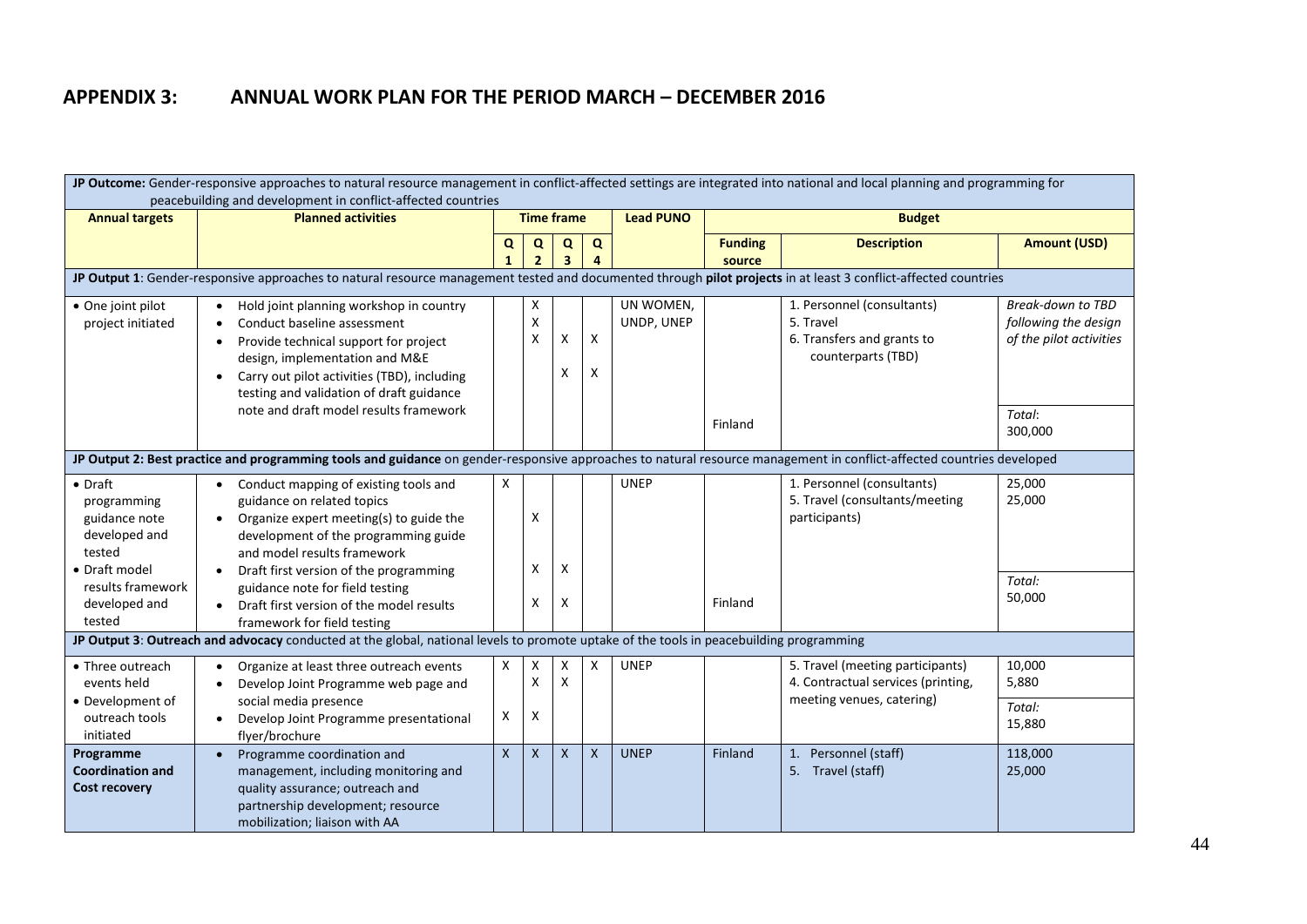# APPENDIX 3: ANNUAL WORK PLAN FOR THE PERIOD MARCH – DECEMBER 2016

| Annual targets | Planned activities | Time frame | | | | Lead PUNO | Budget | | |
|---|---|---|---|---|---|---|---|---|---|
| | | Q 1 | Q 2 | Q 3 | Q 4 | | Funding source | Description | Amount (USD) |
| **JP Outcome:** Gender-responsive approaches to natural resource management in conflict-affected settings are integrated into national and local planning and programming for peacebuilding and development in conflict-affected countries | | | | | | | | | |
| **JP Output 1**: Gender-responsive approaches to natural resource management tested and documented through **pilot projects** in at least 3 conflict-affected countries | | | | | | | | | |
| • One joint pilot project initiated | • Hold joint planning workshop in country<br>• Conduct baseline assessment<br>• Provide technical support for project design, implementation and M&E<br>• Carry out pilot activities (TBD), including testing and validation of draft guidance note and draft model results framework | | X<br>X<br>X | X<br><br>X | X<br><br>X | UN WOMEN, UNDP, UNEP | Finland | 1. Personnel (consultants)<br>5. Travel<br>6. Transfers and grants to counterparts (TBD) | *Break-down to TBD following the design of the pilot activities*<br>*Total:* 300,000 |
| **JP Output 2: Best practice and programming tools and guidance** on gender-responsive approaches to natural resource management in conflict-affected countries developed | | | | | | | | | |
| • Draft programming guidance note developed and tested<br>• Draft model results framework developed and tested | • Conduct mapping of existing tools and guidance on related topics<br>• Organize expert meeting(s) to guide the development of the programming guide and model results framework<br>• Draft first version of the programming guidance note for field testing<br>• Draft first version of the model results framework for field testing | X | X<br>X<br>X | X<br>X | | UNEP | Finland | 1. Personnel (consultants)<br>5. Travel (consultants/meeting participants) | 25,000<br>25,000<br>*Total:* 50,000 |
| **JP Output 3**: **Outreach and advocacy** conducted at the global, national levels to promote uptake of the tools in peacebuilding programming | | | | | | | | | |
| • Three outreach events held<br>• Development of outreach tools initiated | • Organize at least three outreach events<br>• Develop Joint Programme web page and social media presence<br>• Develop Joint Programme presentational flyer/brochure | X<br><br>X | X<br>X<br>X | X<br>X | X | UNEP | | 5. Travel (meeting participants)<br>4. Contractual services (printing, meeting venues, catering) | 10,000<br>5,880<br>*Total:* 15,880 |
| **Programme Coordination and Cost recovery** | • Programme coordination and management, including monitoring and quality assurance; outreach and partnership development; resource mobilization; liaison with AA | X | X | X | X | UNEP | Finland | 1. Personnel (staff)<br>5. Travel (staff) | 118,000<br>25,000 |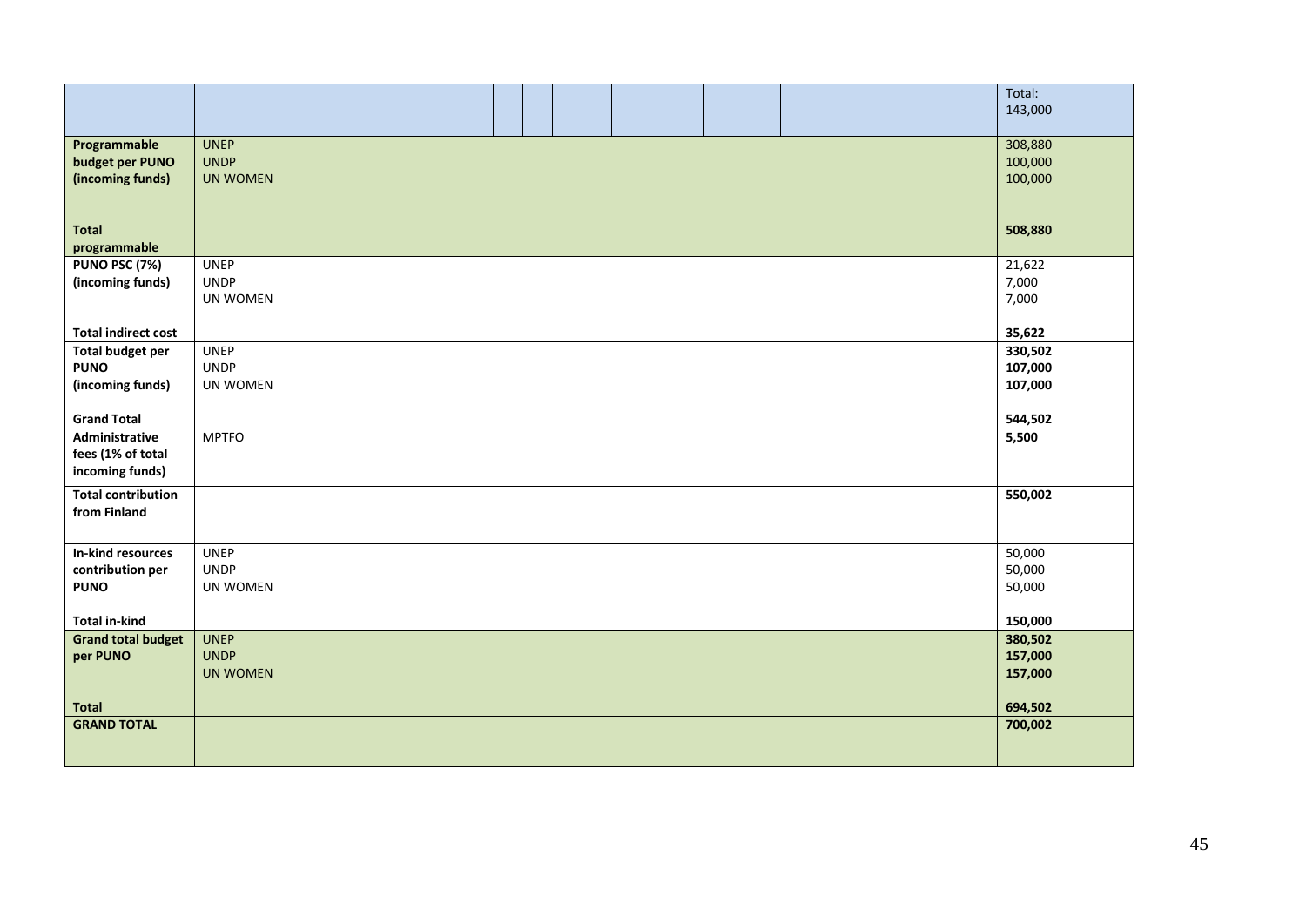| | | | | | | | | | Total: 143,000 |
|---|---|---|---|---|---|---|---|---|---|
| **Programmable budget per PUNO (incoming funds)** | UNEP<br>UNDP<br>UN WOMEN | | | | | | | | 308,880<br>100,000<br>100,000 |
| **Total programmable** | | | | | | | | | **508,880** |
| **PUNO PSC (7%) (incoming funds)** | UNEP<br>UNDP<br>UN WOMEN | | | | | | | | 21,622<br>7,000<br>7,000 |
| **Total indirect cost** | | | | | | | | | **35,622** |
| **Total budget per PUNO (incoming funds)** | UNEP<br>UNDP<br>UN WOMEN | | | | | | | | **330,502**<br>**107,000**<br>**107,000** |
| **Grand Total** | | | | | | | | | **544,502** |
| **Administrative fees (1% of total incoming funds)** | MPTFO | | | | | | | | **5,500** |
| **Total contribution from Finland** | | | | | | | | | **550,002** |
| **In-kind resources contribution per PUNO** | UNEP<br>UNDP<br>UN WOMEN | | | | | | | | 50,000<br>50,000<br>50,000 |
| **Total in-kind** | | | | | | | | | **150,000** |
| **Grand total budget per PUNO** | UNEP<br>UNDP<br>UN WOMEN | | | | | | | | **380,502**<br>**157,000**<br>**157,000** |
| **Total** | | | | | | | | | **694,502** |
| **GRAND TOTAL** | | | | | | | | | **700,002** |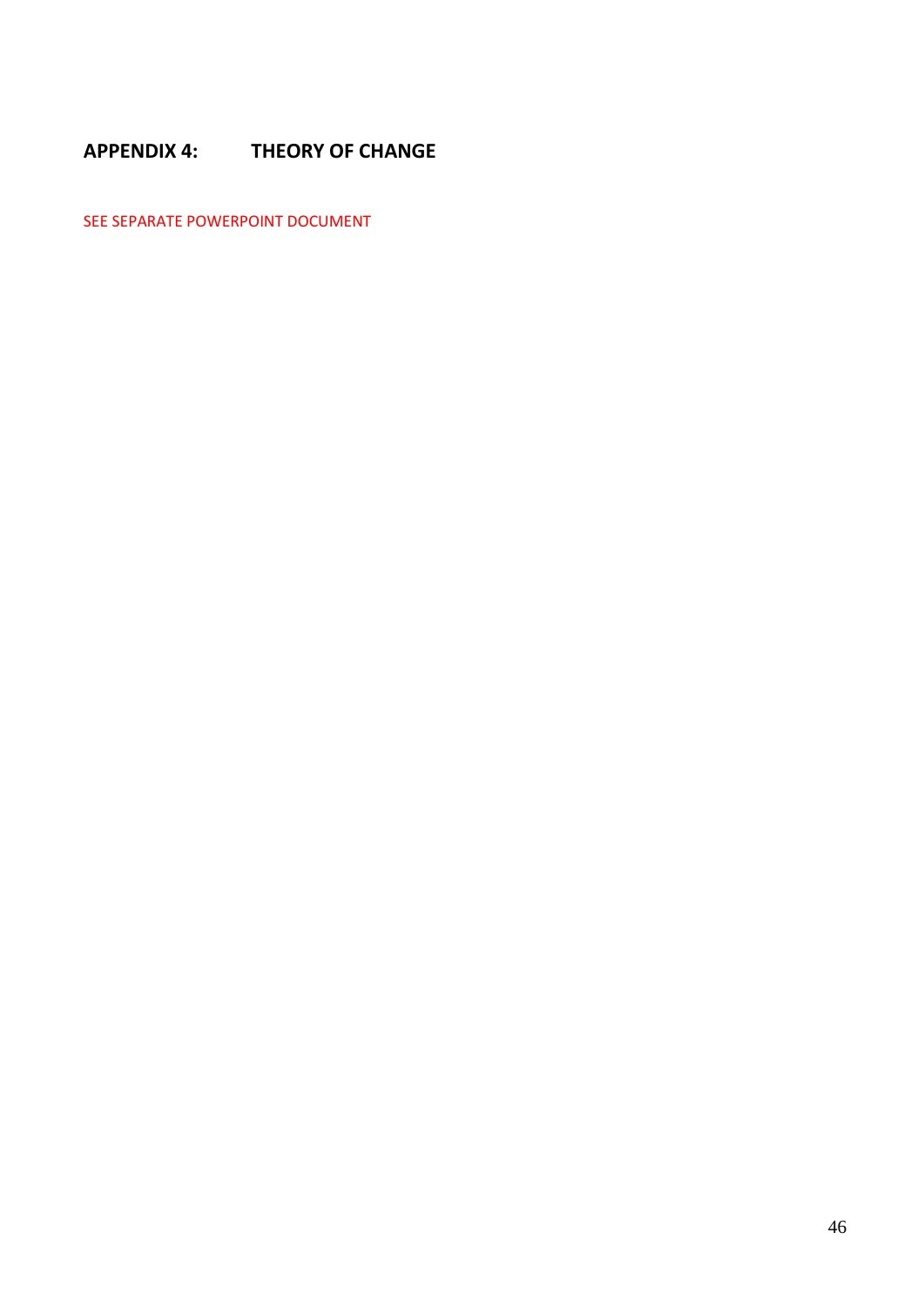## APPENDIX 4: THEORY OF CHANGE

SEE SEPARATE POWERPOINT DOCUMENT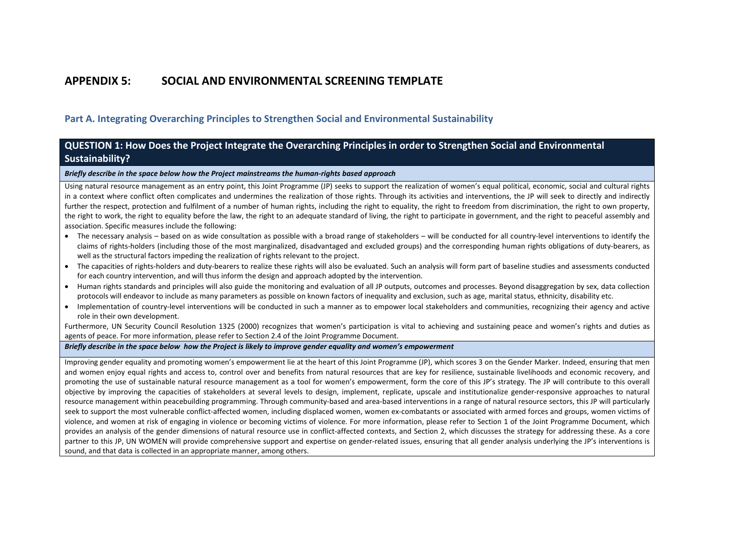# APPENDIX 5: SOCIAL AND ENVIRONMENTAL SCREENING TEMPLATE

## Part A. Integrating Overarching Principles to Strengthen Social and Environmental Sustainability

### QUESTION 1: How Does the Project Integrate the Overarching Principles in order to Strengthen Social and Environmental Sustainability?

***Briefly describe in the space below how the Project mainstreams the human-rights based approach***

Using natural resource management as an entry point, this Joint Programme (JP) seeks to support the realization of women's equal political, economic, social and cultural rights in a context where conflict often complicates and undermines the realization of those rights. Through its activities and interventions, the JP will seek to directly and indirectly further the respect, protection and fulfilment of a number of human rights, including the right to equality, the right to freedom from discrimination, the right to own property, the right to work, the right to equality before the law, the right to an adequate standard of living, the right to participate in government, and the right to peaceful assembly and association. Specific measures include the following:

- The necessary analysis – based on as wide consultation as possible with a broad range of stakeholders – will be conducted for all country-level interventions to identify the claims of rights-holders (including those of the most marginalized, disadvantaged and excluded groups) and the corresponding human rights obligations of duty-bearers, as well as the structural factors impeding the realization of rights relevant to the project.
- The capacities of rights-holders and duty-bearers to realize these rights will also be evaluated. Such an analysis will form part of baseline studies and assessments conducted for each country intervention, and will thus inform the design and approach adopted by the intervention.
- Human rights standards and principles will also guide the monitoring and evaluation of all JP outputs, outcomes and processes. Beyond disaggregation by sex, data collection protocols will endeavor to include as many parameters as possible on known factors of inequality and exclusion, such as age, marital status, ethnicity, disability etc.
- Implementation of country-level interventions will be conducted in such a manner as to empower local stakeholders and communities, recognizing their agency and active role in their own development.

Furthermore, UN Security Council Resolution 1325 (2000) recognizes that women's participation is vital to achieving and sustaining peace and women's rights and duties as agents of peace. For more information, please refer to Section 2.4 of the Joint Programme Document.

***Briefly describe in the space below how the Project is likely to improve gender equality and women's empowerment***

Improving gender equality and promoting women's empowerment lie at the heart of this Joint Programme (JP), which scores 3 on the Gender Marker. Indeed, ensuring that men and women enjoy equal rights and access to, control over and benefits from natural resources that are key for resilience, sustainable livelihoods and economic recovery, and promoting the use of sustainable natural resource management as a tool for women's empowerment, form the core of this JP's strategy. The JP will contribute to this overall objective by improving the capacities of stakeholders at several levels to design, implement, replicate, upscale and institutionalize gender-responsive approaches to natural resource management within peacebuilding programming. Through community-based and area-based interventions in a range of natural resource sectors, this JP will particularly seek to support the most vulnerable conflict-affected women, including displaced women, women ex-combatants or associated with armed forces and groups, women victims of violence, and women at risk of engaging in violence or becoming victims of violence. For more information, please refer to Section 1 of the Joint Programme Document, which provides an analysis of the gender dimensions of natural resource use in conflict-affected contexts, and Section 2, which discusses the strategy for addressing these. As a core partner to this JP, UN WOMEN will provide comprehensive support and expertise on gender-related issues, ensuring that all gender analysis underlying the JP's interventions is sound, and that data is collected in an appropriate manner, among others.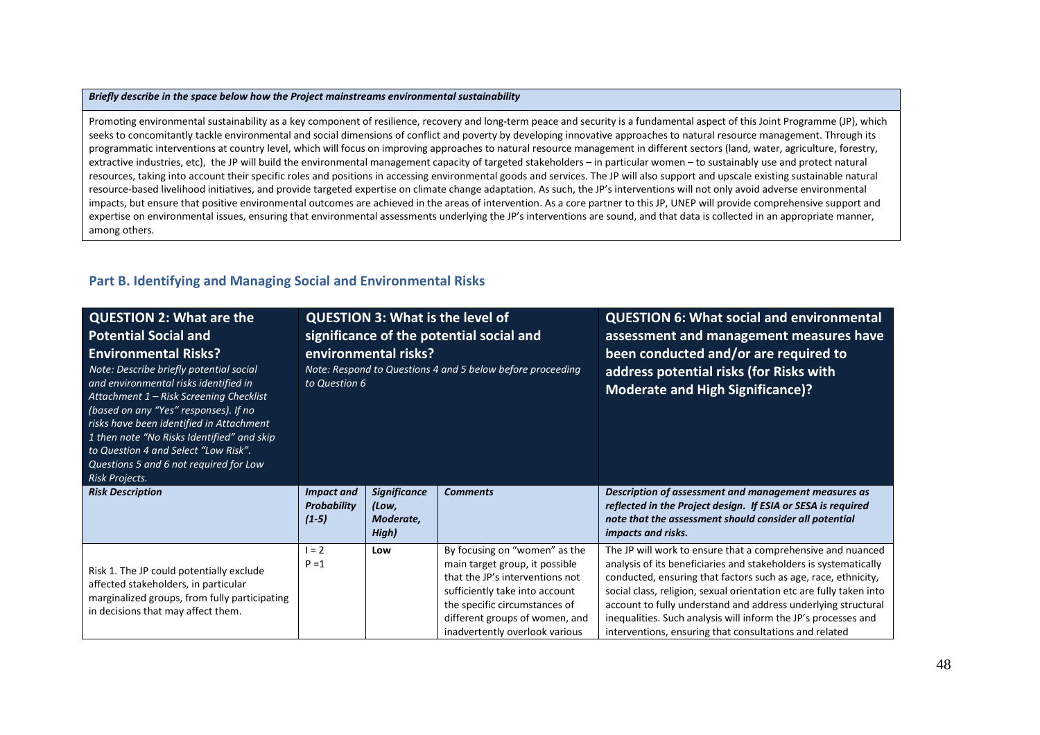| *Briefly describe in the space below how the Project mainstreams environmental sustainability* |
|---|
| Promoting environmental sustainability as a key component of resilience, recovery and long-term peace and security is a fundamental aspect of this Joint Programme (JP), which seeks to concomitantly tackle environmental and social dimensions of conflict and poverty by developing innovative approaches to natural resource management. Through its programmatic interventions at country level, which will focus on improving approaches to natural resource management in different sectors (land, water, agriculture, forestry, extractive industries, etc), the JP will build the environmental management capacity of targeted stakeholders – in particular women – to sustainably use and protect natural resources, taking into account their specific roles and positions in accessing environmental goods and services. The JP will also support and upscale existing sustainable natural resource-based livelihood initiatives, and provide targeted expertise on climate change adaptation. As such, the JP's interventions will not only avoid adverse environmental impacts, but ensure that positive environmental outcomes are achieved in the areas of intervention. As a core partner to this JP, UNEP will provide comprehensive support and expertise on environmental issues, ensuring that environmental assessments underlying the JP's interventions are sound, and that data is collected in an appropriate manner, among others. |

## Part B. Identifying and Managing Social and Environmental Risks

| **QUESTION 2: What are the Potential Social and Environmental Risks?** *Note: Describe briefly potential social and environmental risks identified in Attachment 1 – Risk Screening Checklist (based on any "Yes" responses). If no risks have been identified in Attachment 1 then note "No Risks Identified" and skip to Question 4 and Select "Low Risk". Questions 5 and 6 not required for Low Risk Projects.* | **QUESTION 3: What is the level of significance of the potential social and environmental risks?** *Note: Respond to Questions 4 and 5 below before proceeding to Question 6* | | | **QUESTION 6: What social and environmental assessment and management measures have been conducted and/or are required to address potential risks (for Risks with Moderate and High Significance)?** |
|---|---|---|---|---|
| ***Risk Description*** | ***Impact and Probability (1-5)*** | ***Significance (Low, Moderate, High)*** | ***Comments*** | ***Description of assessment and management measures as reflected in the Project design. If ESIA or SESA is required note that the assessment should consider all potential impacts and risks.*** |
| Risk 1. The JP could potentially exclude affected stakeholders, in particular marginalized groups, from fully participating in decisions that may affect them. | I = 2<br>P =1 | **Low** | By focusing on "women" as the main target group, it possible that the JP's interventions not sufficiently take into account the specific circumstances of different groups of women, and inadvertently overlook various | The JP will work to ensure that a comprehensive and nuanced analysis of its beneficiaries and stakeholders is systematically conducted, ensuring that factors such as age, race, ethnicity, social class, religion, sexual orientation etc are fully taken into account to fully understand and address underlying structural inequalities. Such analysis will inform the JP's processes and interventions, ensuring that consultations and related |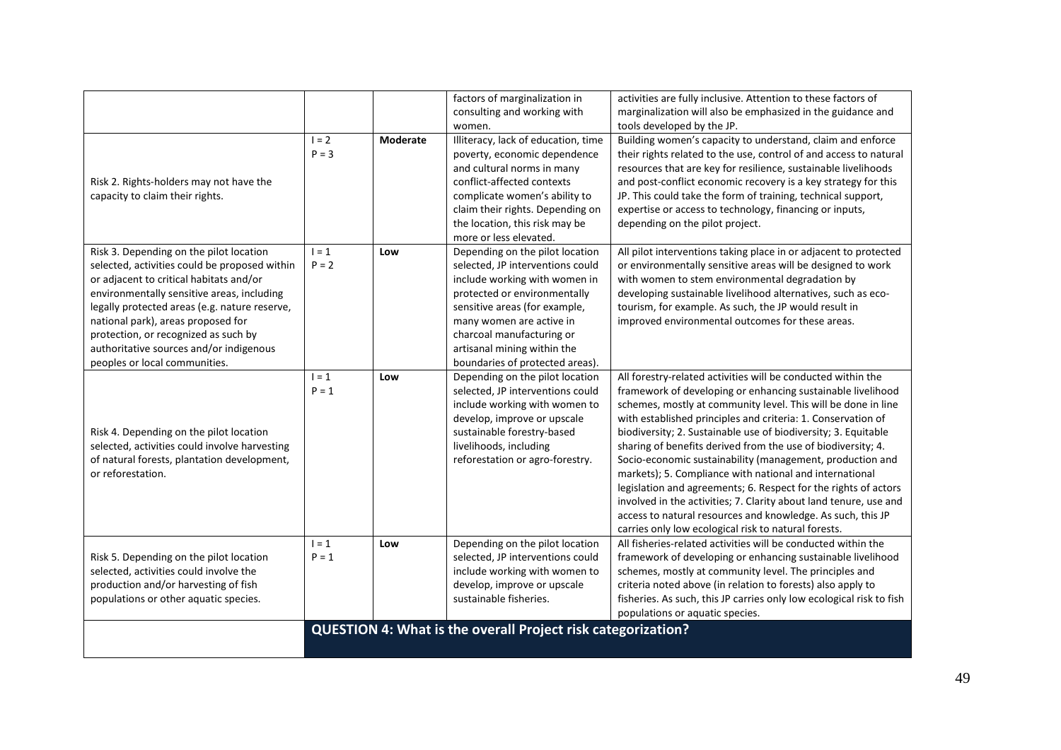| | | | | |
|---|---|---|---|---|
| | | | factors of marginalization in consulting and working with women. | activities are fully inclusive. Attention to these factors of marginalization will also be emphasized in the guidance and tools developed by the JP. |
| Risk 2. Rights-holders may not have the capacity to claim their rights. | I = 2<br>P = 3 | **Moderate** | Illiteracy, lack of education, time poverty, economic dependence and cultural norms in many conflict-affected contexts complicate women's ability to claim their rights. Depending on the location, this risk may be more or less elevated. | Building women's capacity to understand, claim and enforce their rights related to the use, control of and access to natural resources that are key for resilience, sustainable livelihoods and post-conflict economic recovery is a key strategy for this JP. This could take the form of training, technical support, expertise or access to technology, financing or inputs, depending on the pilot project. |
| Risk 3. Depending on the pilot location selected, activities could be proposed within or adjacent to critical habitats and/or environmentally sensitive areas, including legally protected areas (e.g. nature reserve, national park), areas proposed for protection, or recognized as such by authoritative sources and/or indigenous peoples or local communities. | I = 1<br>P = 2 | **Low** | Depending on the pilot location selected, JP interventions could include working with women in protected or environmentally sensitive areas (for example, many women are active in charcoal manufacturing or artisanal mining within the boundaries of protected areas). | All pilot interventions taking place in or adjacent to protected or environmentally sensitive areas will be designed to work with women to stem environmental degradation by developing sustainable livelihood alternatives, such as eco-tourism, for example. As such, the JP would result in improved environmental outcomes for these areas. |
| Risk 4. Depending on the pilot location selected, activities could involve harvesting of natural forests, plantation development, or reforestation. | I = 1<br>P = 1 | **Low** | Depending on the pilot location selected, JP interventions could include working with women to develop, improve or upscale sustainable forestry-based livelihoods, including reforestation or agro-forestry. | All forestry-related activities will be conducted within the framework of developing or enhancing sustainable livelihood schemes, mostly at community level. This will be done in line with established principles and criteria: 1. Conservation of biodiversity; 2. Sustainable use of biodiversity; 3. Equitable sharing of benefits derived from the use of biodiversity; 4. Socio-economic sustainability (management, production and markets); 5. Compliance with national and international legislation and agreements; 6. Respect for the rights of actors involved in the activities; 7. Clarity about land tenure, use and access to natural resources and knowledge. As such, this JP carries only low ecological risk to natural forests. |
| Risk 5. Depending on the pilot location selected, activities could involve the production and/or harvesting of fish populations or other aquatic species. | I = 1<br>P = 1 | **Low** | Depending on the pilot location selected, JP interventions could include working with women to develop, improve or upscale sustainable fisheries. | All fisheries-related activities will be conducted within the framework of developing or enhancing sustainable livelihood schemes, mostly at community level. The principles and criteria noted above (in relation to forests) also apply to fisheries. As such, this JP carries only low ecological risk to fish populations or aquatic species. |
| | **QUESTION 4: What is the overall Project risk categorization?** | | | |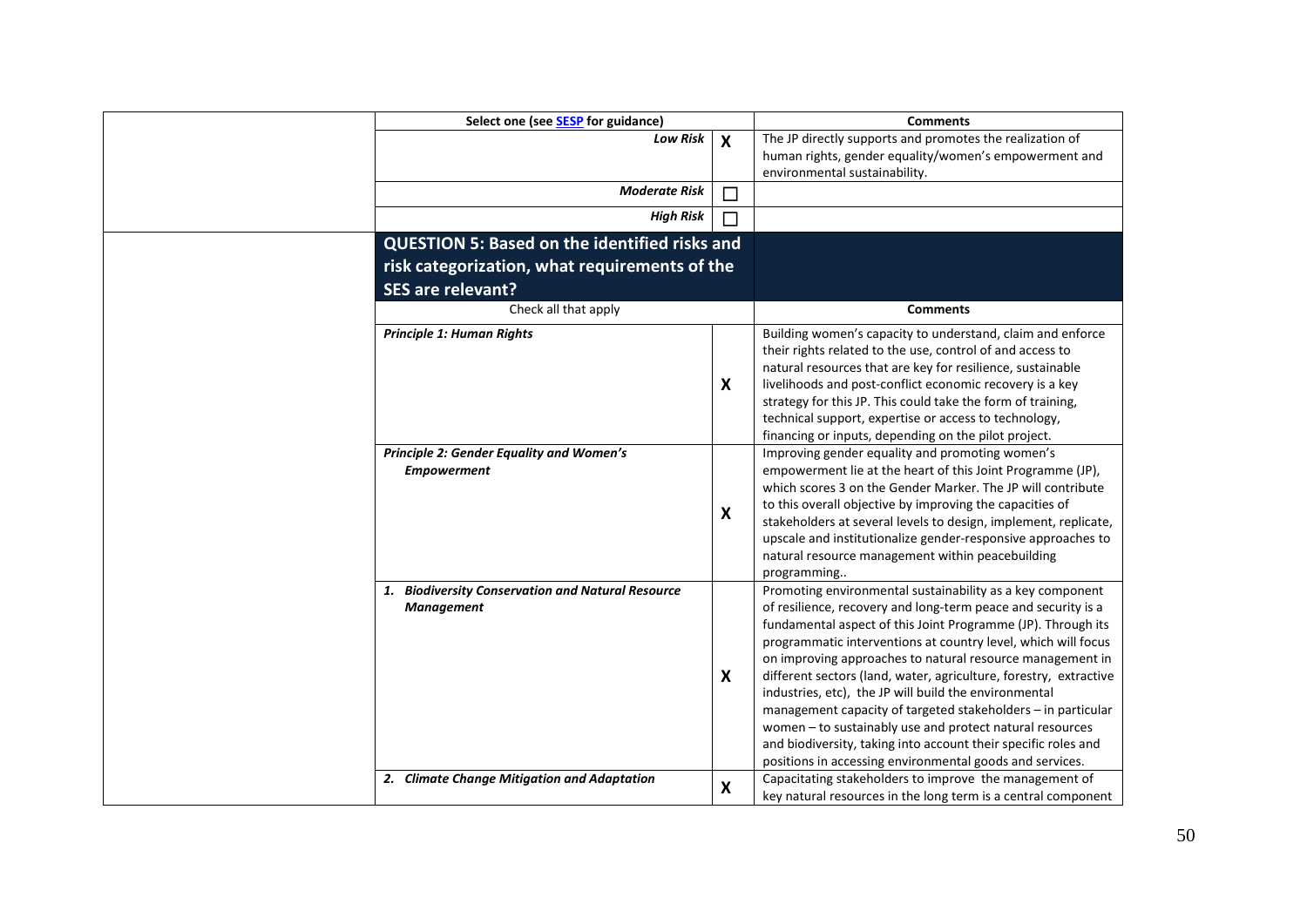| Select one (see SESP for guidance) | | Comments |
| --- | --- | --- |
| *Low Risk* | X | The JP directly supports and promotes the realization of human rights, gender equality/women's empowerment and environmental sustainability. |
| *Moderate Risk* | ☐ | |
| *High Risk* | ☐ | |

| QUESTION 5: Based on the identified risks and risk categorization, what requirements of the SES are relevant? | | |
| --- | --- | --- |
| Check all that apply | | **Comments** |
| ***Principle 1: Human Rights*** | X | Building women's capacity to understand, claim and enforce their rights related to the use, control of and access to natural resources that are key for resilience, sustainable livelihoods and post-conflict economic recovery is a key strategy for this JP. This could take the form of training, technical support, expertise or access to technology, financing or inputs, depending on the pilot project. |
| ***Principle 2: Gender Equality and Women's Empowerment*** | X | Improving gender equality and promoting women's empowerment lie at the heart of this Joint Programme (JP), which scores 3 on the Gender Marker. The JP will contribute to this overall objective by improving the capacities of stakeholders at several levels to design, implement, replicate, upscale and institutionalize gender-responsive approaches to natural resource management within peacebuilding programming.. |
| ***1. Biodiversity Conservation and Natural Resource Management*** | X | Promoting environmental sustainability as a key component of resilience, recovery and long-term peace and security is a fundamental aspect of this Joint Programme (JP). Through its programmatic interventions at country level, which will focus on improving approaches to natural resource management in different sectors (land, water, agriculture, forestry, extractive industries, etc), the JP will build the environmental management capacity of targeted stakeholders – in particular women – to sustainably use and protect natural resources and biodiversity, taking into account their specific roles and positions in accessing environmental goods and services. |
| ***2. Climate Change Mitigation and Adaptation*** | X | Capacitating stakeholders to improve the management of key natural resources in the long term is a central component |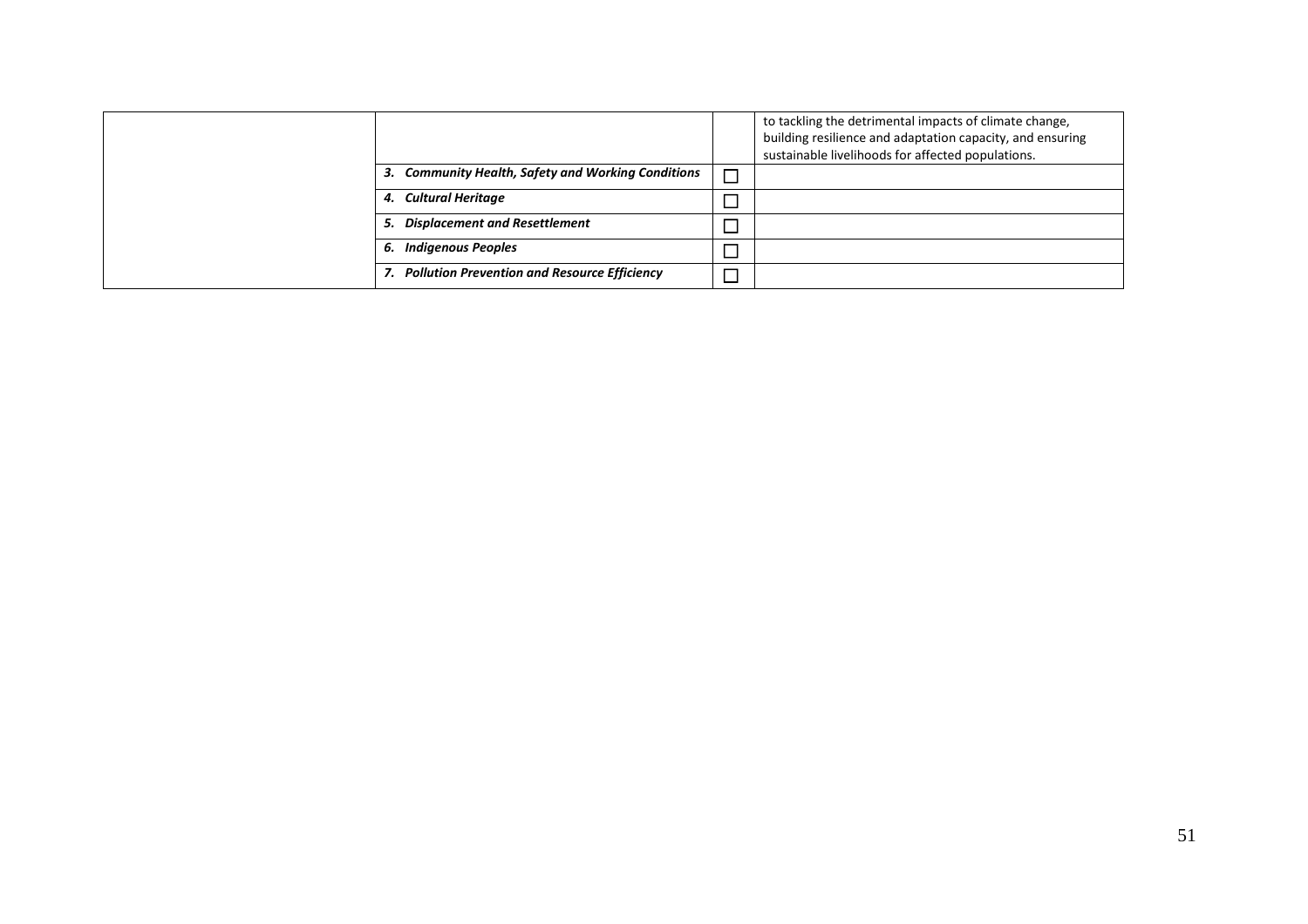| | | | |
|---|---|---|---|
| | | | to tackling the detrimental impacts of climate change, building resilience and adaptation capacity, and ensuring sustainable livelihoods for affected populations. |
| | ***3. Community Health, Safety and Working Conditions*** | ☐ | |
| | ***4. Cultural Heritage*** | ☐ | |
| | ***5. Displacement and Resettlement*** | ☐ | |
| | ***6. Indigenous Peoples*** | ☐ | |
| | ***7. Pollution Prevention and Resource Efficiency*** | ☐ | |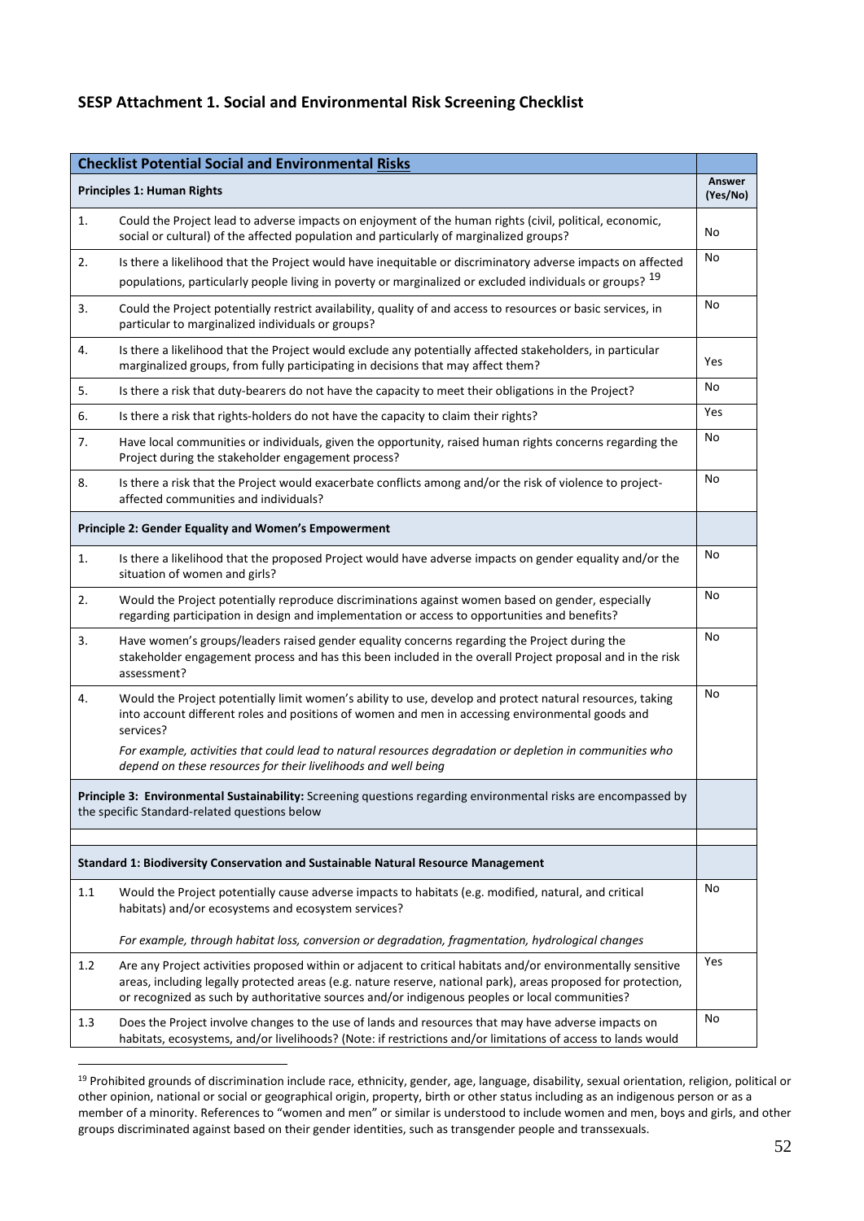## SESP Attachment 1. Social and Environmental Risk Screening Checklist

| **Checklist Potential Social and Environmental Risks** | | |
|---|---|---|
| **Principles 1: Human Rights** | | **Answer (Yes/No)** |
| 1. | Could the Project lead to adverse impacts on enjoyment of the human rights (civil, political, economic, social or cultural) of the affected population and particularly of marginalized groups? | No |
| 2. | Is there a likelihood that the Project would have inequitable or discriminatory adverse impacts on affected populations, particularly people living in poverty or marginalized or excluded individuals or groups? [19] | No |
| 3. | Could the Project potentially restrict availability, quality of and access to resources or basic services, in particular to marginalized individuals or groups? | No |
| 4. | Is there a likelihood that the Project would exclude any potentially affected stakeholders, in particular marginalized groups, from fully participating in decisions that may affect them? | Yes |
| 5. | Is there a risk that duty-bearers do not have the capacity to meet their obligations in the Project? | No |
| 6. | Is there a risk that rights-holders do not have the capacity to claim their rights? | Yes |
| 7. | Have local communities or individuals, given the opportunity, raised human rights concerns regarding the Project during the stakeholder engagement process? | No |
| 8. | Is there a risk that the Project would exacerbate conflicts among and/or the risk of violence to project-affected communities and individuals? | No |
| **Principle 2: Gender Equality and Women's Empowerment** | | |
| 1. | Is there a likelihood that the proposed Project would have adverse impacts on gender equality and/or the situation of women and girls? | No |
| 2. | Would the Project potentially reproduce discriminations against women based on gender, especially regarding participation in design and implementation or access to opportunities and benefits? | No |
| 3. | Have women's groups/leaders raised gender equality concerns regarding the Project during the stakeholder engagement process and has this been included in the overall Project proposal and in the risk assessment? | No |
| 4. | Would the Project potentially limit women's ability to use, develop and protect natural resources, taking into account different roles and positions of women and men in accessing environmental goods and services?<br>*For example, activities that could lead to natural resources degradation or depletion in communities who depend on these resources for their livelihoods and well being* | No |
| **Principle 3: Environmental Sustainability:** Screening questions regarding environmental risks are encompassed by the specific Standard-related questions below | | |
| | | |
| **Standard 1: Biodiversity Conservation and Sustainable Natural Resource Management** | | |
| 1.1 | Would the Project potentially cause adverse impacts to habitats (e.g. modified, natural, and critical habitats) and/or ecosystems and ecosystem services?<br>*For example, through habitat loss, conversion or degradation, fragmentation, hydrological changes* | No |
| 1.2 | Are any Project activities proposed within or adjacent to critical habitats and/or environmentally sensitive areas, including legally protected areas (e.g. nature reserve, national park), areas proposed for protection, or recognized as such by authoritative sources and/or indigenous peoples or local communities? | Yes |
| 1.3 | Does the Project involve changes to the use of lands and resources that may have adverse impacts on habitats, ecosystems, and/or livelihoods? (Note: if restrictions and/or limitations of access to lands would | No |

[19] Prohibited grounds of discrimination include race, ethnicity, gender, age, language, disability, sexual orientation, religion, political or other opinion, national or social or geographical origin, property, birth or other status including as an indigenous person or as a member of a minority. References to "women and men" or similar is understood to include women and men, boys and girls, and other groups discriminated against based on their gender identities, such as transgender people and transsexuals.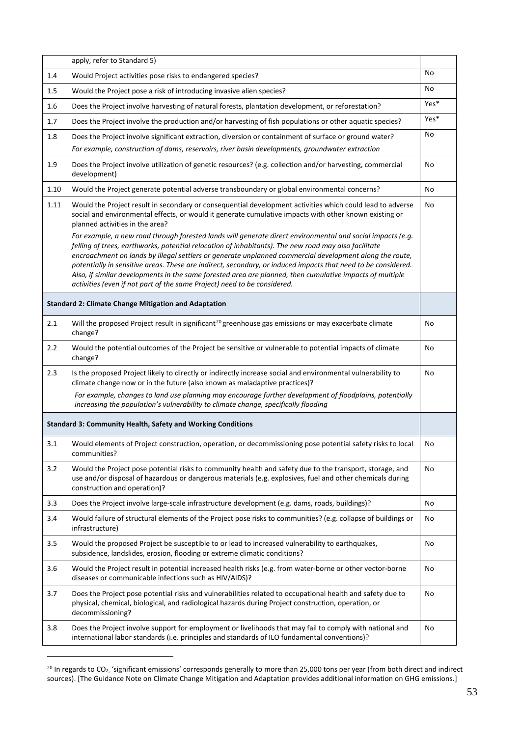|  |  |  |
|---|---|---|
|  | apply, refer to Standard 5) |  |
| 1.4 | Would Project activities pose risks to endangered species? | No |
| 1.5 | Would the Project pose a risk of introducing invasive alien species? | No |
| 1.6 | Does the Project involve harvesting of natural forests, plantation development, or reforestation? | Yes* |
| 1.7 | Does the Project involve the production and/or harvesting of fish populations or other aquatic species? | Yes* |
| 1.8 | Does the Project involve significant extraction, diversion or containment of surface or ground water?<br>*For example, construction of dams, reservoirs, river basin developments, groundwater extraction* | No |
| 1.9 | Does the Project involve utilization of genetic resources? (e.g. collection and/or harvesting, commercial development) | No |
| 1.10 | Would the Project generate potential adverse transboundary or global environmental concerns? | No |
| 1.11 | Would the Project result in secondary or consequential development activities which could lead to adverse social and environmental effects, or would it generate cumulative impacts with other known existing or planned activities in the area?<br>*For example, a new road through forested lands will generate direct environmental and social impacts (e.g. felling of trees, earthworks, potential relocation of inhabitants). The new road may also facilitate encroachment on lands by illegal settlers or generate unplanned commercial development along the route, potentially in sensitive areas. These are indirect, secondary, or induced impacts that need to be considered. Also, if similar developments in the same forested area are planned, then cumulative impacts of multiple activities (even if not part of the same Project) need to be considered.* | No |
| **Standard 2: Climate Change Mitigation and Adaptation** | | |
| 2.1 | Will the proposed Project result in significant[20] greenhouse gas emissions or may exacerbate climate change? | No |
| 2.2 | Would the potential outcomes of the Project be sensitive or vulnerable to potential impacts of climate change? | No |
| 2.3 | Is the proposed Project likely to directly or indirectly increase social and environmental vulnerability to climate change now or in the future (also known as maladaptive practices)?<br>*For example, changes to land use planning may encourage further development of floodplains, potentially increasing the population's vulnerability to climate change, specifically flooding* | No |
| **Standard 3: Community Health, Safety and Working Conditions** | | |
| 3.1 | Would elements of Project construction, operation, or decommissioning pose potential safety risks to local communities? | No |
| 3.2 | Would the Project pose potential risks to community health and safety due to the transport, storage, and use and/or disposal of hazardous or dangerous materials (e.g. explosives, fuel and other chemicals during construction and operation)? | No |
| 3.3 | Does the Project involve large-scale infrastructure development (e.g. dams, roads, buildings)? | No |
| 3.4 | Would failure of structural elements of the Project pose risks to communities? (e.g. collapse of buildings or infrastructure) | No |
| 3.5 | Would the proposed Project be susceptible to or lead to increased vulnerability to earthquakes, subsidence, landslides, erosion, flooding or extreme climatic conditions? | No |
| 3.6 | Would the Project result in potential increased health risks (e.g. from water-borne or other vector-borne diseases or communicable infections such as HIV/AIDS)? | No |
| 3.7 | Does the Project pose potential risks and vulnerabilities related to occupational health and safety due to physical, chemical, biological, and radiological hazards during Project construction, operation, or decommissioning? | No |
| 3.8 | Does the Project involve support for employment or livelihoods that may fail to comply with national and international labor standards (i.e. principles and standards of ILO fundamental conventions)? | No |

[20] In regards to $CO_2$, 'significant emissions' corresponds generally to more than 25,000 tons per year (from both direct and indirect sources). [The Guidance Note on Climate Change Mitigation and Adaptation provides additional information on GHG emissions.]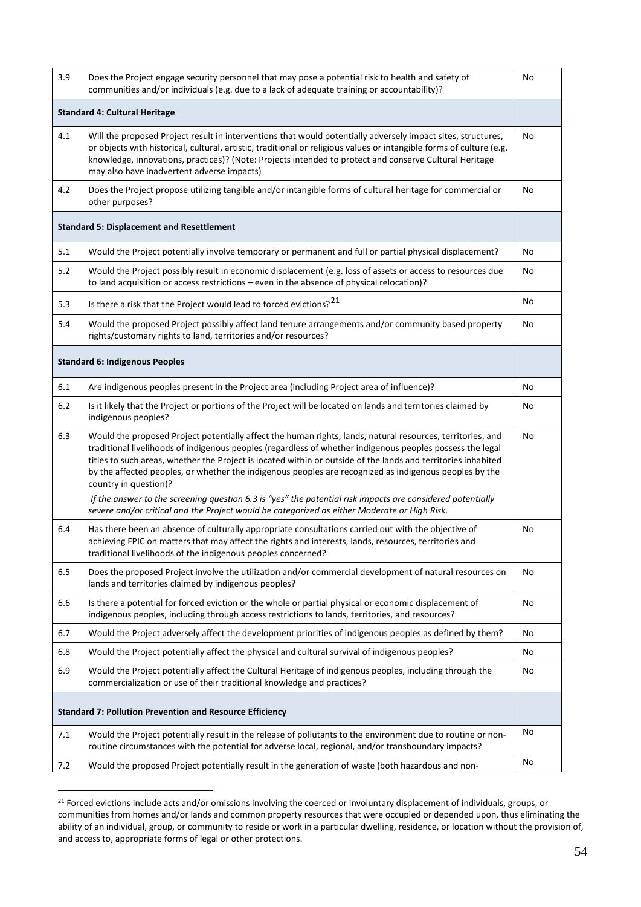| | | |
|---|---|---|
| 3.9 | Does the Project engage security personnel that may pose a potential risk to health and safety of communities and/or individuals (e.g. due to a lack of adequate training or accountability)? | No |
| | **Standard 4: Cultural Heritage** | |
| 4.1 | Will the proposed Project result in interventions that would potentially adversely impact sites, structures, or objects with historical, cultural, artistic, traditional or religious values or intangible forms of culture (e.g. knowledge, innovations, practices)? (Note: Projects intended to protect and conserve Cultural Heritage may also have inadvertent adverse impacts) | No |
| 4.2 | Does the Project propose utilizing tangible and/or intangible forms of cultural heritage for commercial or other purposes? | No |
| | **Standard 5: Displacement and Resettlement** | |
| 5.1 | Would the Project potentially involve temporary or permanent and full or partial physical displacement? | No |
| 5.2 | Would the Project possibly result in economic displacement (e.g. loss of assets or access to resources due to land acquisition or access restrictions – even in the absence of physical relocation)? | No |
| 5.3 | Is there a risk that the Project would lead to forced evictions?[21] | No |
| 5.4 | Would the proposed Project possibly affect land tenure arrangements and/or community based property rights/customary rights to land, territories and/or resources? | No |
| | **Standard 6: Indigenous Peoples** | |
| 6.1 | Are indigenous peoples present in the Project area (including Project area of influence)? | No |
| 6.2 | Is it likely that the Project or portions of the Project will be located on lands and territories claimed by indigenous peoples? | No |
| 6.3 | Would the proposed Project potentially affect the human rights, lands, natural resources, territories, and traditional livelihoods of indigenous peoples (regardless of whether indigenous peoples possess the legal titles to such areas, whether the Project is located within or outside of the lands and territories inhabited by the affected peoples, or whether the indigenous peoples are recognized as indigenous peoples by the country in question)? *If the answer to the screening question 6.3 is "yes" the potential risk impacts are considered potentially severe and/or critical and the Project would be categorized as either Moderate or High Risk.* | No |
| 6.4 | Has there been an absence of culturally appropriate consultations carried out with the objective of achieving FPIC on matters that may affect the rights and interests, lands, resources, territories and traditional livelihoods of the indigenous peoples concerned? | No |
| 6.5 | Does the proposed Project involve the utilization and/or commercial development of natural resources on lands and territories claimed by indigenous peoples? | No |
| 6.6 | Is there a potential for forced eviction or the whole or partial physical or economic displacement of indigenous peoples, including through access restrictions to lands, territories, and resources? | No |
| 6.7 | Would the Project adversely affect the development priorities of indigenous peoples as defined by them? | No |
| 6.8 | Would the Project potentially affect the physical and cultural survival of indigenous peoples? | No |
| 6.9 | Would the Project potentially affect the Cultural Heritage of indigenous peoples, including through the commercialization or use of their traditional knowledge and practices? | No |
| | **Standard 7: Pollution Prevention and Resource Efficiency** | |
| 7.1 | Would the Project potentially result in the release of pollutants to the environment due to routine or non-routine circumstances with the potential for adverse local, regional, and/or transboundary impacts? | No |
| 7.2 | Would the proposed Project potentially result in the generation of waste (both hazardous and non- | No |

[21] Forced evictions include acts and/or omissions involving the coerced or involuntary displacement of individuals, groups, or communities from homes and/or lands and common property resources that were occupied or depended upon, thus eliminating the ability of an individual, group, or community to reside or work in a particular dwelling, residence, or location without the provision of, and access to, appropriate forms of legal or other protections.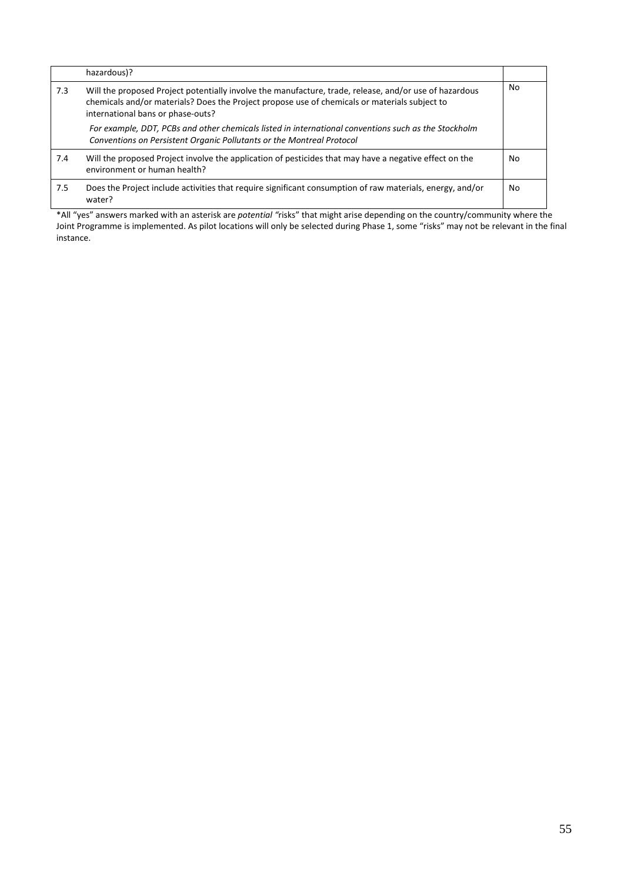|  |  |  |
|---|---|---|
|  | hazardous)? |  |
| 7.3 | Will the proposed Project potentially involve the manufacture, trade, release, and/or use of hazardous chemicals and/or materials? Does the Project propose use of chemicals or materials subject to international bans or phase-outs?<br><br>*For example, DDT, PCBs and other chemicals listed in international conventions such as the Stockholm Conventions on Persistent Organic Pollutants or the Montreal Protocol* | No |
| 7.4 | Will the proposed Project involve the application of pesticides that may have a negative effect on the environment or human health? | No |
| 7.5 | Does the Project include activities that require significant consumption of raw materials, energy, and/or water? | No |

*All "yes" answers marked with an asterisk are *potential* "risks" that might arise depending on the country/community where the Joint Programme is implemented. As pilot locations will only be selected during Phase 1, some "risks" may not be relevant in the final instance.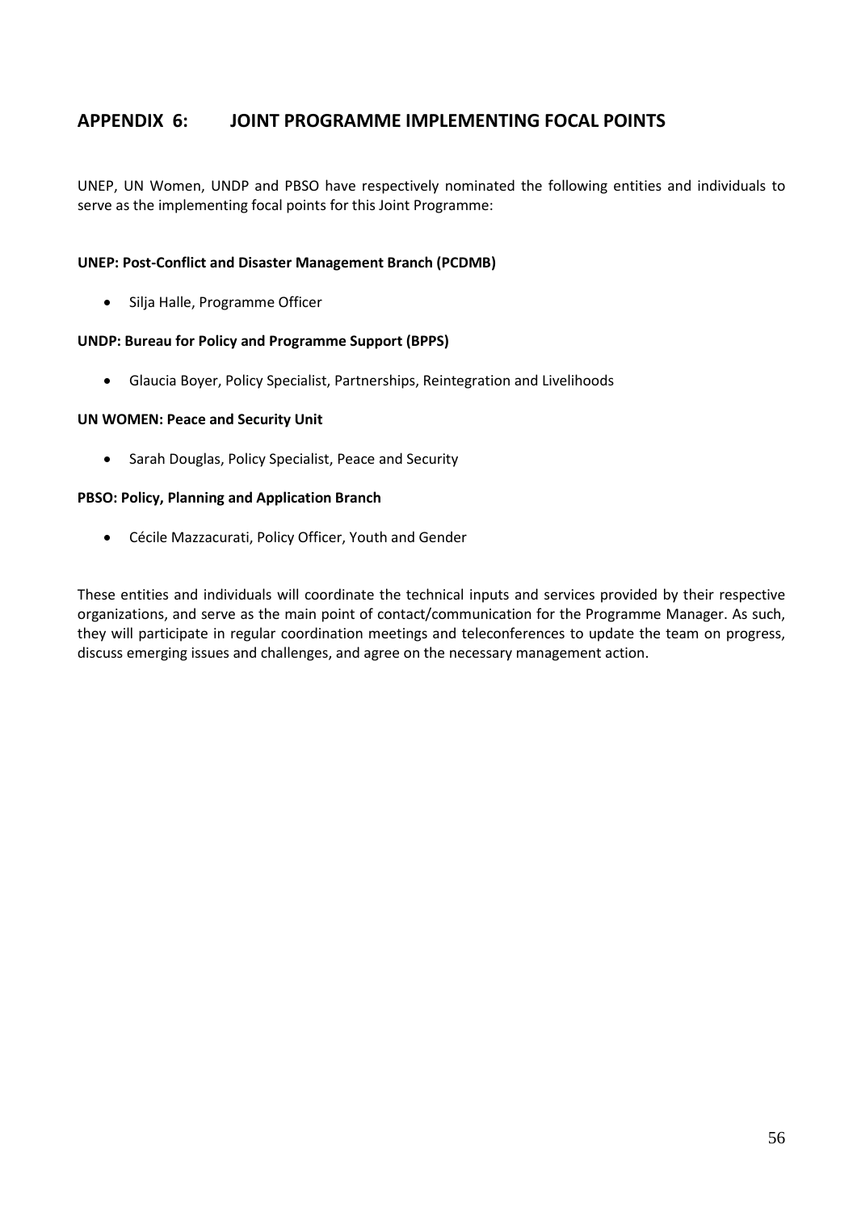## APPENDIX 6: JOINT PROGRAMME IMPLEMENTING FOCAL POINTS

UNEP, UN Women, UNDP and PBSO have respectively nominated the following entities and individuals to serve as the implementing focal points for this Joint Programme:

**UNEP: Post-Conflict and Disaster Management Branch (PCDMB)**

- Silja Halle, Programme Officer

**UNDP: Bureau for Policy and Programme Support (BPPS)**

- Glaucia Boyer, Policy Specialist, Partnerships, Reintegration and Livelihoods

**UN WOMEN: Peace and Security Unit**

- Sarah Douglas, Policy Specialist, Peace and Security

**PBSO: Policy, Planning and Application Branch**

- Cécile Mazzacurati, Policy Officer, Youth and Gender

These entities and individuals will coordinate the technical inputs and services provided by their respective organizations, and serve as the main point of contact/communication for the Programme Manager. As such, they will participate in regular coordination meetings and teleconferences to update the team on progress, discuss emerging issues and challenges, and agree on the necessary management action.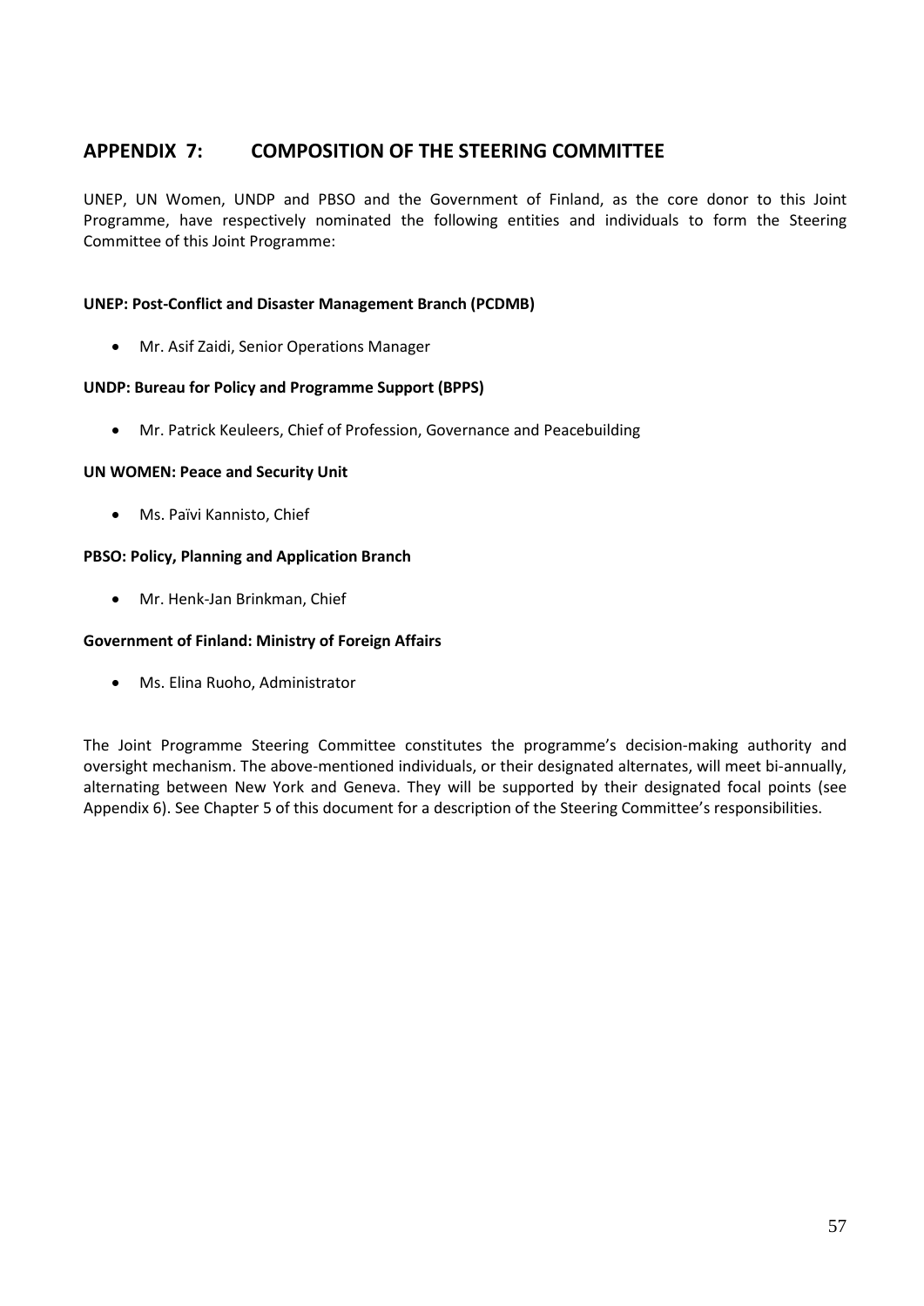## APPENDIX 7: COMPOSITION OF THE STEERING COMMITTEE

UNEP, UN Women, UNDP and PBSO and the Government of Finland, as the core donor to this Joint Programme, have respectively nominated the following entities and individuals to form the Steering Committee of this Joint Programme:

**UNEP: Post-Conflict and Disaster Management Branch (PCDMB)**

- Mr. Asif Zaidi, Senior Operations Manager

**UNDP: Bureau for Policy and Programme Support (BPPS)**

- Mr. Patrick Keuleers, Chief of Profession, Governance and Peacebuilding

**UN WOMEN: Peace and Security Unit**

- Ms. Païvi Kannisto, Chief

**PBSO: Policy, Planning and Application Branch**

- Mr. Henk-Jan Brinkman, Chief

**Government of Finland: Ministry of Foreign Affairs**

- Ms. Elina Ruoho, Administrator

The Joint Programme Steering Committee constitutes the programme's decision-making authority and oversight mechanism. The above-mentioned individuals, or their designated alternates, will meet bi-annually, alternating between New York and Geneva. They will be supported by their designated focal points (see Appendix 6). See Chapter 5 of this document for a description of the Steering Committee's responsibilities.